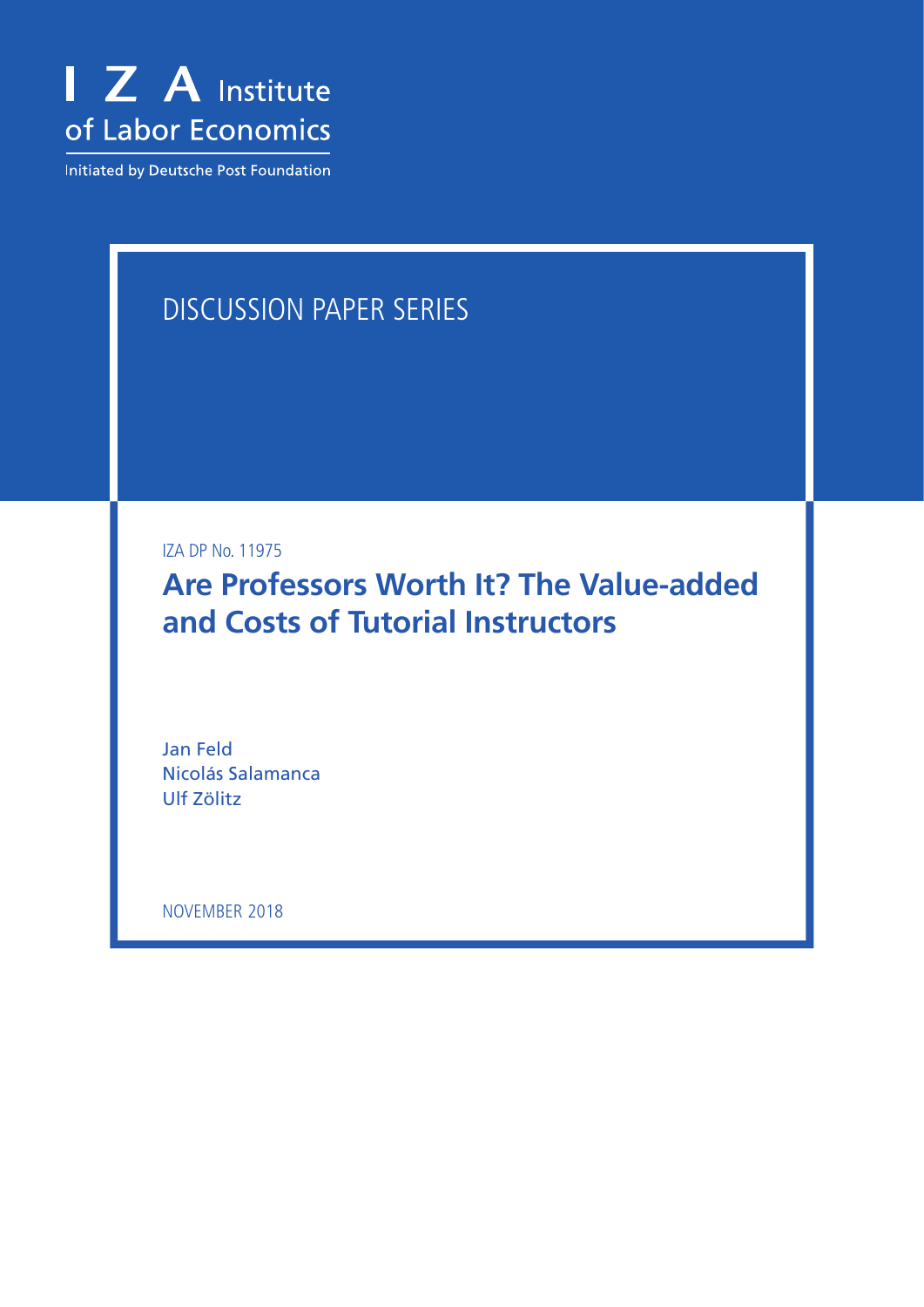I Z A Institute of Labor Economics

Initiated by Deutsche Post Foundation

DISCUSSION PAPER SERIES

IZA DP No. 11975

# Are Professors Worth It? The Value-added and Costs of Tutorial Instructors

Jan Feld
Nicolás Salamanca
Ulf Zölitz

NOVEMBER 2018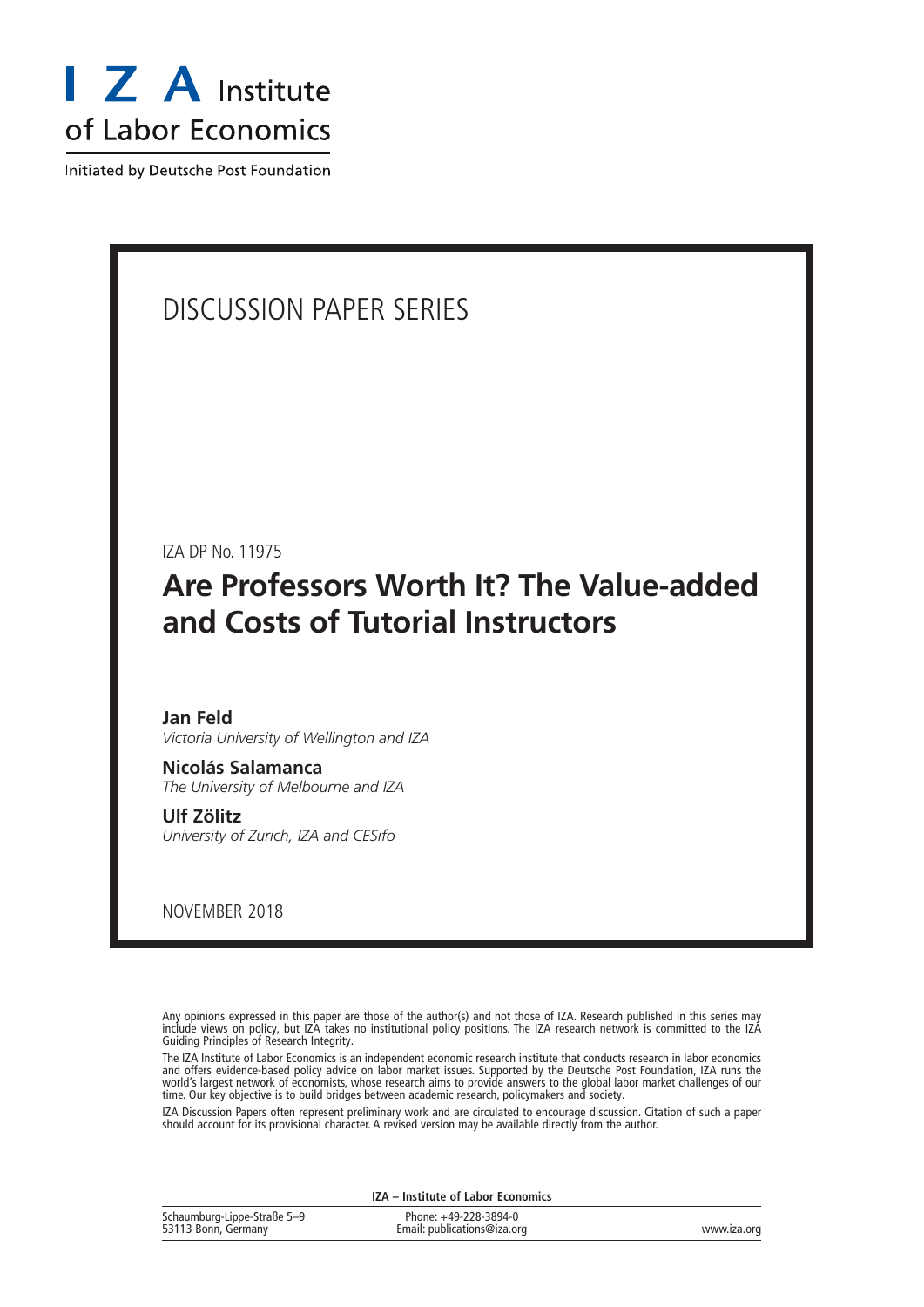# I Z A Institute of Labor Economics

Initiated by Deutsche Post Foundation

DISCUSSION PAPER SERIES

IZA DP No. 11975

## Are Professors Worth It? The Value-added and Costs of Tutorial Instructors

**Jan Feld**
*Victoria University of Wellington and IZA*

**Nicolás Salamanca**
*The University of Melbourne and IZA*

**Ulf Zölitz**
*University of Zurich, IZA and CESifo*

NOVEMBER 2018

Any opinions expressed in this paper are those of the author(s) and not those of IZA. Research published in this series may include views on policy, but IZA takes no institutional policy positions. The IZA research network is committed to the IZA Guiding Principles of Research Integrity.

The IZA Institute of Labor Economics is an independent economic research institute that conducts research in labor economics and offers evidence-based policy advice on labor market issues. Supported by the Deutsche Post Foundation, IZA runs the world's largest network of economists, whose research aims to provide answers to the global labor market challenges of our time. Our key objective is to build bridges between academic research, policymakers and society.

IZA Discussion Papers often represent preliminary work and are circulated to encourage discussion. Citation of such a paper should account for its provisional character. A revised version may be available directly from the author.

**IZA – Institute of Labor Economics**

Schaumburg-Lippe-Straße 5–9
53113 Bonn, Germany

Phone: +49-228-3894-0
Email: publications@iza.org

www.iza.org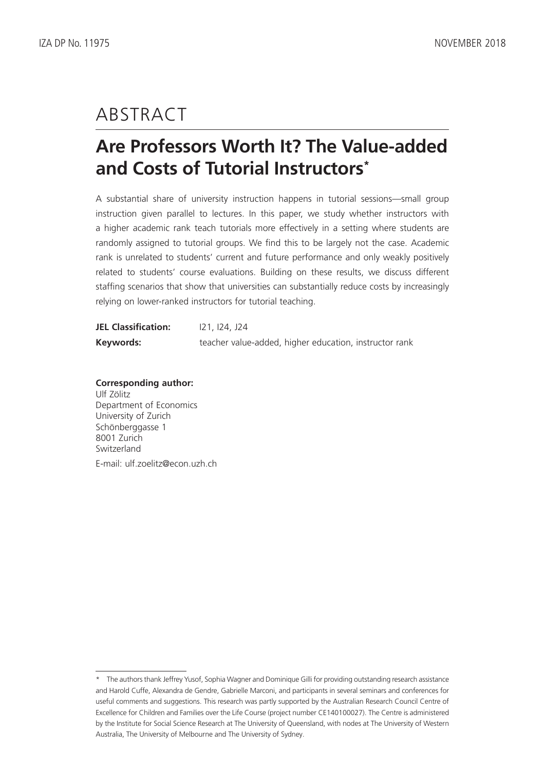# ABSTRACT

## Are Professors Worth It? The Value-added and Costs of Tutorial Instructors*

A substantial share of university instruction happens in tutorial sessions—small group instruction given parallel to lectures. In this paper, we study whether instructors with a higher academic rank teach tutorials more effectively in a setting where students are randomly assigned to tutorial groups. We find this to be largely not the case. Academic rank is unrelated to students' current and future performance and only weakly positively related to students' course evaluations. Building on these results, we discuss different staffing scenarios that show that universities can substantially reduce costs by increasingly relying on lower-ranked instructors for tutorial teaching.

**JEL Classification:** I21, I24, J24

**Keywords:** teacher value-added, higher education, instructor rank

**Corresponding author:**
Ulf Zölitz
Department of Economics
University of Zurich
Schönberggasse 1
8001 Zurich
Switzerland
E-mail: ulf.zoelitz@econ.uzh.ch

---

* The authors thank Jeffrey Yusof, Sophia Wagner and Dominique Gilli for providing outstanding research assistance and Harold Cuffe, Alexandra de Gendre, Gabrielle Marconi, and participants in several seminars and conferences for useful comments and suggestions. This research was partly supported by the Australian Research Council Centre of Excellence for Children and Families over the Life Course (project number CE140100027). The Centre is administered by the Institute for Social Science Research at The University of Queensland, with nodes at The University of Western Australia, The University of Melbourne and The University of Sydney.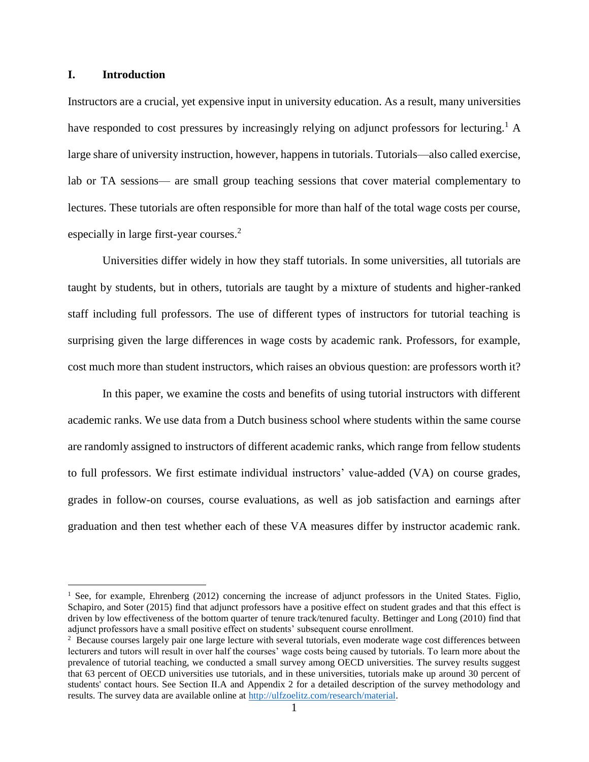## I. Introduction

Instructors are a crucial, yet expensive input in university education. As a result, many universities have responded to cost pressures by increasingly relying on adjunct professors for lecturing.[1] A large share of university instruction, however, happens in tutorials. Tutorials—also called exercise, lab or TA sessions— are small group teaching sessions that cover material complementary to lectures. These tutorials are often responsible for more than half of the total wage costs per course, especially in large first-year courses.[2]

Universities differ widely in how they staff tutorials. In some universities, all tutorials are taught by students, but in others, tutorials are taught by a mixture of students and higher-ranked staff including full professors. The use of different types of instructors for tutorial teaching is surprising given the large differences in wage costs by academic rank. Professors, for example, cost much more than student instructors, which raises an obvious question: are professors worth it?

In this paper, we examine the costs and benefits of using tutorial instructors with different academic ranks. We use data from a Dutch business school where students within the same course are randomly assigned to instructors of different academic ranks, which range from fellow students to full professors. We first estimate individual instructors' value-added (VA) on course grades, grades in follow-on courses, course evaluations, as well as job satisfaction and earnings after graduation and then test whether each of these VA measures differ by instructor academic rank.

---

[1] See, for example, Ehrenberg (2012) concerning the increase of adjunct professors in the United States. Figlio, Schapiro, and Soter (2015) find that adjunct professors have a positive effect on student grades and that this effect is driven by low effectiveness of the bottom quarter of tenure track/tenured faculty. Bettinger and Long (2010) find that adjunct professors have a small positive effect on students' subsequent course enrollment.

[2] Because courses largely pair one large lecture with several tutorials, even moderate wage cost differences between lecturers and tutors will result in over half the courses' wage costs being caused by tutorials. To learn more about the prevalence of tutorial teaching, we conducted a small survey among OECD universities. The survey results suggest that 63 percent of OECD universities use tutorials, and in these universities, tutorials make up around 30 percent of students' contact hours. See Section II.A and Appendix 2 for a detailed description of the survey methodology and results. The survey data are available online at http://ulfzoelitz.com/research/material.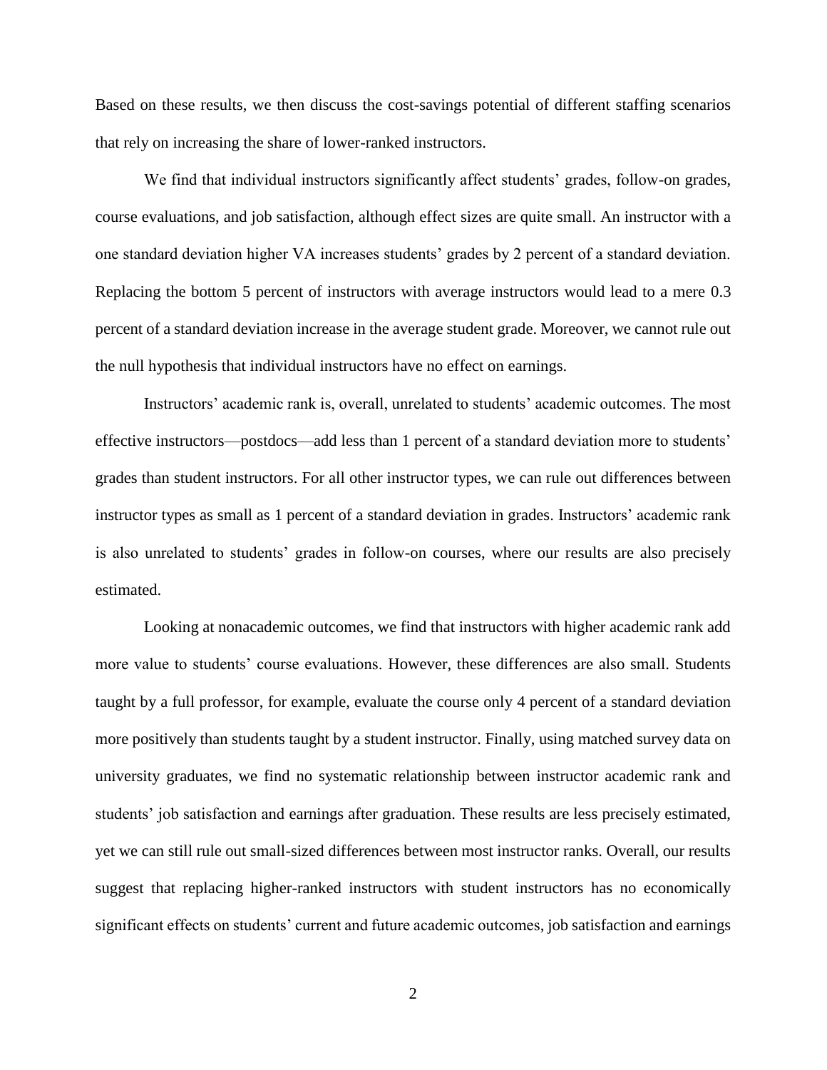Based on these results, we then discuss the cost-savings potential of different staffing scenarios that rely on increasing the share of lower-ranked instructors.

We find that individual instructors significantly affect students' grades, follow-on grades, course evaluations, and job satisfaction, although effect sizes are quite small. An instructor with a one standard deviation higher VA increases students' grades by 2 percent of a standard deviation. Replacing the bottom 5 percent of instructors with average instructors would lead to a mere 0.3 percent of a standard deviation increase in the average student grade. Moreover, we cannot rule out the null hypothesis that individual instructors have no effect on earnings.

Instructors' academic rank is, overall, unrelated to students' academic outcomes. The most effective instructors—postdocs—add less than 1 percent of a standard deviation more to students' grades than student instructors. For all other instructor types, we can rule out differences between instructor types as small as 1 percent of a standard deviation in grades. Instructors' academic rank is also unrelated to students' grades in follow-on courses, where our results are also precisely estimated.

Looking at nonacademic outcomes, we find that instructors with higher academic rank add more value to students' course evaluations. However, these differences are also small. Students taught by a full professor, for example, evaluate the course only 4 percent of a standard deviation more positively than students taught by a student instructor. Finally, using matched survey data on university graduates, we find no systematic relationship between instructor academic rank and students' job satisfaction and earnings after graduation. These results are less precisely estimated, yet we can still rule out small-sized differences between most instructor ranks. Overall, our results suggest that replacing higher-ranked instructors with student instructors has no economically significant effects on students' current and future academic outcomes, job satisfaction and earnings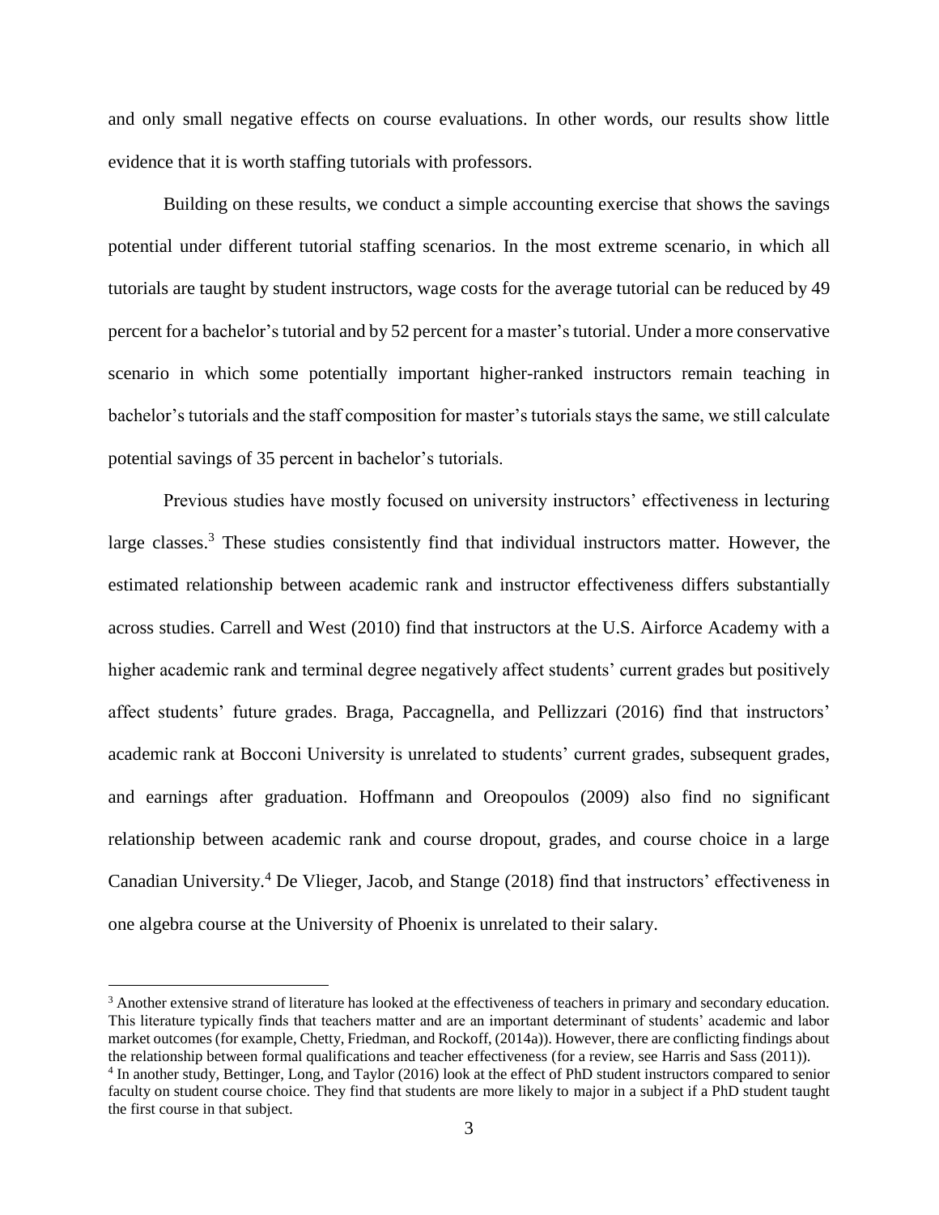and only small negative effects on course evaluations. In other words, our results show little evidence that it is worth staffing tutorials with professors.

Building on these results, we conduct a simple accounting exercise that shows the savings potential under different tutorial staffing scenarios. In the most extreme scenario, in which all tutorials are taught by student instructors, wage costs for the average tutorial can be reduced by 49 percent for a bachelor's tutorial and by 52 percent for a master's tutorial. Under a more conservative scenario in which some potentially important higher-ranked instructors remain teaching in bachelor's tutorials and the staff composition for master's tutorials stays the same, we still calculate potential savings of 35 percent in bachelor's tutorials.

Previous studies have mostly focused on university instructors' effectiveness in lecturing large classes.[3] These studies consistently find that individual instructors matter. However, the estimated relationship between academic rank and instructor effectiveness differs substantially across studies. Carrell and West (2010) find that instructors at the U.S. Airforce Academy with a higher academic rank and terminal degree negatively affect students' current grades but positively affect students' future grades. Braga, Paccagnella, and Pellizzari (2016) find that instructors' academic rank at Bocconi University is unrelated to students' current grades, subsequent grades, and earnings after graduation. Hoffmann and Oreopoulos (2009) also find no significant relationship between academic rank and course dropout, grades, and course choice in a large Canadian University.[4] De Vlieger, Jacob, and Stange (2018) find that instructors' effectiveness in one algebra course at the University of Phoenix is unrelated to their salary.

[3] Another extensive strand of literature has looked at the effectiveness of teachers in primary and secondary education. This literature typically finds that teachers matter and are an important determinant of students' academic and labor market outcomes (for example, Chetty, Friedman, and Rockoff, (2014a)). However, there are conflicting findings about the relationship between formal qualifications and teacher effectiveness (for a review, see Harris and Sass (2011)).

[4] In another study, Bettinger, Long, and Taylor (2016) look at the effect of PhD student instructors compared to senior faculty on student course choice. They find that students are more likely to major in a subject if a PhD student taught the first course in that subject.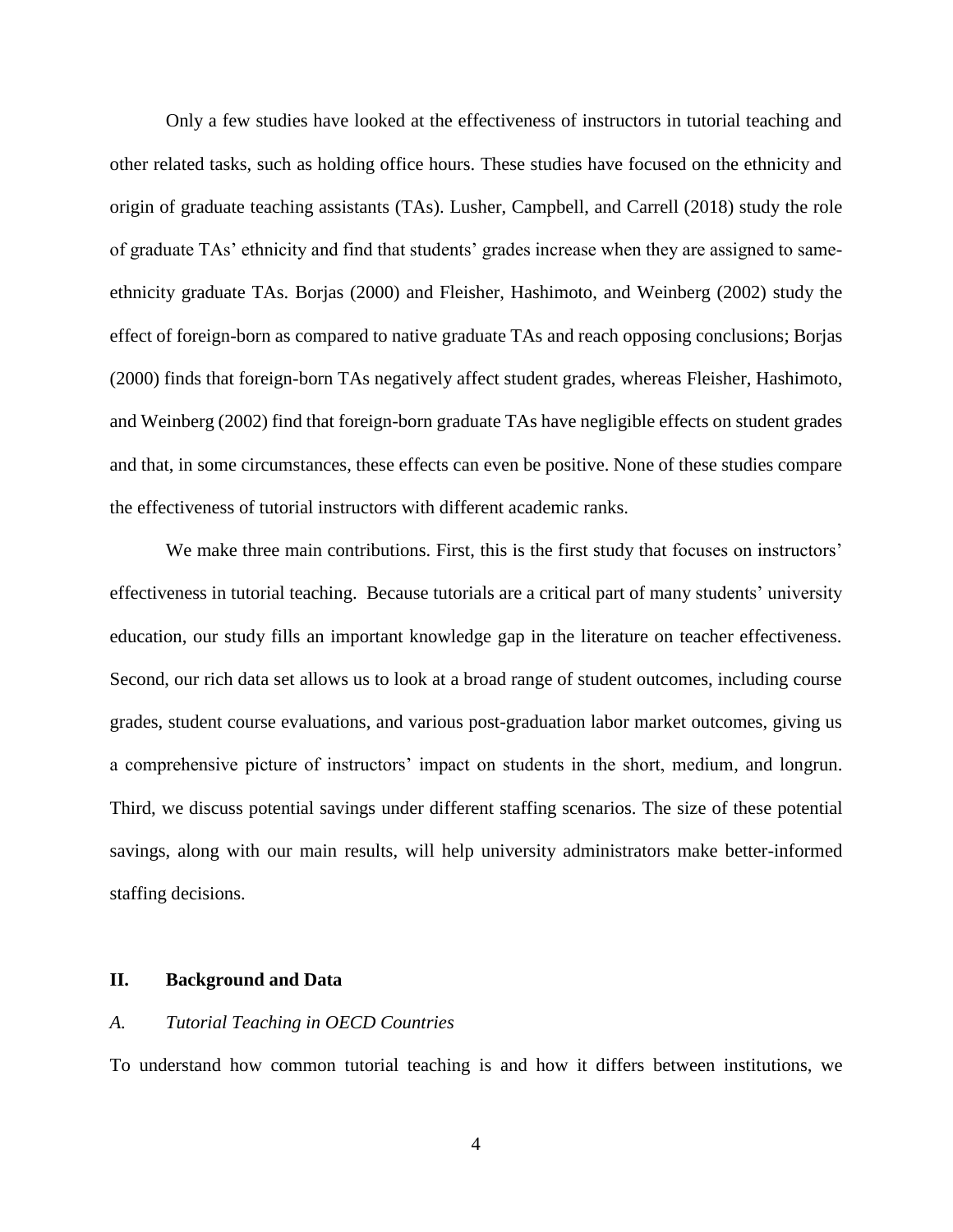Only a few studies have looked at the effectiveness of instructors in tutorial teaching and other related tasks, such as holding office hours. These studies have focused on the ethnicity and origin of graduate teaching assistants (TAs). Lusher, Campbell, and Carrell (2018) study the role of graduate TAs' ethnicity and find that students' grades increase when they are assigned to same-ethnicity graduate TAs. Borjas (2000) and Fleisher, Hashimoto, and Weinberg (2002) study the effect of foreign-born as compared to native graduate TAs and reach opposing conclusions; Borjas (2000) finds that foreign-born TAs negatively affect student grades, whereas Fleisher, Hashimoto, and Weinberg (2002) find that foreign-born graduate TAs have negligible effects on student grades and that, in some circumstances, these effects can even be positive. None of these studies compare the effectiveness of tutorial instructors with different academic ranks.

We make three main contributions. First, this is the first study that focuses on instructors' effectiveness in tutorial teaching. Because tutorials are a critical part of many students' university education, our study fills an important knowledge gap in the literature on teacher effectiveness. Second, our rich data set allows us to look at a broad range of student outcomes, including course grades, student course evaluations, and various post-graduation labor market outcomes, giving us a comprehensive picture of instructors' impact on students in the short, medium, and longrun. Third, we discuss potential savings under different staffing scenarios. The size of these potential savings, along with our main results, will help university administrators make better-informed staffing decisions.

## II. Background and Data

### *A. Tutorial Teaching in OECD Countries*

To understand how common tutorial teaching is and how it differs between institutions, we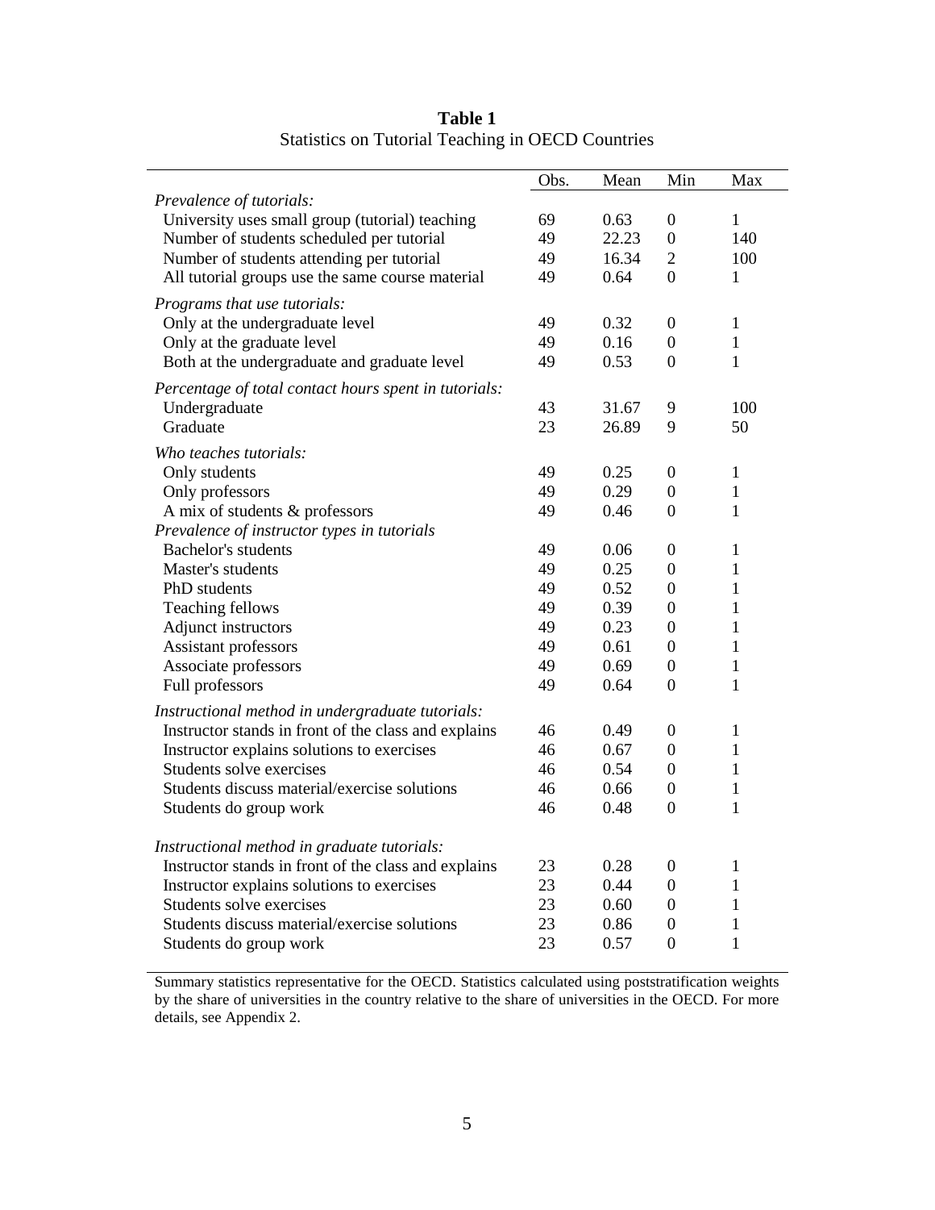**Table 1**
Statistics on Tutorial Teaching in OECD Countries

| | Obs. | Mean | Min | Max |
|---|---|---|---|---|
| *Prevalence of tutorials:* | | | | |
| University uses small group (tutorial) teaching | 69 | 0.63 | 0 | 1 |
| Number of students scheduled per tutorial | 49 | 22.23 | 0 | 140 |
| Number of students attending per tutorial | 49 | 16.34 | 2 | 100 |
| All tutorial groups use the same course material | 49 | 0.64 | 0 | 1 |
| *Programs that use tutorials:* | | | | |
| Only at the undergraduate level | 49 | 0.32 | 0 | 1 |
| Only at the graduate level | 49 | 0.16 | 0 | 1 |
| Both at the undergraduate and graduate level | 49 | 0.53 | 0 | 1 |
| *Percentage of total contact hours spent in tutorials:* | | | | |
| Undergraduate | 43 | 31.67 | 9 | 100 |
| Graduate | 23 | 26.89 | 9 | 50 |
| *Who teaches tutorials:* | | | | |
| Only students | 49 | 0.25 | 0 | 1 |
| Only professors | 49 | 0.29 | 0 | 1 |
| A mix of students & professors | 49 | 0.46 | 0 | 1 |
| *Prevalence of instructor types in tutorials* | | | | |
| Bachelor's students | 49 | 0.06 | 0 | 1 |
| Master's students | 49 | 0.25 | 0 | 1 |
| PhD students | 49 | 0.52 | 0 | 1 |
| Teaching fellows | 49 | 0.39 | 0 | 1 |
| Adjunct instructors | 49 | 0.23 | 0 | 1 |
| Assistant professors | 49 | 0.61 | 0 | 1 |
| Associate professors | 49 | 0.69 | 0 | 1 |
| Full professors | 49 | 0.64 | 0 | 1 |
| *Instructional method in undergraduate tutorials:* | | | | |
| Instructor stands in front of the class and explains | 46 | 0.49 | 0 | 1 |
| Instructor explains solutions to exercises | 46 | 0.67 | 0 | 1 |
| Students solve exercises | 46 | 0.54 | 0 | 1 |
| Students discuss material/exercise solutions | 46 | 0.66 | 0 | 1 |
| Students do group work | 46 | 0.48 | 0 | 1 |
| *Instructional method in graduate tutorials:* | | | | |
| Instructor stands in front of the class and explains | 23 | 0.28 | 0 | 1 |
| Instructor explains solutions to exercises | 23 | 0.44 | 0 | 1 |
| Students solve exercises | 23 | 0.60 | 0 | 1 |
| Students discuss material/exercise solutions | 23 | 0.86 | 0 | 1 |
| Students do group work | 23 | 0.57 | 0 | 1 |

Summary statistics representative for the OECD. Statistics calculated using poststratification weights by the share of universities in the country relative to the share of universities in the OECD. For more details, see Appendix 2.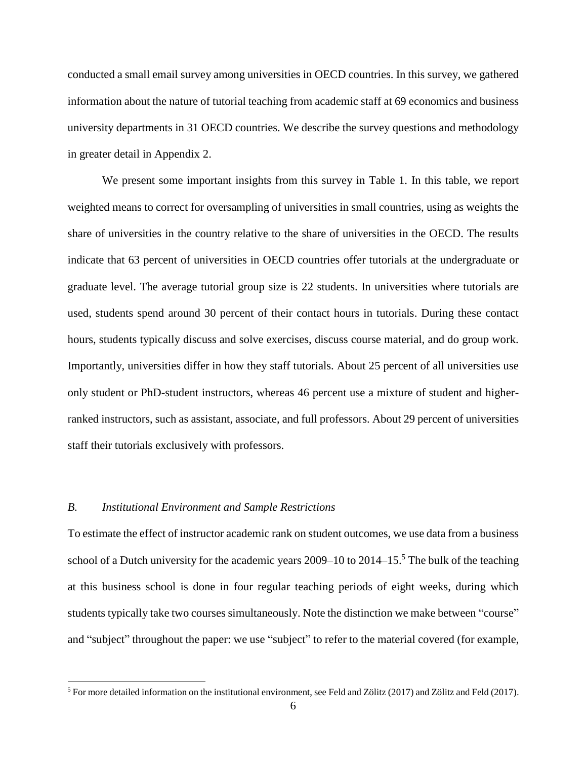conducted a small email survey among universities in OECD countries. In this survey, we gathered information about the nature of tutorial teaching from academic staff at 69 economics and business university departments in 31 OECD countries. We describe the survey questions and methodology in greater detail in Appendix 2.

We present some important insights from this survey in Table 1. In this table, we report weighted means to correct for oversampling of universities in small countries, using as weights the share of universities in the country relative to the share of universities in the OECD. The results indicate that 63 percent of universities in OECD countries offer tutorials at the undergraduate or graduate level. The average tutorial group size is 22 students. In universities where tutorials are used, students spend around 30 percent of their contact hours in tutorials. During these contact hours, students typically discuss and solve exercises, discuss course material, and do group work. Importantly, universities differ in how they staff tutorials. About 25 percent of all universities use only student or PhD-student instructors, whereas 46 percent use a mixture of student and higher-ranked instructors, such as assistant, associate, and full professors. About 29 percent of universities staff their tutorials exclusively with professors.

### *B. Institutional Environment and Sample Restrictions*

To estimate the effect of instructor academic rank on student outcomes, we use data from a business school of a Dutch university for the academic years 2009–10 to 2014–15.[5] The bulk of the teaching at this business school is done in four regular teaching periods of eight weeks, during which students typically take two courses simultaneously. Note the distinction we make between "course" and "subject" throughout the paper: we use "subject" to refer to the material covered (for example,

[5] For more detailed information on the institutional environment, see Feld and Zölitz (2017) and Zölitz and Feld (2017).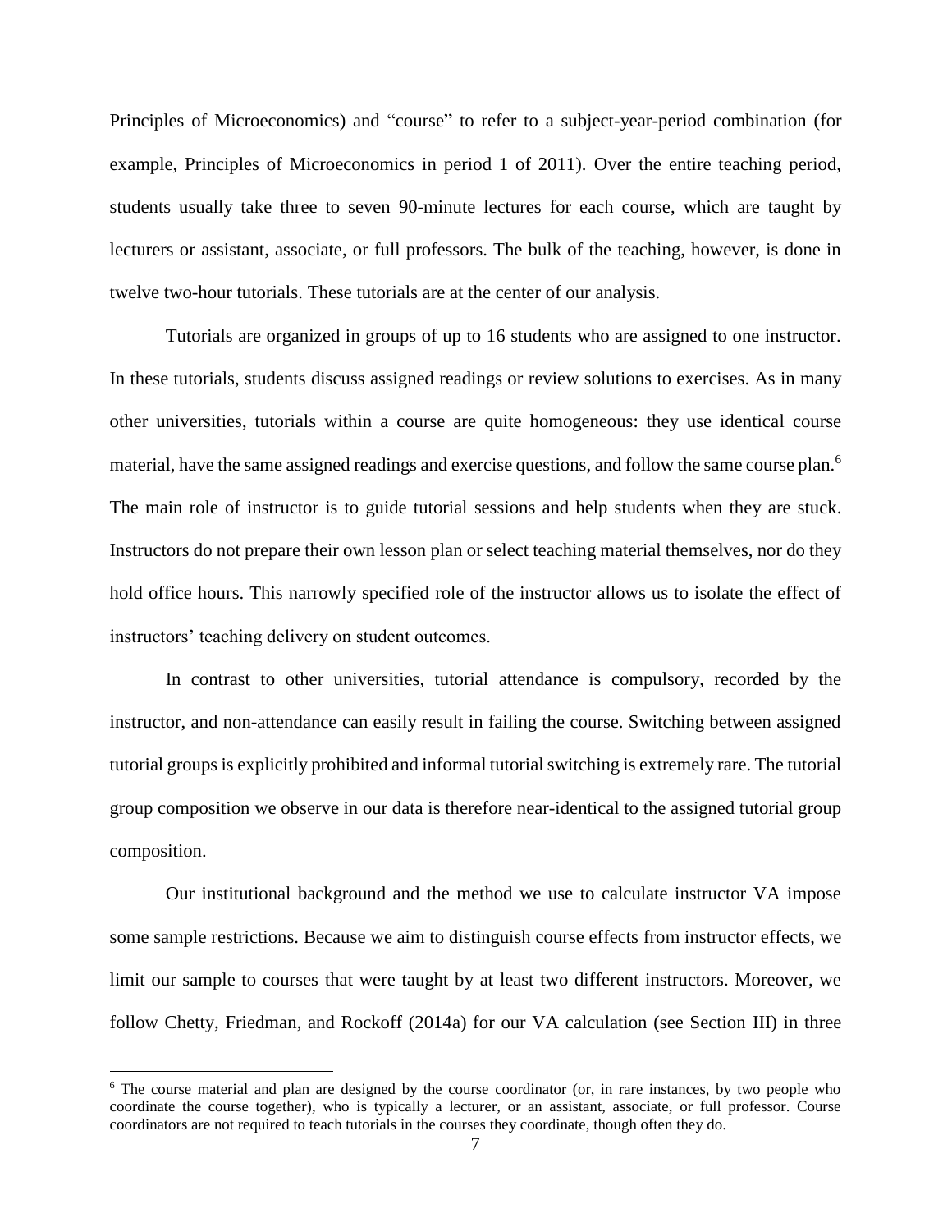Principles of Microeconomics) and "course" to refer to a subject-year-period combination (for example, Principles of Microeconomics in period 1 of 2011). Over the entire teaching period, students usually take three to seven 90-minute lectures for each course, which are taught by lecturers or assistant, associate, or full professors. The bulk of the teaching, however, is done in twelve two-hour tutorials. These tutorials are at the center of our analysis.

Tutorials are organized in groups of up to 16 students who are assigned to one instructor. In these tutorials, students discuss assigned readings or review solutions to exercises. As in many other universities, tutorials within a course are quite homogeneous: they use identical course material, have the same assigned readings and exercise questions, and follow the same course plan.[6] The main role of instructor is to guide tutorial sessions and help students when they are stuck. Instructors do not prepare their own lesson plan or select teaching material themselves, nor do they hold office hours. This narrowly specified role of the instructor allows us to isolate the effect of instructors' teaching delivery on student outcomes.

In contrast to other universities, tutorial attendance is compulsory, recorded by the instructor, and non-attendance can easily result in failing the course. Switching between assigned tutorial groups is explicitly prohibited and informal tutorial switching is extremely rare. The tutorial group composition we observe in our data is therefore near-identical to the assigned tutorial group composition.

Our institutional background and the method we use to calculate instructor VA impose some sample restrictions. Because we aim to distinguish course effects from instructor effects, we limit our sample to courses that were taught by at least two different instructors. Moreover, we follow Chetty, Friedman, and Rockoff (2014a) for our VA calculation (see Section III) in three

[6] The course material and plan are designed by the course coordinator (or, in rare instances, by two people who coordinate the course together), who is typically a lecturer, or an assistant, associate, or full professor. Course coordinators are not required to teach tutorials in the courses they coordinate, though often they do.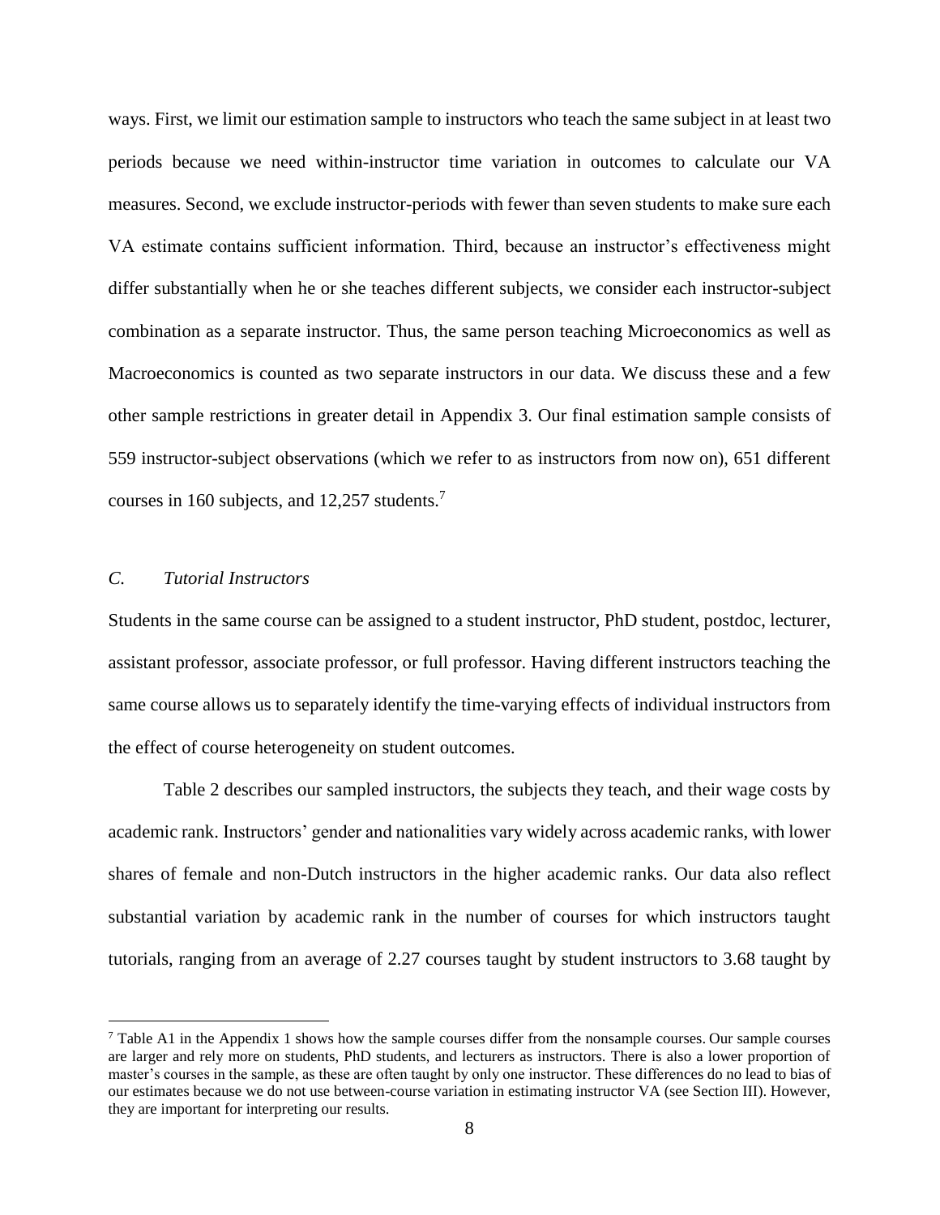ways. First, we limit our estimation sample to instructors who teach the same subject in at least two periods because we need within-instructor time variation in outcomes to calculate our VA measures. Second, we exclude instructor-periods with fewer than seven students to make sure each VA estimate contains sufficient information. Third, because an instructor's effectiveness might differ substantially when he or she teaches different subjects, we consider each instructor-subject combination as a separate instructor. Thus, the same person teaching Microeconomics as well as Macroeconomics is counted as two separate instructors in our data. We discuss these and a few other sample restrictions in greater detail in Appendix 3. Our final estimation sample consists of 559 instructor-subject observations (which we refer to as instructors from now on), 651 different courses in 160 subjects, and 12,257 students.[7]

### *C. Tutorial Instructors*

Students in the same course can be assigned to a student instructor, PhD student, postdoc, lecturer, assistant professor, associate professor, or full professor. Having different instructors teaching the same course allows us to separately identify the time-varying effects of individual instructors from the effect of course heterogeneity on student outcomes.

Table 2 describes our sampled instructors, the subjects they teach, and their wage costs by academic rank. Instructors' gender and nationalities vary widely across academic ranks, with lower shares of female and non-Dutch instructors in the higher academic ranks. Our data also reflect substantial variation by academic rank in the number of courses for which instructors taught tutorials, ranging from an average of 2.27 courses taught by student instructors to 3.68 taught by

[7] Table A1 in the Appendix 1 shows how the sample courses differ from the nonsample courses. Our sample courses are larger and rely more on students, PhD students, and lecturers as instructors. There is also a lower proportion of master's courses in the sample, as these are often taught by only one instructor. These differences do no lead to bias of our estimates because we do not use between-course variation in estimating instructor VA (see Section III). However, they are important for interpreting our results.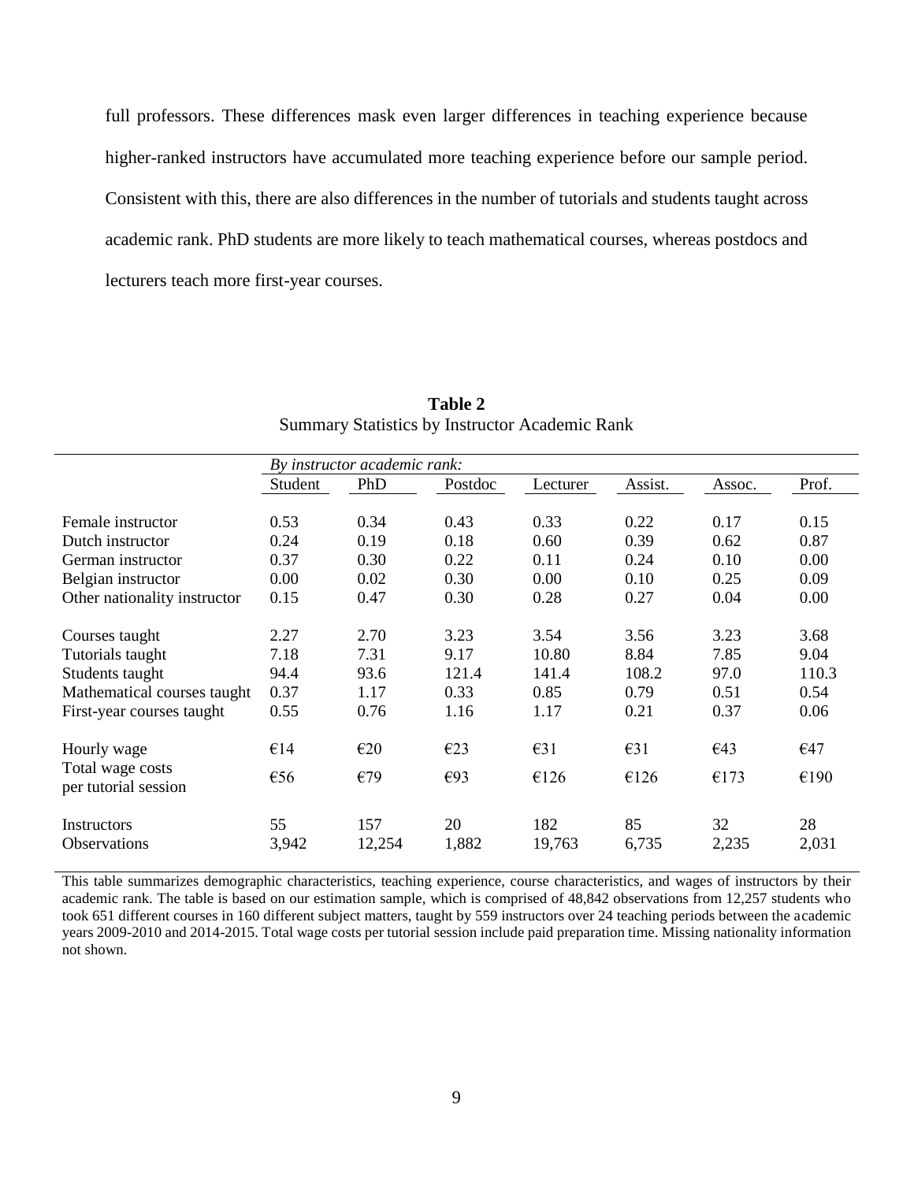full professors. These differences mask even larger differences in teaching experience because higher-ranked instructors have accumulated more teaching experience before our sample period. Consistent with this, there are also differences in the number of tutorials and students taught across academic rank. PhD students are more likely to teach mathematical courses, whereas postdocs and lecturers teach more first-year courses.

**Table 2**
Summary Statistics by Instructor Academic Rank

| | *By instructor academic rank:* | | | | | | |
|---|---|---|---|---|---|---|---|
| | Student | PhD | Postdoc | Lecturer | Assist. | Assoc. | Prof. |
| Female instructor | 0.53 | 0.34 | 0.43 | 0.33 | 0.22 | 0.17 | 0.15 |
| Dutch instructor | 0.24 | 0.19 | 0.18 | 0.60 | 0.39 | 0.62 | 0.87 |
| German instructor | 0.37 | 0.30 | 0.22 | 0.11 | 0.24 | 0.10 | 0.00 |
| Belgian instructor | 0.00 | 0.02 | 0.30 | 0.00 | 0.10 | 0.25 | 0.09 |
| Other nationality instructor | 0.15 | 0.47 | 0.30 | 0.28 | 0.27 | 0.04 | 0.00 |
| Courses taught | 2.27 | 2.70 | 3.23 | 3.54 | 3.56 | 3.23 | 3.68 |
| Tutorials taught | 7.18 | 7.31 | 9.17 | 10.80 | 8.84 | 7.85 | 9.04 |
| Students taught | 94.4 | 93.6 | 121.4 | 141.4 | 108.2 | 97.0 | 110.3 |
| Mathematical courses taught | 0.37 | 1.17 | 0.33 | 0.85 | 0.79 | 0.51 | 0.54 |
| First-year courses taught | 0.55 | 0.76 | 1.16 | 1.17 | 0.21 | 0.37 | 0.06 |
| Hourly wage | €14 | €20 | €23 | €31 | €31 | €43 | €47 |
| Total wage costs per tutorial session | €56 | €79 | €93 | €126 | €126 | €173 | €190 |
| Instructors | 55 | 157 | 20 | 182 | 85 | 32 | 28 |
| Observations | 3,942 | 12,254 | 1,882 | 19,763 | 6,735 | 2,235 | 2,031 |

This table summarizes demographic characteristics, teaching experience, course characteristics, and wages of instructors by their academic rank. The table is based on our estimation sample, which is comprised of 48,842 observations from 12,257 students who took 651 different courses in 160 different subject matters, taught by 559 instructors over 24 teaching periods between the academic years 2009-2010 and 2014-2015. Total wage costs per tutorial session include paid preparation time. Missing nationality information not shown.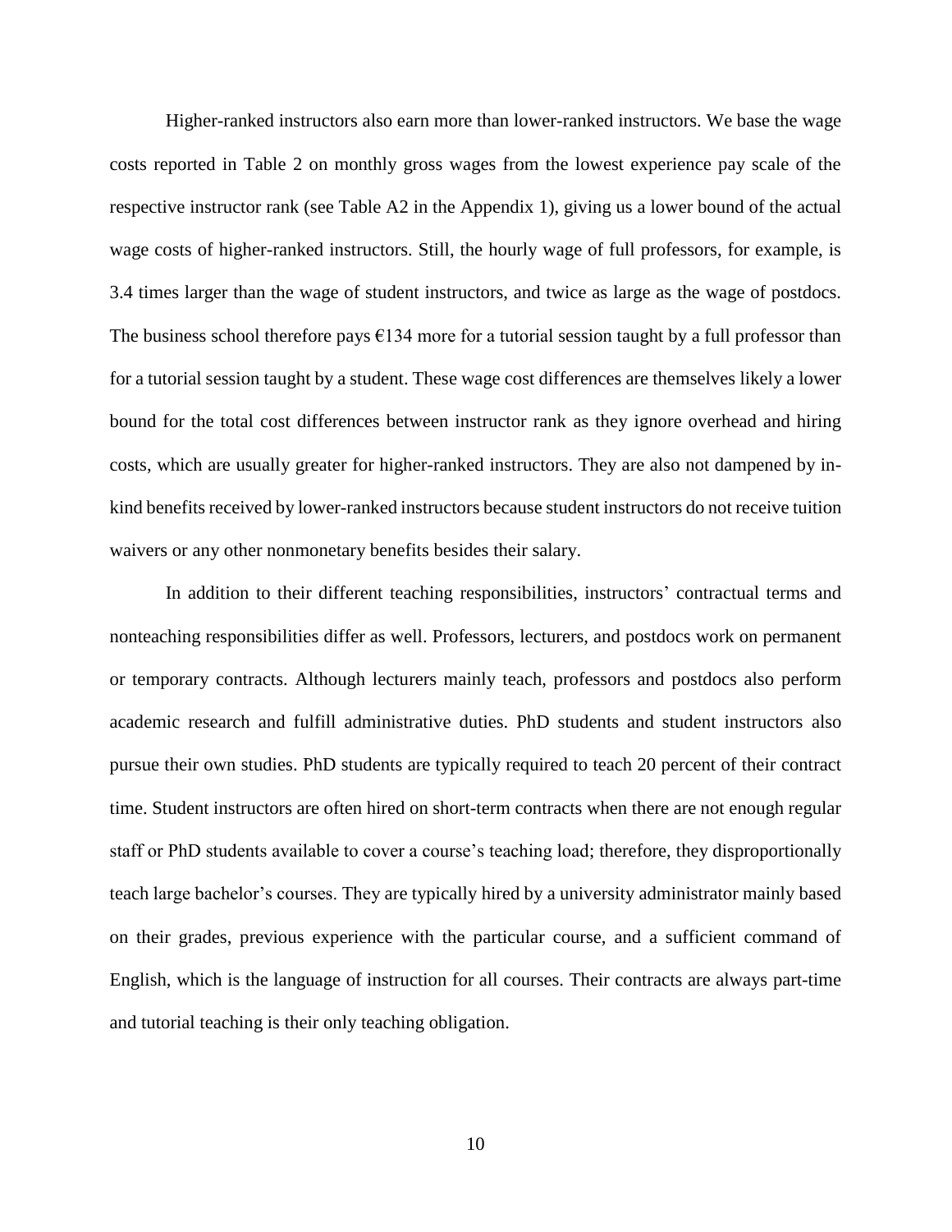Higher-ranked instructors also earn more than lower-ranked instructors. We base the wage costs reported in Table 2 on monthly gross wages from the lowest experience pay scale of the respective instructor rank (see Table A2 in the Appendix 1), giving us a lower bound of the actual wage costs of higher-ranked instructors. Still, the hourly wage of full professors, for example, is 3.4 times larger than the wage of student instructors, and twice as large as the wage of postdocs. The business school therefore pays €134 more for a tutorial session taught by a full professor than for a tutorial session taught by a student. These wage cost differences are themselves likely a lower bound for the total cost differences between instructor rank as they ignore overhead and hiring costs, which are usually greater for higher-ranked instructors. They are also not dampened by in-kind benefits received by lower-ranked instructors because student instructors do not receive tuition waivers or any other nonmonetary benefits besides their salary.

In addition to their different teaching responsibilities, instructors' contractual terms and nonteaching responsibilities differ as well. Professors, lecturers, and postdocs work on permanent or temporary contracts. Although lecturers mainly teach, professors and postdocs also perform academic research and fulfill administrative duties. PhD students and student instructors also pursue their own studies. PhD students are typically required to teach 20 percent of their contract time. Student instructors are often hired on short-term contracts when there are not enough regular staff or PhD students available to cover a course's teaching load; therefore, they disproportionally teach large bachelor's courses. They are typically hired by a university administrator mainly based on their grades, previous experience with the particular course, and a sufficient command of English, which is the language of instruction for all courses. Their contracts are always part-time and tutorial teaching is their only teaching obligation.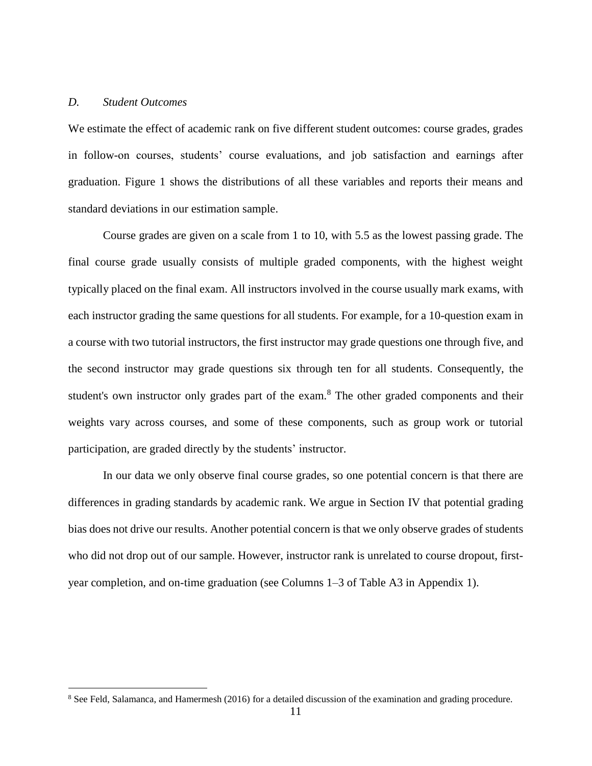### *D. Student Outcomes*

We estimate the effect of academic rank on five different student outcomes: course grades, grades in follow-on courses, students' course evaluations, and job satisfaction and earnings after graduation. Figure 1 shows the distributions of all these variables and reports their means and standard deviations in our estimation sample.

Course grades are given on a scale from 1 to 10, with 5.5 as the lowest passing grade. The final course grade usually consists of multiple graded components, with the highest weight typically placed on the final exam. All instructors involved in the course usually mark exams, with each instructor grading the same questions for all students. For example, for a 10-question exam in a course with two tutorial instructors, the first instructor may grade questions one through five, and the second instructor may grade questions six through ten for all students. Consequently, the student's own instructor only grades part of the exam.[8] The other graded components and their weights vary across courses, and some of these components, such as group work or tutorial participation, are graded directly by the students' instructor.

In our data we only observe final course grades, so one potential concern is that there are differences in grading standards by academic rank. We argue in Section IV that potential grading bias does not drive our results. Another potential concern is that we only observe grades of students who did not drop out of our sample. However, instructor rank is unrelated to course dropout, first-year completion, and on-time graduation (see Columns 1–3 of Table A3 in Appendix 1).

[8] See Feld, Salamanca, and Hamermesh (2016) for a detailed discussion of the examination and grading procedure.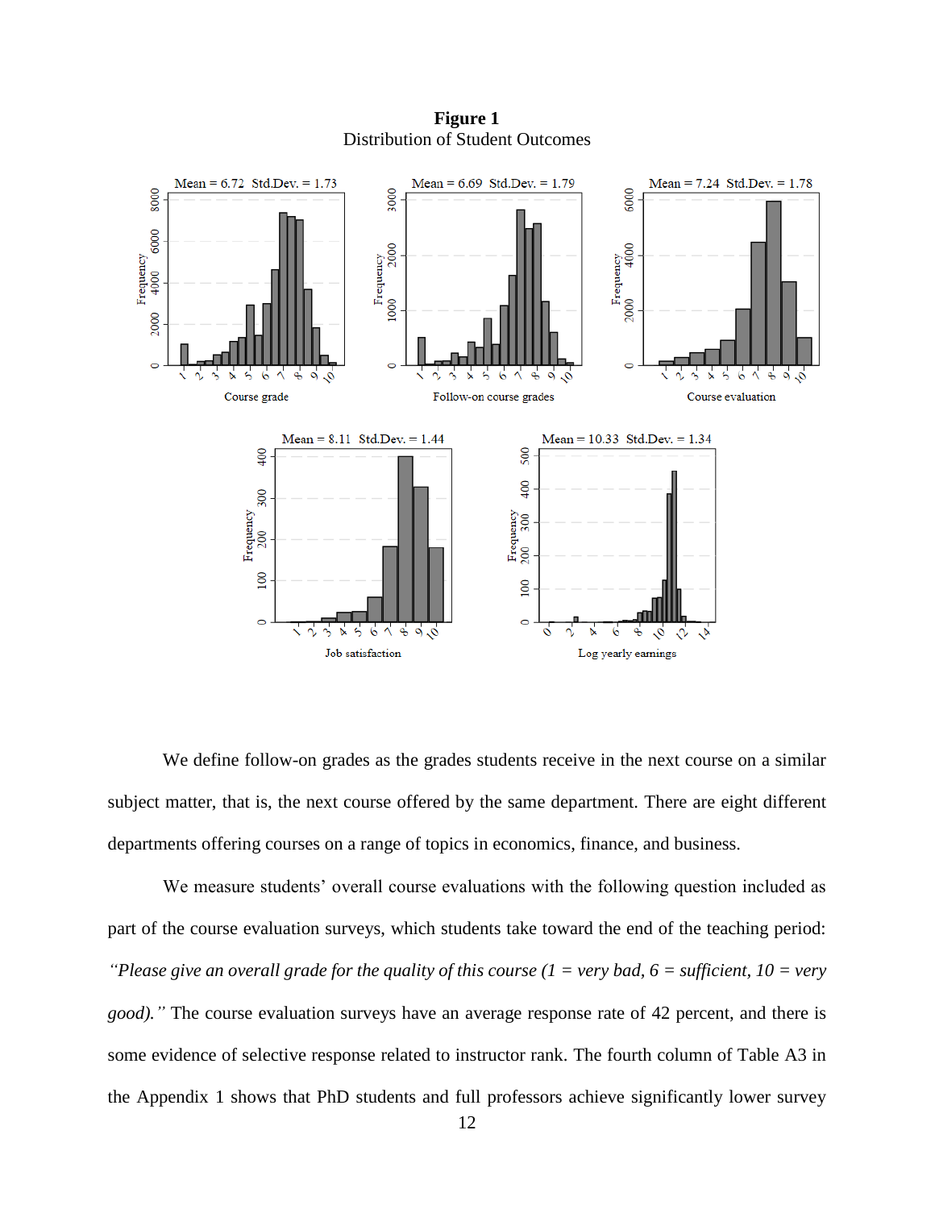**Figure 1**
Distribution of Student Outcomes

We define follow-on grades as the grades students receive in the next course on a similar subject matter, that is, the next course offered by the same department. There are eight different departments offering courses on a range of topics in economics, finance, and business.

We measure students' overall course evaluations with the following question included as part of the course evaluation surveys, which students take toward the end of the teaching period: *"Please give an overall grade for the quality of this course (1 = very bad, 6 = sufficient, 10 = very good)."* The course evaluation surveys have an average response rate of 42 percent, and there is some evidence of selective response related to instructor rank. The fourth column of Table A3 in the Appendix 1 shows that PhD students and full professors achieve significantly lower survey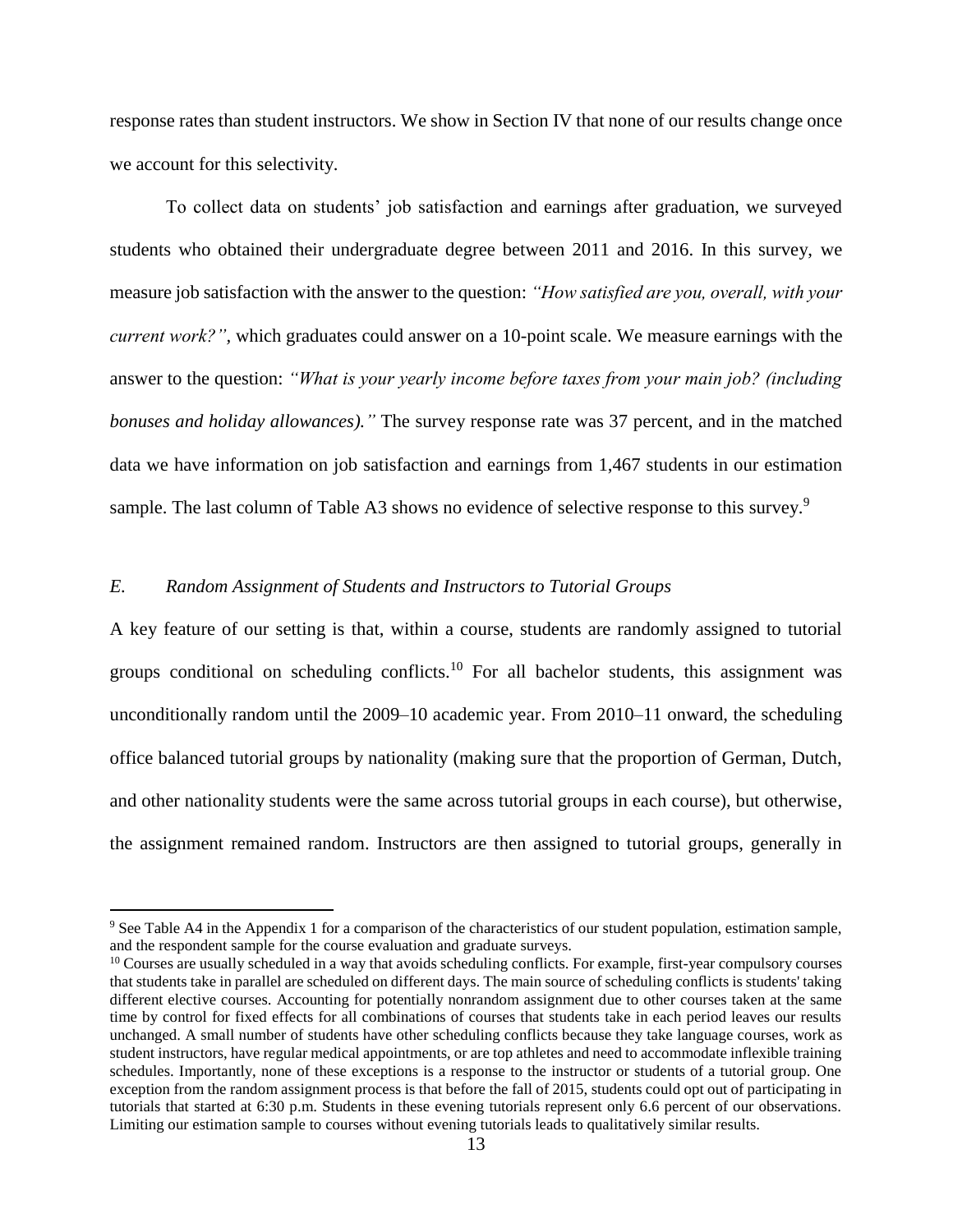response rates than student instructors. We show in Section IV that none of our results change once we account for this selectivity.

To collect data on students' job satisfaction and earnings after graduation, we surveyed students who obtained their undergraduate degree between 2011 and 2016. In this survey, we measure job satisfaction with the answer to the question: *"How satisfied are you, overall, with your current work?"*, which graduates could answer on a 10-point scale. We measure earnings with the answer to the question: *"What is your yearly income before taxes from your main job? (including bonuses and holiday allowances)."* The survey response rate was 37 percent, and in the matched data we have information on job satisfaction and earnings from 1,467 students in our estimation sample. The last column of Table A3 shows no evidence of selective response to this survey.[9]

### *E. Random Assignment of Students and Instructors to Tutorial Groups*

A key feature of our setting is that, within a course, students are randomly assigned to tutorial groups conditional on scheduling conflicts.[10] For all bachelor students, this assignment was unconditionally random until the 2009–10 academic year. From 2010–11 onward, the scheduling office balanced tutorial groups by nationality (making sure that the proportion of German, Dutch, and other nationality students were the same across tutorial groups in each course), but otherwise, the assignment remained random. Instructors are then assigned to tutorial groups, generally in

---

[9] See Table A4 in the Appendix 1 for a comparison of the characteristics of our student population, estimation sample, and the respondent sample for the course evaluation and graduate surveys.

[10] Courses are usually scheduled in a way that avoids scheduling conflicts. For example, first-year compulsory courses that students take in parallel are scheduled on different days. The main source of scheduling conflicts is students' taking different elective courses. Accounting for potentially nonrandom assignment due to other courses taken at the same time by control for fixed effects for all combinations of courses that students take in each period leaves our results unchanged. A small number of students have other scheduling conflicts because they take language courses, work as student instructors, have regular medical appointments, or are top athletes and need to accommodate inflexible training schedules. Importantly, none of these exceptions is a response to the instructor or students of a tutorial group. One exception from the random assignment process is that before the fall of 2015, students could opt out of participating in tutorials that started at 6:30 p.m. Students in these evening tutorials represent only 6.6 percent of our observations. Limiting our estimation sample to courses without evening tutorials leads to qualitatively similar results.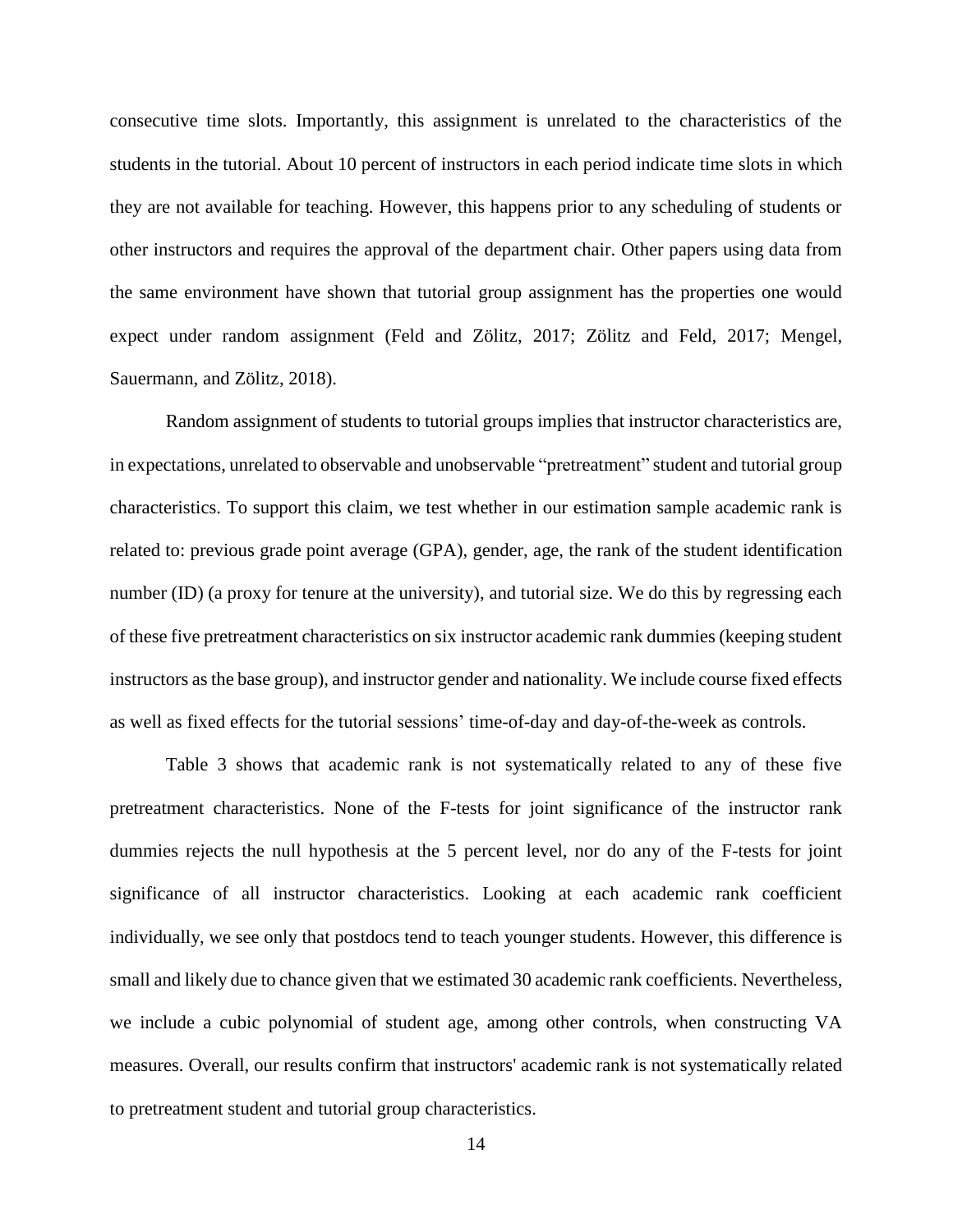consecutive time slots. Importantly, this assignment is unrelated to the characteristics of the students in the tutorial. About 10 percent of instructors in each period indicate time slots in which they are not available for teaching. However, this happens prior to any scheduling of students or other instructors and requires the approval of the department chair. Other papers using data from the same environment have shown that tutorial group assignment has the properties one would expect under random assignment (Feld and Zölitz, 2017; Zölitz and Feld, 2017; Mengel, Sauermann, and Zölitz, 2018).

Random assignment of students to tutorial groups implies that instructor characteristics are, in expectations, unrelated to observable and unobservable "pretreatment" student and tutorial group characteristics. To support this claim, we test whether in our estimation sample academic rank is related to: previous grade point average (GPA), gender, age, the rank of the student identification number (ID) (a proxy for tenure at the university), and tutorial size. We do this by regressing each of these five pretreatment characteristics on six instructor academic rank dummies (keeping student instructors as the base group), and instructor gender and nationality. We include course fixed effects as well as fixed effects for the tutorial sessions' time-of-day and day-of-the-week as controls.

Table 3 shows that academic rank is not systematically related to any of these five pretreatment characteristics. None of the F-tests for joint significance of the instructor rank dummies rejects the null hypothesis at the 5 percent level, nor do any of the F-tests for joint significance of all instructor characteristics. Looking at each academic rank coefficient individually, we see only that postdocs tend to teach younger students. However, this difference is small and likely due to chance given that we estimated 30 academic rank coefficients. Nevertheless, we include a cubic polynomial of student age, among other controls, when constructing VA measures. Overall, our results confirm that instructors' academic rank is not systematically related to pretreatment student and tutorial group characteristics.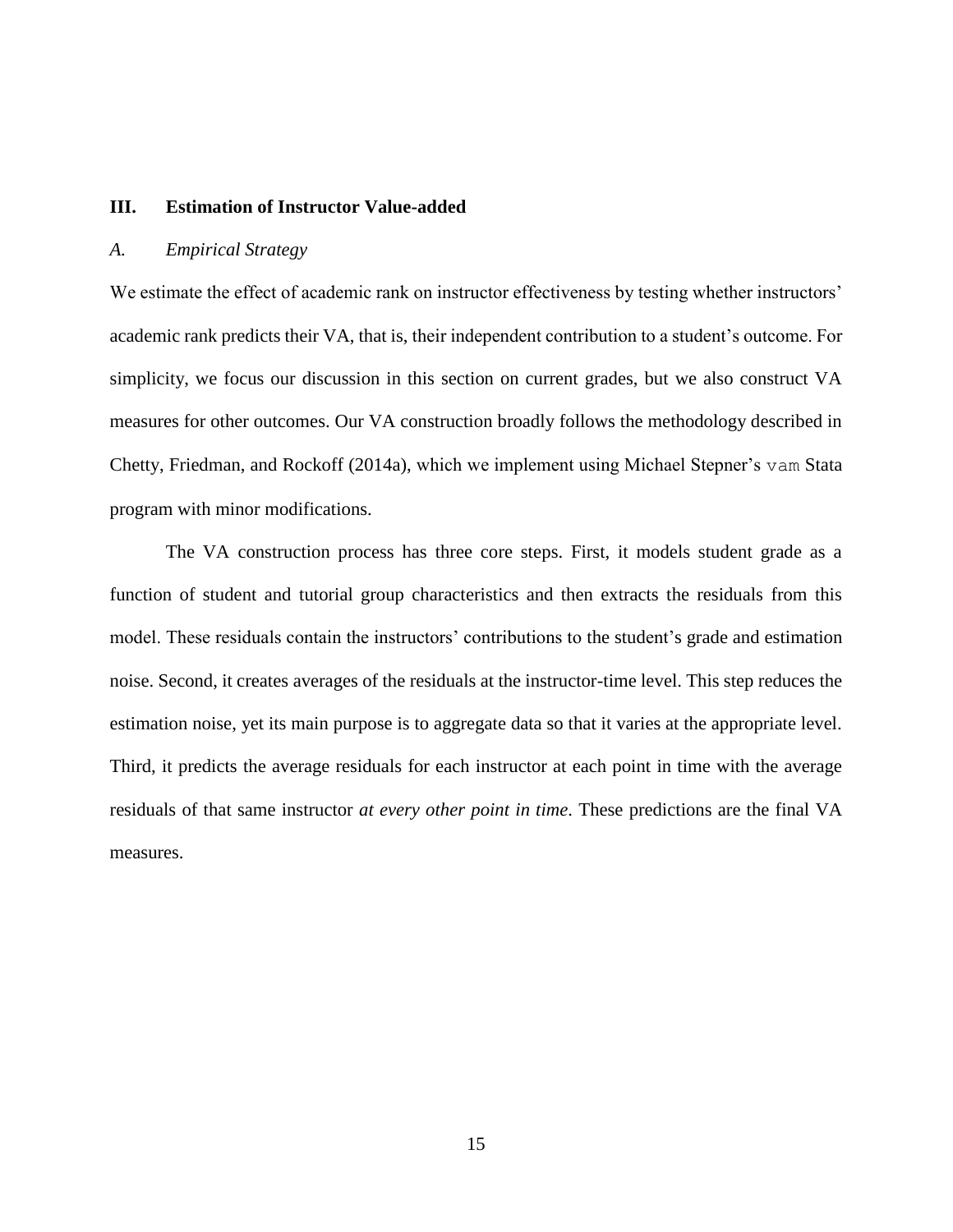## III. Estimation of Instructor Value-added

### *A. Empirical Strategy*

We estimate the effect of academic rank on instructor effectiveness by testing whether instructors' academic rank predicts their VA, that is, their independent contribution to a student's outcome. For simplicity, we focus our discussion in this section on current grades, but we also construct VA measures for other outcomes. Our VA construction broadly follows the methodology described in Chetty, Friedman, and Rockoff (2014a), which we implement using Michael Stepner's `vam` Stata program with minor modifications.

The VA construction process has three core steps. First, it models student grade as a function of student and tutorial group characteristics and then extracts the residuals from this model. These residuals contain the instructors' contributions to the student's grade and estimation noise. Second, it creates averages of the residuals at the instructor-time level. This step reduces the estimation noise, yet its main purpose is to aggregate data so that it varies at the appropriate level. Third, it predicts the average residuals for each instructor at each point in time with the average residuals of that same instructor *at every other point in time*. These predictions are the final VA measures.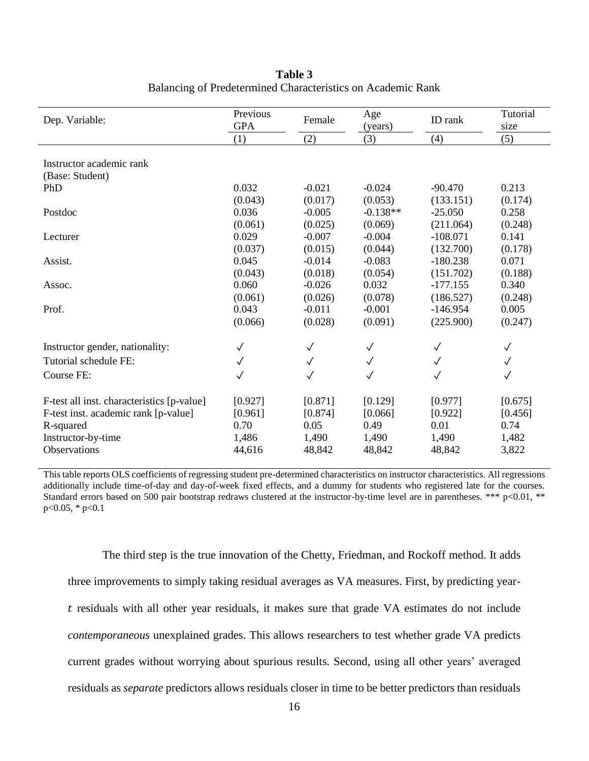**Table 3**
Balancing of Predetermined Characteristics on Academic Rank

| Dep. Variable: | Previous GPA | Female | Age (years) | ID rank | Tutorial size |
|---|---|---|---|---|---|
| | (1) | (2) | (3) | (4) | (5) |
| Instructor academic rank | | | | | |
| (Base: Student) | | | | | |
| PhD | 0.032 | -0.021 | -0.024 | -90.470 | 0.213 |
| | (0.043) | (0.017) | (0.053) | (133.151) | (0.174) |
| Postdoc | 0.036 | -0.005 | -0.138** | -25.050 | 0.258 |
| | (0.061) | (0.025) | (0.069) | (211.064) | (0.248) |
| Lecturer | 0.029 | -0.007 | -0.004 | -108.071 | 0.141 |
| | (0.037) | (0.015) | (0.044) | (132.700) | (0.178) |
| Assist. | 0.045 | -0.014 | -0.083 | -180.238 | 0.071 |
| | (0.043) | (0.018) | (0.054) | (151.702) | (0.188) |
| Assoc. | 0.060 | -0.026 | 0.032 | -177.155 | 0.340 |
| | (0.061) | (0.026) | (0.078) | (186.527) | (0.248) |
| Prof. | 0.043 | -0.011 | -0.001 | -146.954 | 0.005 |
| | (0.066) | (0.028) | (0.091) | (225.900) | (0.247) |
| Instructor gender, nationality: | ✓ | ✓ | ✓ | ✓ | ✓ |
| Tutorial schedule FE: | ✓ | ✓ | ✓ | ✓ | ✓ |
| Course FE: | ✓ | ✓ | ✓ | ✓ | ✓ |
| F-test all inst. characteristics [p-value] | [0.927] | [0.871] | [0.129] | [0.977] | [0.675] |
| F-test inst. academic rank [p-value] | [0.961] | [0.874] | [0.066] | [0.922] | [0.456] |
| R-squared | 0.70 | 0.05 | 0.49 | 0.01 | 0.74 |
| Instructor-by-time | 1,486 | 1,490 | 1,490 | 1,490 | 1,482 |
| Observations | 44,616 | 48,842 | 48,842 | 48,842 | 3,822 |

This table reports OLS coefficients of regressing student pre-determined characteristics on instructor characteristics. All regressions additionally include time-of-day and day-of-week fixed effects, and a dummy for students who registered late for the courses. Standard errors based on 500 pair bootstrap redraws clustered at the instructor-by-time level are in parentheses. *** p<0.01, ** p<0.05, * p<0.1

The third step is the true innovation of the Chetty, Friedman, and Rockoff method. It adds three improvements to simply taking residual averages as VA measures. First, by predicting year-$t$ residuals with all other year residuals, it makes sure that grade VA estimates do not include *contemporaneous* unexplained grades. This allows researchers to test whether grade VA predicts current grades without worrying about spurious results. Second, using all other years' averaged residuals as *separate* predictors allows residuals closer in time to be better predictors than residuals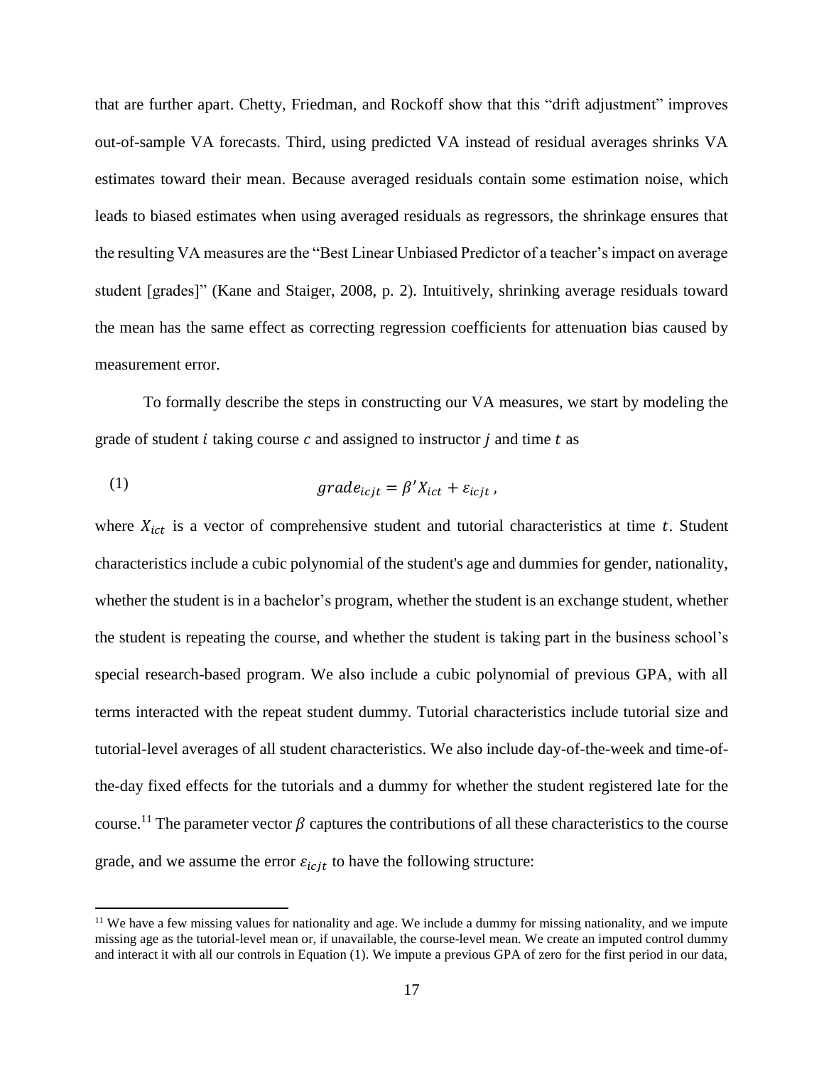that are further apart. Chetty, Friedman, and Rockoff show that this "drift adjustment" improves out-of-sample VA forecasts. Third, using predicted VA instead of residual averages shrinks VA estimates toward their mean. Because averaged residuals contain some estimation noise, which leads to biased estimates when using averaged residuals as regressors, the shrinkage ensures that the resulting VA measures are the "Best Linear Unbiased Predictor of a teacher's impact on average student [grades]" (Kane and Staiger, 2008, p. 2). Intuitively, shrinking average residuals toward the mean has the same effect as correcting regression coefficients for attenuation bias caused by measurement error.

To formally describe the steps in constructing our VA measures, we start by modeling the grade of student $i$ taking course $c$ and assigned to instructor $j$ and time $t$ as

$$grade_{icjt} = \beta' X_{ict} + \varepsilon_{icjt}\,, \tag{1}$$

where $X_{ict}$ is a vector of comprehensive student and tutorial characteristics at time $t$. Student characteristics include a cubic polynomial of the student's age and dummies for gender, nationality, whether the student is in a bachelor's program, whether the student is an exchange student, whether the student is repeating the course, and whether the student is taking part in the business school's special research-based program. We also include a cubic polynomial of previous GPA, with all terms interacted with the repeat student dummy. Tutorial characteristics include tutorial size and tutorial-level averages of all student characteristics. We also include day-of-the-week and time-of-the-day fixed effects for the tutorials and a dummy for whether the student registered late for the course.[11] The parameter vector $\beta$ captures the contributions of all these characteristics to the course grade, and we assume the error $\varepsilon_{icjt}$ to have the following structure:

[11] We have a few missing values for nationality and age. We include a dummy for missing nationality, and we impute missing age as the tutorial-level mean or, if unavailable, the course-level mean. We create an imputed control dummy and interact it with all our controls in Equation (1). We impute a previous GPA of zero for the first period in our data,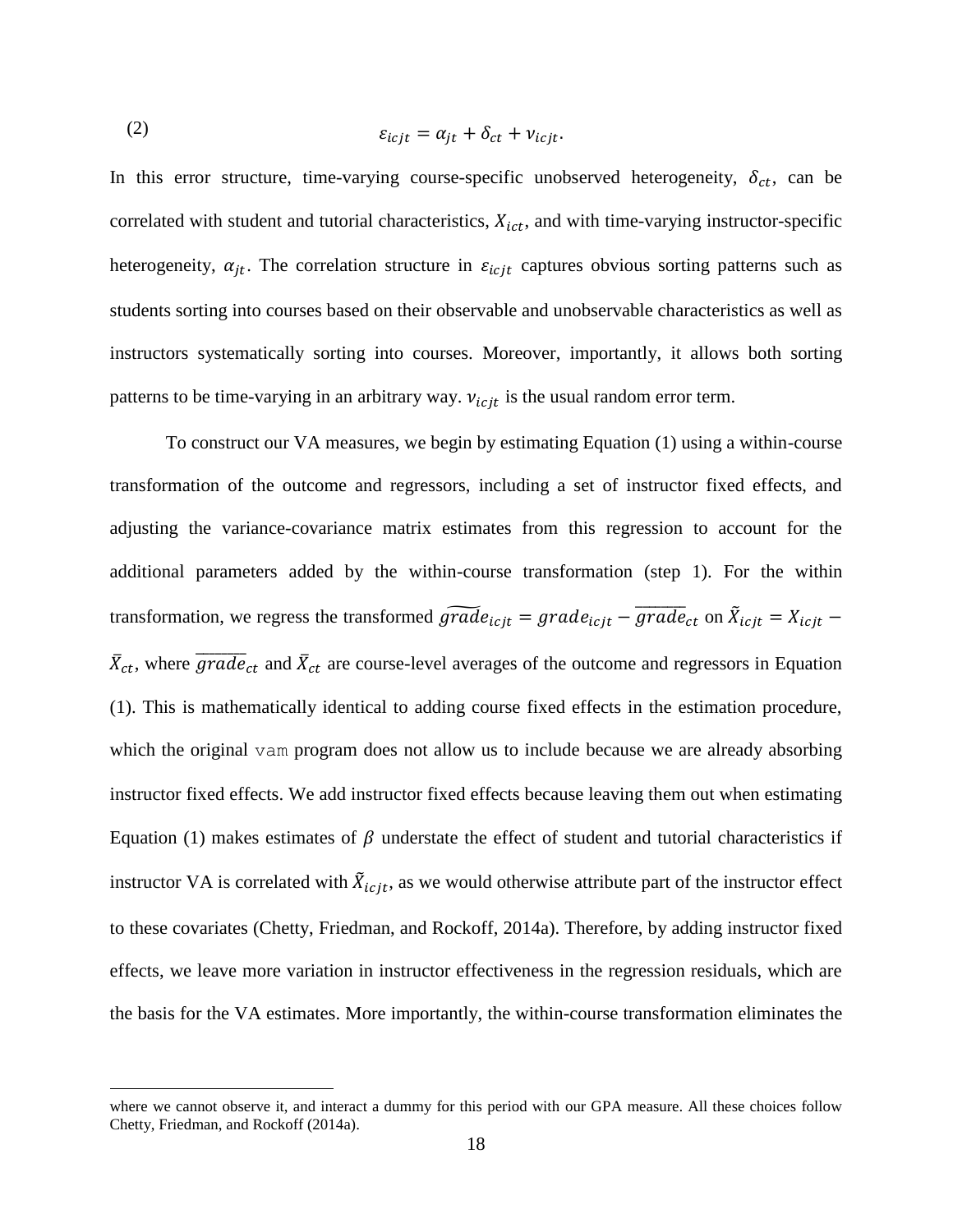$$\varepsilon_{icjt} = \alpha_{jt} + \delta_{ct} + \nu_{icjt}. \quad (2)$$

In this error structure, time-varying course-specific unobserved heterogeneity, $\delta_{ct}$, can be correlated with student and tutorial characteristics, $X_{ict}$, and with time-varying instructor-specific heterogeneity, $\alpha_{jt}$. The correlation structure in $\varepsilon_{icjt}$ captures obvious sorting patterns such as students sorting into courses based on their observable and unobservable characteristics as well as instructors systematically sorting into courses. Moreover, importantly, it allows both sorting patterns to be time-varying in an arbitrary way. $\nu_{icjt}$ is the usual random error term.

To construct our VA measures, we begin by estimating Equation (1) using a within-course transformation of the outcome and regressors, including a set of instructor fixed effects, and adjusting the variance-covariance matrix estimates from this regression to account for the additional parameters added by the within-course transformation (step 1). For the within transformation, we regress the transformed $\widetilde{grade}_{icjt} = grade_{icjt} - \overline{grade}_{ct}$ on $\tilde{X}_{icjt} = X_{icjt} - \bar{X}_{ct}$, where $\overline{grade}_{ct}$ and $\bar{X}_{ct}$ are course-level averages of the outcome and regressors in Equation (1). This is mathematically identical to adding course fixed effects in the estimation procedure, which the original `vam` program does not allow us to include because we are already absorbing instructor fixed effects. We add instructor fixed effects because leaving them out when estimating Equation (1) makes estimates of $\beta$ understate the effect of student and tutorial characteristics if instructor VA is correlated with $\tilde{X}_{icjt}$, as we would otherwise attribute part of the instructor effect to these covariates (Chetty, Friedman, and Rockoff, 2014a). Therefore, by adding instructor fixed effects, we leave more variation in instructor effectiveness in the regression residuals, which are the basis for the VA estimates. More importantly, the within-course transformation eliminates the

where we cannot observe it, and interact a dummy for this period with our GPA measure. All these choices follow Chetty, Friedman, and Rockoff (2014a).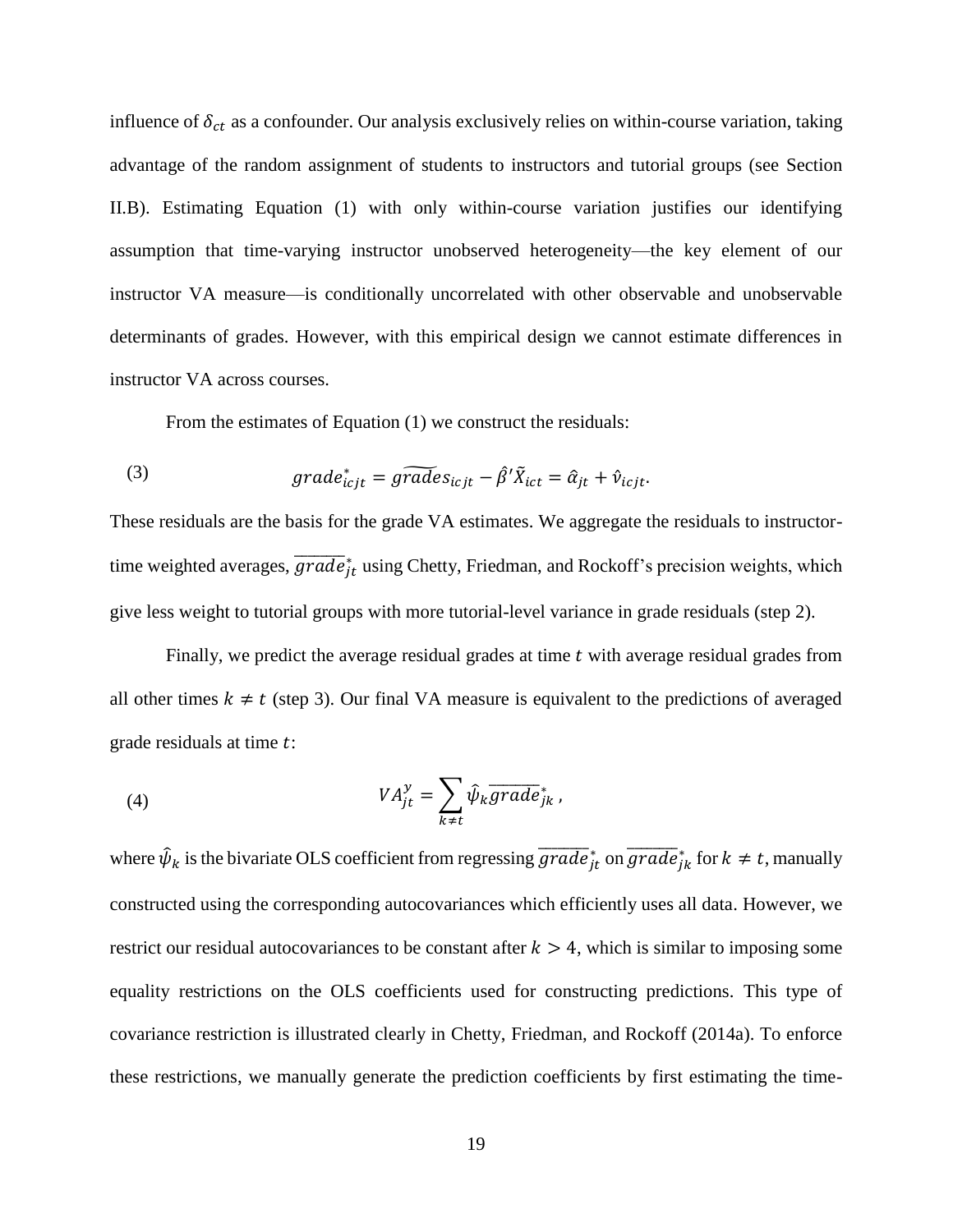influence of $\delta_{ct}$ as a confounder. Our analysis exclusively relies on within-course variation, taking advantage of the random assignment of students to instructors and tutorial groups (see Section II.B). Estimating Equation (1) with only within-course variation justifies our identifying assumption that time-varying instructor unobserved heterogeneity—the key element of our instructor VA measure—is conditionally uncorrelated with other observable and unobservable determinants of grades. However, with this empirical design we cannot estimate differences in instructor VA across courses.

From the estimates of Equation (1) we construct the residuals:

$$grade^*_{icjt} = \widetilde{grades}_{icjt} - \hat{\beta}'\tilde{X}_{ict} = \hat{\alpha}_{jt} + \hat{\nu}_{icjt}. \tag{3}$$

These residuals are the basis for the grade VA estimates. We aggregate the residuals to instructor-time weighted averages, $\overline{grade}^*_{jt}$ using Chetty, Friedman, and Rockoff's precision weights, which give less weight to tutorial groups with more tutorial-level variance in grade residuals (step 2).

Finally, we predict the average residual grades at time $t$ with average residual grades from all other times $k \neq t$ (step 3). Our final VA measure is equivalent to the predictions of averaged grade residuals at time $t$:

$$VA^y_{jt} = \sum_{k \neq t} \hat{\psi}_k \overline{grade}^*_{jk}, \tag{4}$$

where $\hat{\psi}_k$ is the bivariate OLS coefficient from regressing $\overline{grade}^*_{jt}$ on $\overline{grade}^*_{jk}$ for $k \neq t$, manually constructed using the corresponding autocovariances which efficiently uses all data. However, we restrict our residual autocovariances to be constant after $k > 4$, which is similar to imposing some equality restrictions on the OLS coefficients used for constructing predictions. This type of covariance restriction is illustrated clearly in Chetty, Friedman, and Rockoff (2014a). To enforce these restrictions, we manually generate the prediction coefficients by first estimating the time-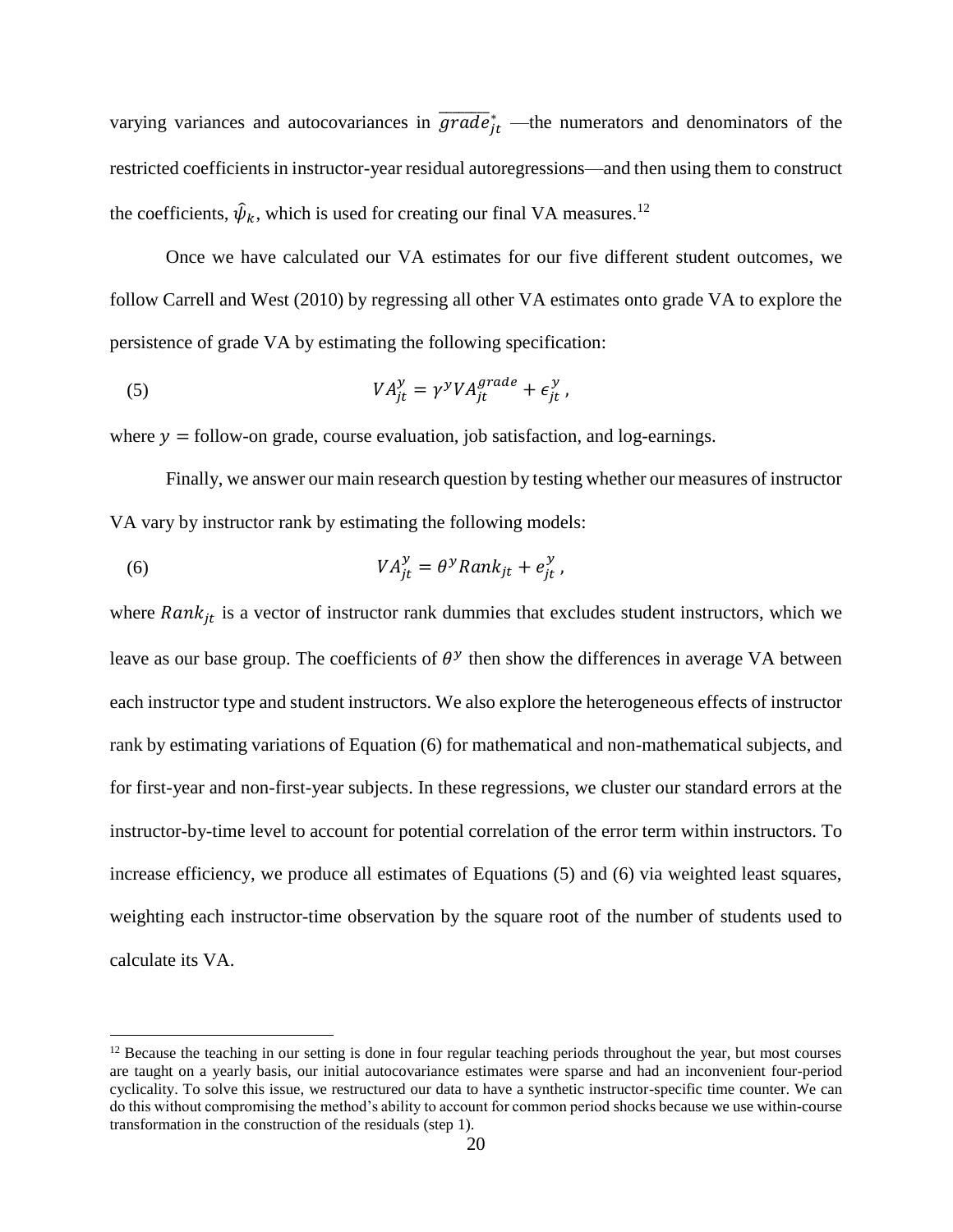varying variances and autocovariances in $\overline{grade}^{*}_{jt}$ —the numerators and denominators of the restricted coefficients in instructor-year residual autoregressions—and then using them to construct the coefficients, $\hat{\psi}_k$, which is used for creating our final VA measures.[12]

Once we have calculated our VA estimates for our five different student outcomes, we follow Carrell and West (2010) by regressing all other VA estimates onto grade VA to explore the persistence of grade VA by estimating the following specification:

$$VA^{y}_{jt} = \gamma^{y} VA^{grade}_{jt} + \epsilon^{y}_{jt}, \tag{5}$$

where $y =$ follow-on grade, course evaluation, job satisfaction, and log-earnings.

Finally, we answer our main research question by testing whether our measures of instructor VA vary by instructor rank by estimating the following models:

$$VA^{y}_{jt} = \theta^{y} Rank_{jt} + e^{y}_{jt}, \tag{6}$$

where $Rank_{jt}$ is a vector of instructor rank dummies that excludes student instructors, which we leave as our base group. The coefficients of $\theta^{y}$ then show the differences in average VA between each instructor type and student instructors. We also explore the heterogeneous effects of instructor rank by estimating variations of Equation (6) for mathematical and non-mathematical subjects, and for first-year and non-first-year subjects. In these regressions, we cluster our standard errors at the instructor-by-time level to account for potential correlation of the error term within instructors. To increase efficiency, we produce all estimates of Equations (5) and (6) via weighted least squares, weighting each instructor-time observation by the square root of the number of students used to calculate its VA.

---

[12] Because the teaching in our setting is done in four regular teaching periods throughout the year, but most courses are taught on a yearly basis, our initial autocovariance estimates were sparse and had an inconvenient four-period cyclicality. To solve this issue, we restructured our data to have a synthetic instructor-specific time counter. We can do this without compromising the method's ability to account for common period shocks because we use within-course transformation in the construction of the residuals (step 1).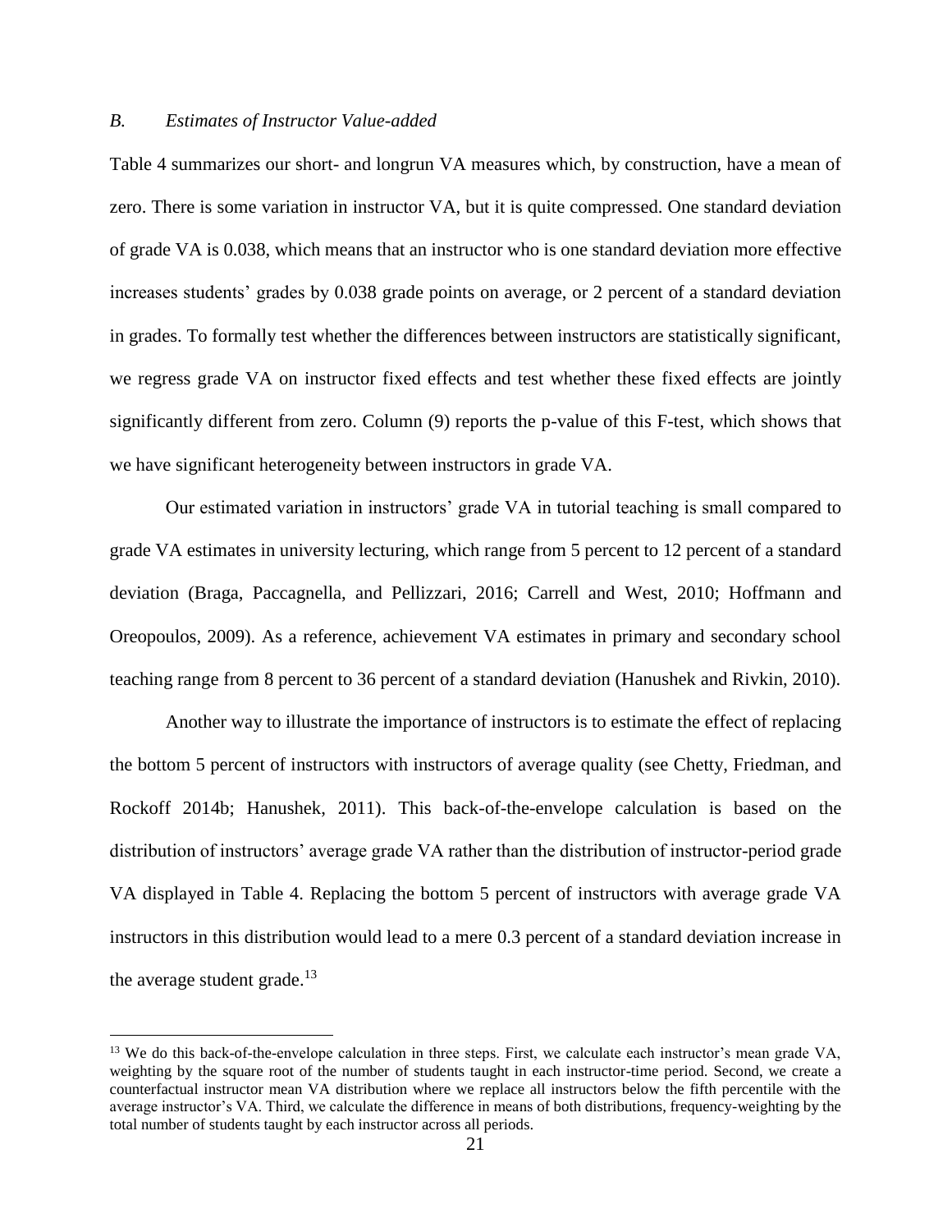### *B. Estimates of Instructor Value-added*

Table 4 summarizes our short- and longrun VA measures which, by construction, have a mean of zero. There is some variation in instructor VA, but it is quite compressed. One standard deviation of grade VA is 0.038, which means that an instructor who is one standard deviation more effective increases students' grades by 0.038 grade points on average, or 2 percent of a standard deviation in grades. To formally test whether the differences between instructors are statistically significant, we regress grade VA on instructor fixed effects and test whether these fixed effects are jointly significantly different from zero. Column (9) reports the p-value of this F-test, which shows that we have significant heterogeneity between instructors in grade VA.

Our estimated variation in instructors' grade VA in tutorial teaching is small compared to grade VA estimates in university lecturing, which range from 5 percent to 12 percent of a standard deviation (Braga, Paccagnella, and Pellizzari, 2016; Carrell and West, 2010; Hoffmann and Oreopoulos, 2009). As a reference, achievement VA estimates in primary and secondary school teaching range from 8 percent to 36 percent of a standard deviation (Hanushek and Rivkin, 2010).

Another way to illustrate the importance of instructors is to estimate the effect of replacing the bottom 5 percent of instructors with instructors of average quality (see Chetty, Friedman, and Rockoff 2014b; Hanushek, 2011). This back-of-the-envelope calculation is based on the distribution of instructors' average grade VA rather than the distribution of instructor-period grade VA displayed in Table 4. Replacing the bottom 5 percent of instructors with average grade VA instructors in this distribution would lead to a mere 0.3 percent of a standard deviation increase in the average student grade.[13]

[13] We do this back-of-the-envelope calculation in three steps. First, we calculate each instructor's mean grade VA, weighting by the square root of the number of students taught in each instructor-time period. Second, we create a counterfactual instructor mean VA distribution where we replace all instructors below the fifth percentile with the average instructor's VA. Third, we calculate the difference in means of both distributions, frequency-weighting by the total number of students taught by each instructor across all periods.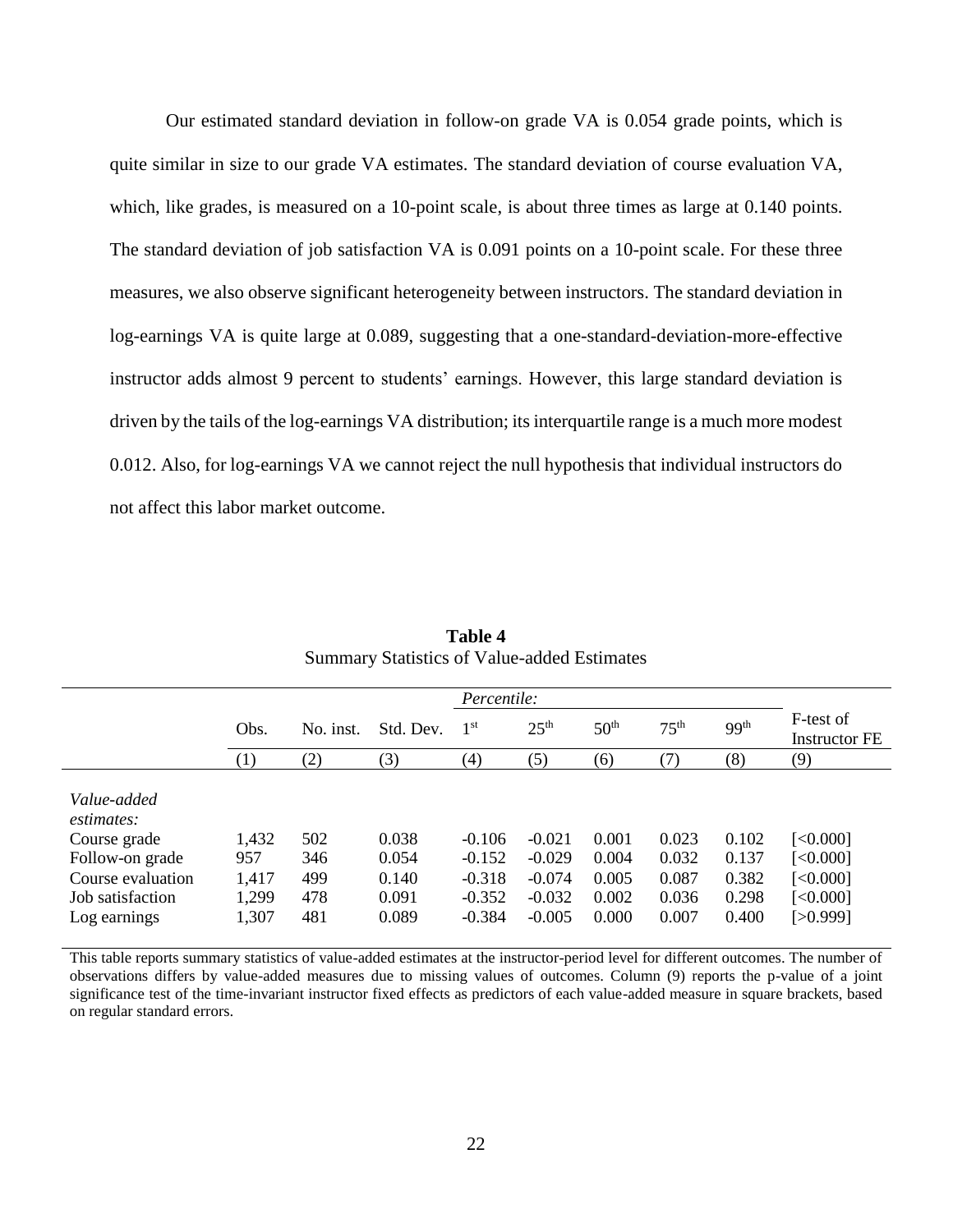Our estimated standard deviation in follow-on grade VA is 0.054 grade points, which is quite similar in size to our grade VA estimates. The standard deviation of course evaluation VA, which, like grades, is measured on a 10-point scale, is about three times as large at 0.140 points. The standard deviation of job satisfaction VA is 0.091 points on a 10-point scale. For these three measures, we also observe significant heterogeneity between instructors. The standard deviation in log-earnings VA is quite large at 0.089, suggesting that a one-standard-deviation-more-effective instructor adds almost 9 percent to students' earnings. However, this large standard deviation is driven by the tails of the log-earnings VA distribution; its interquartile range is a much more modest 0.012. Also, for log-earnings VA we cannot reject the null hypothesis that individual instructors do not affect this labor market outcome.

**Table 4**
Summary Statistics of Value-added Estimates

| | Obs. | No. inst. | Std. Dev. | *Percentile:* $1^{st}$ | $25^{th}$ | $50^{th}$ | $75^{th}$ | $99^{th}$ | F-test of Instructor FE |
|---|---|---|---|---|---|---|---|---|---|
| | (1) | (2) | (3) | (4) | (5) | (6) | (7) | (8) | (9) |
| *Value-added estimates:* | | | | | | | | | |
| Course grade | 1,432 | 502 | 0.038 | -0.106 | -0.021 | 0.001 | 0.023 | 0.102 | [<0.000] |
| Follow-on grade | 957 | 346 | 0.054 | -0.152 | -0.029 | 0.004 | 0.032 | 0.137 | [<0.000] |
| Course evaluation | 1,417 | 499 | 0.140 | -0.318 | -0.074 | 0.005 | 0.087 | 0.382 | [<0.000] |
| Job satisfaction | 1,299 | 478 | 0.091 | -0.352 | -0.032 | 0.002 | 0.036 | 0.298 | [<0.000] |
| Log earnings | 1,307 | 481 | 0.089 | -0.384 | -0.005 | 0.000 | 0.007 | 0.400 | [>0.999] |

This table reports summary statistics of value-added estimates at the instructor-period level for different outcomes. The number of observations differs by value-added measures due to missing values of outcomes. Column (9) reports the p-value of a joint significance test of the time-invariant instructor fixed effects as predictors of each value-added measure in square brackets, based on regular standard errors.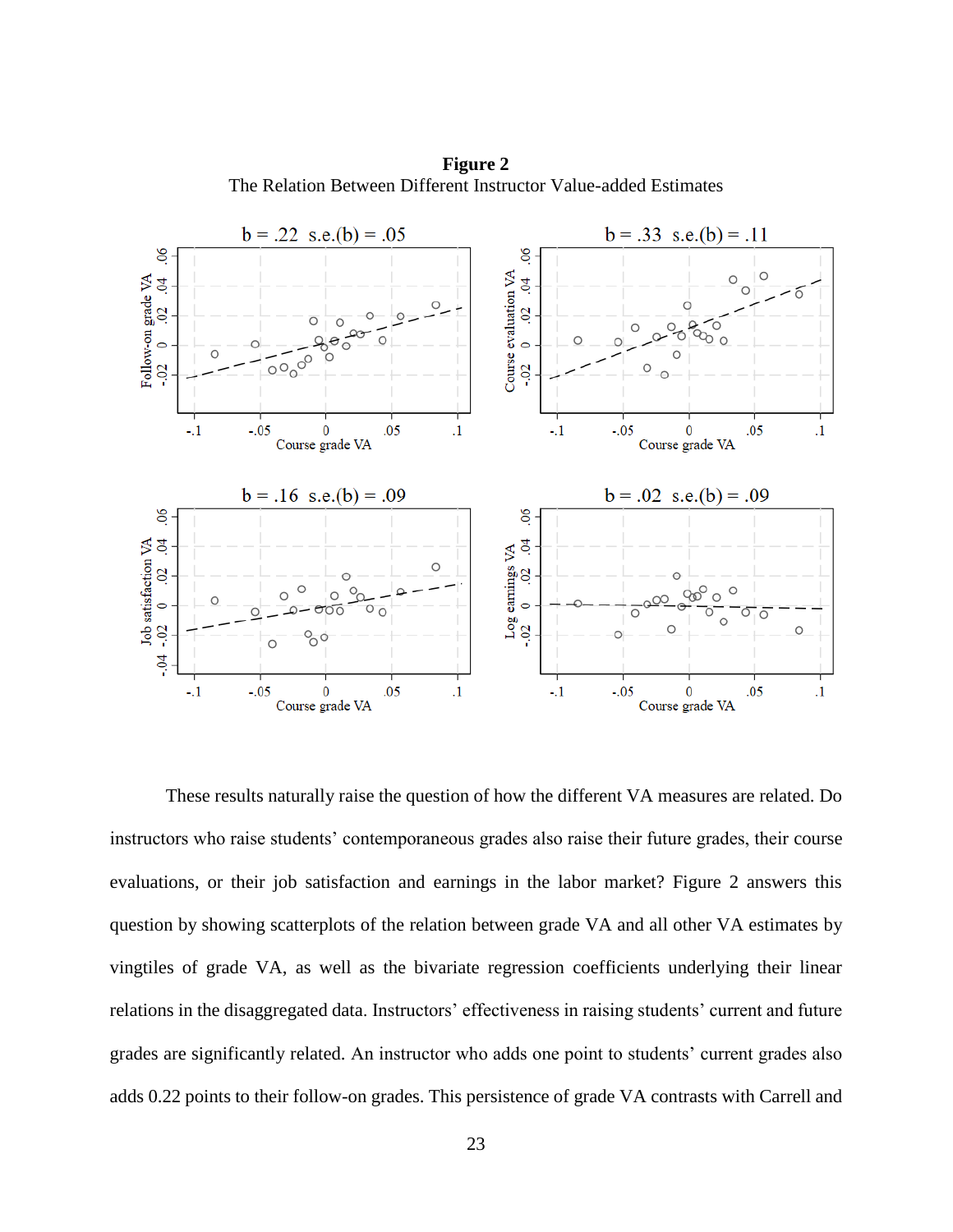**Figure 2**

The Relation Between Different Instructor Value-added Estimates

These results naturally raise the question of how the different VA measures are related. Do instructors who raise students' contemporaneous grades also raise their future grades, their course evaluations, or their job satisfaction and earnings in the labor market? Figure 2 answers this question by showing scatterplots of the relation between grade VA and all other VA estimates by vingtiles of grade VA, as well as the bivariate regression coefficients underlying their linear relations in the disaggregated data. Instructors' effectiveness in raising students' current and future grades are significantly related. An instructor who adds one point to students' current grades also adds 0.22 points to their follow-on grades. This persistence of grade VA contrasts with Carrell and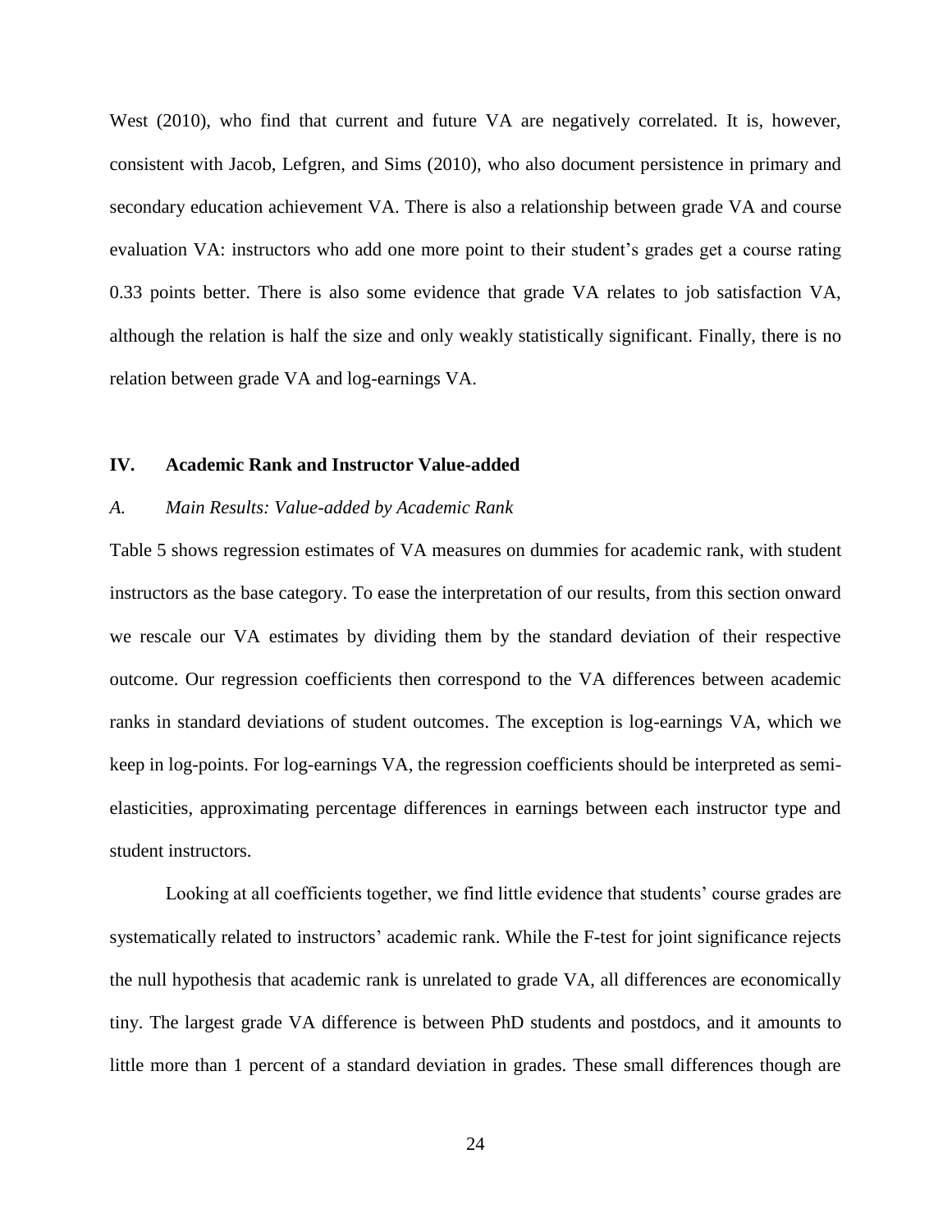West (2010), who find that current and future VA are negatively correlated. It is, however, consistent with Jacob, Lefgren, and Sims (2010), who also document persistence in primary and secondary education achievement VA. There is also a relationship between grade VA and course evaluation VA: instructors who add one more point to their student's grades get a course rating 0.33 points better. There is also some evidence that grade VA relates to job satisfaction VA, although the relation is half the size and only weakly statistically significant. Finally, there is no relation between grade VA and log-earnings VA.

## IV. Academic Rank and Instructor Value-added

### *A. Main Results: Value-added by Academic Rank*

Table 5 shows regression estimates of VA measures on dummies for academic rank, with student instructors as the base category. To ease the interpretation of our results, from this section onward we rescale our VA estimates by dividing them by the standard deviation of their respective outcome. Our regression coefficients then correspond to the VA differences between academic ranks in standard deviations of student outcomes. The exception is log-earnings VA, which we keep in log-points. For log-earnings VA, the regression coefficients should be interpreted as semi-elasticities, approximating percentage differences in earnings between each instructor type and student instructors.

Looking at all coefficients together, we find little evidence that students' course grades are systematically related to instructors' academic rank. While the F-test for joint significance rejects the null hypothesis that academic rank is unrelated to grade VA, all differences are economically tiny. The largest grade VA difference is between PhD students and postdocs, and it amounts to little more than 1 percent of a standard deviation in grades. These small differences though are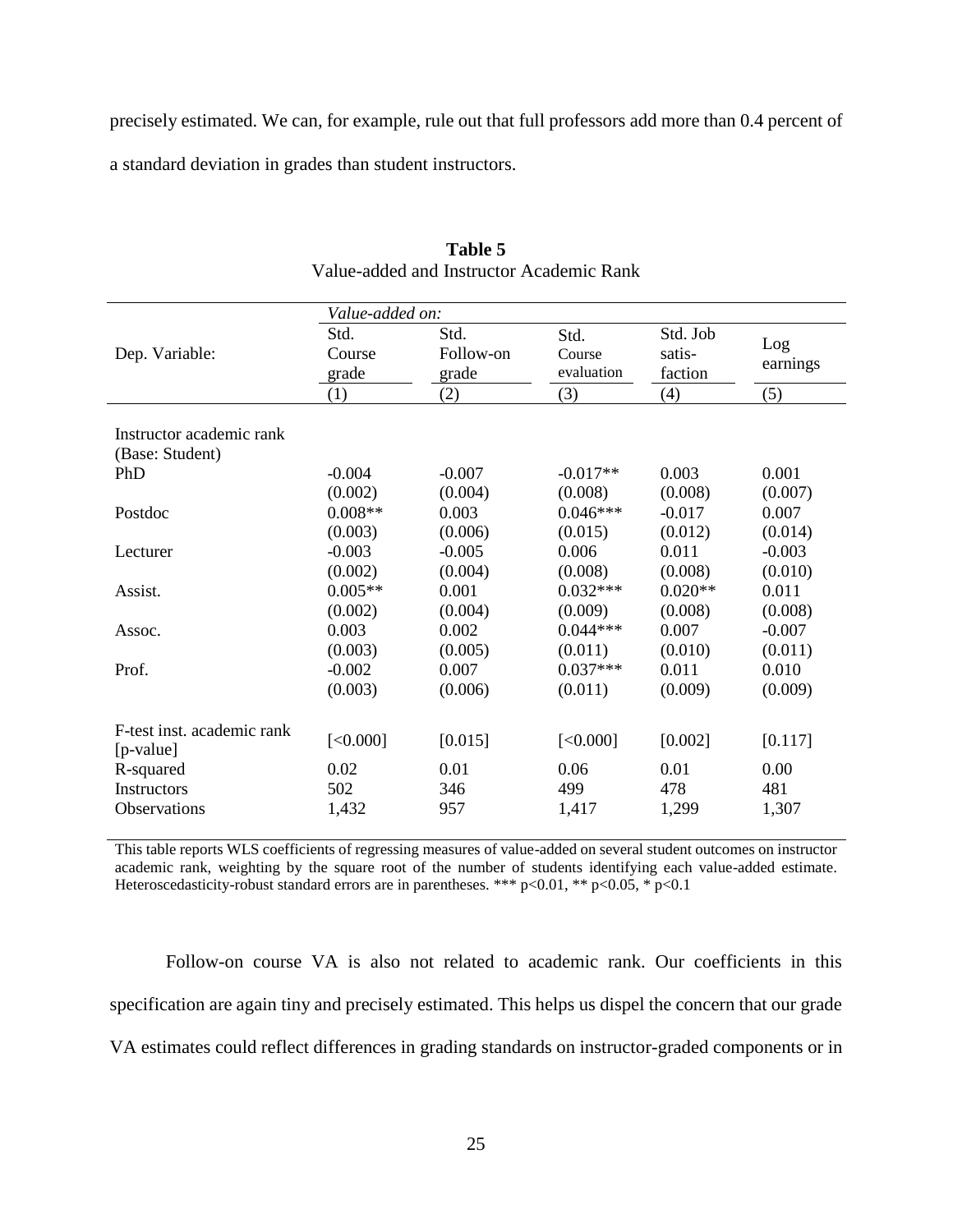precisely estimated. We can, for example, rule out that full professors add more than 0.4 percent of a standard deviation in grades than student instructors.

**Table 5**
Value-added and Instructor Academic Rank

| | *Value-added on:* | | | | |
|---|---|---|---|---|---|
| Dep. Variable: | Std. Course grade | Std. Follow-on grade | Std. Course evaluation | Std. Job satis-faction | Log earnings |
| | (1) | (2) | (3) | (4) | (5) |
| Instructor academic rank (Base: Student) | | | | | |
| PhD | -0.004 | -0.007 | -0.017** | 0.003 | 0.001 |
| | (0.002) | (0.004) | (0.008) | (0.008) | (0.007) |
| Postdoc | 0.008** | 0.003 | 0.046*** | -0.017 | 0.007 |
| | (0.003) | (0.006) | (0.015) | (0.012) | (0.014) |
| Lecturer | -0.003 | -0.005 | 0.006 | 0.011 | -0.003 |
| | (0.002) | (0.004) | (0.008) | (0.008) | (0.010) |
| Assist. | 0.005** | 0.001 | 0.032*** | 0.020** | 0.011 |
| | (0.002) | (0.004) | (0.009) | (0.008) | (0.008) |
| Assoc. | 0.003 | 0.002 | 0.044*** | 0.007 | -0.007 |
| | (0.003) | (0.005) | (0.011) | (0.010) | (0.011) |
| Prof. | -0.002 | 0.007 | 0.037*** | 0.011 | 0.010 |
| | (0.003) | (0.006) | (0.011) | (0.009) | (0.009) |
| F-test inst. academic rank [p-value] | [<0.000] | [0.015] | [<0.000] | [0.002] | [0.117] |
| R-squared | 0.02 | 0.01 | 0.06 | 0.01 | 0.00 |
| Instructors | 502 | 346 | 499 | 478 | 481 |
| Observations | 1,432 | 957 | 1,417 | 1,299 | 1,307 |

This table reports WLS coefficients of regressing measures of value-added on several student outcomes on instructor academic rank, weighting by the square root of the number of students identifying each value-added estimate. Heteroscedasticity-robust standard errors are in parentheses. *** p<0.01, ** p<0.05, * p<0.1

Follow-on course VA is also not related to academic rank. Our coefficients in this specification are again tiny and precisely estimated. This helps us dispel the concern that our grade VA estimates could reflect differences in grading standards on instructor-graded components or in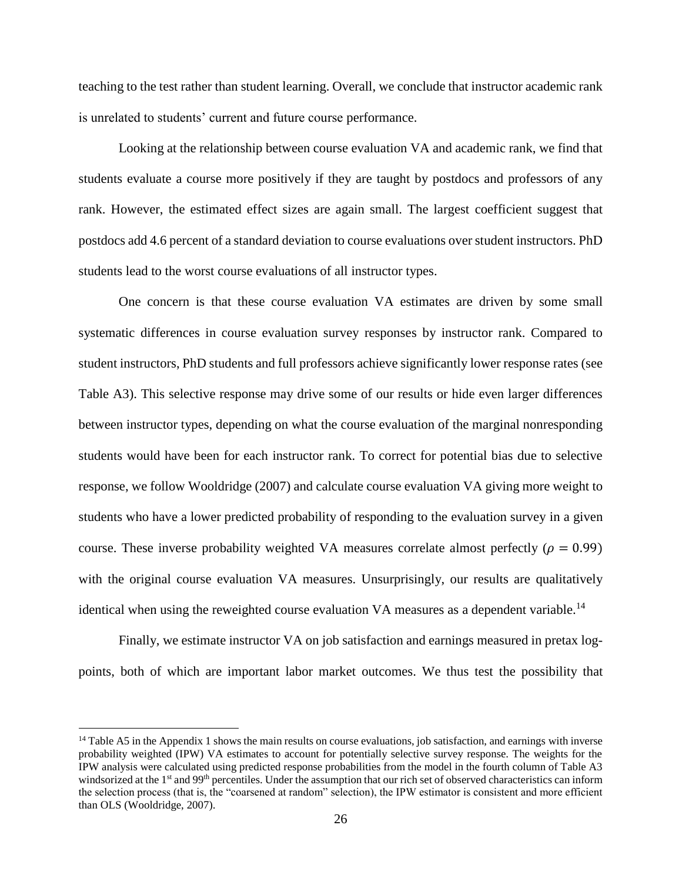teaching to the test rather than student learning. Overall, we conclude that instructor academic rank is unrelated to students' current and future course performance.

Looking at the relationship between course evaluation VA and academic rank, we find that students evaluate a course more positively if they are taught by postdocs and professors of any rank. However, the estimated effect sizes are again small. The largest coefficient suggest that postdocs add 4.6 percent of a standard deviation to course evaluations over student instructors. PhD students lead to the worst course evaluations of all instructor types.

One concern is that these course evaluation VA estimates are driven by some small systematic differences in course evaluation survey responses by instructor rank. Compared to student instructors, PhD students and full professors achieve significantly lower response rates (see Table A3). This selective response may drive some of our results or hide even larger differences between instructor types, depending on what the course evaluation of the marginal nonresponding students would have been for each instructor rank. To correct for potential bias due to selective response, we follow Wooldridge (2007) and calculate course evaluation VA giving more weight to students who have a lower predicted probability of responding to the evaluation survey in a given course. These inverse probability weighted VA measures correlate almost perfectly ($\rho = 0.99$) with the original course evaluation VA measures. Unsurprisingly, our results are qualitatively identical when using the reweighted course evaluation VA measures as a dependent variable.[14]

Finally, we estimate instructor VA on job satisfaction and earnings measured in pretax log-points, both of which are important labor market outcomes. We thus test the possibility that

---

[14] Table A5 in the Appendix 1 shows the main results on course evaluations, job satisfaction, and earnings with inverse probability weighted (IPW) VA estimates to account for potentially selective survey response. The weights for the IPW analysis were calculated using predicted response probabilities from the model in the fourth column of Table A3 windsorized at the 1st and 99th percentiles. Under the assumption that our rich set of observed characteristics can inform the selection process (that is, the "coarsened at random" selection), the IPW estimator is consistent and more efficient than OLS (Wooldridge, 2007).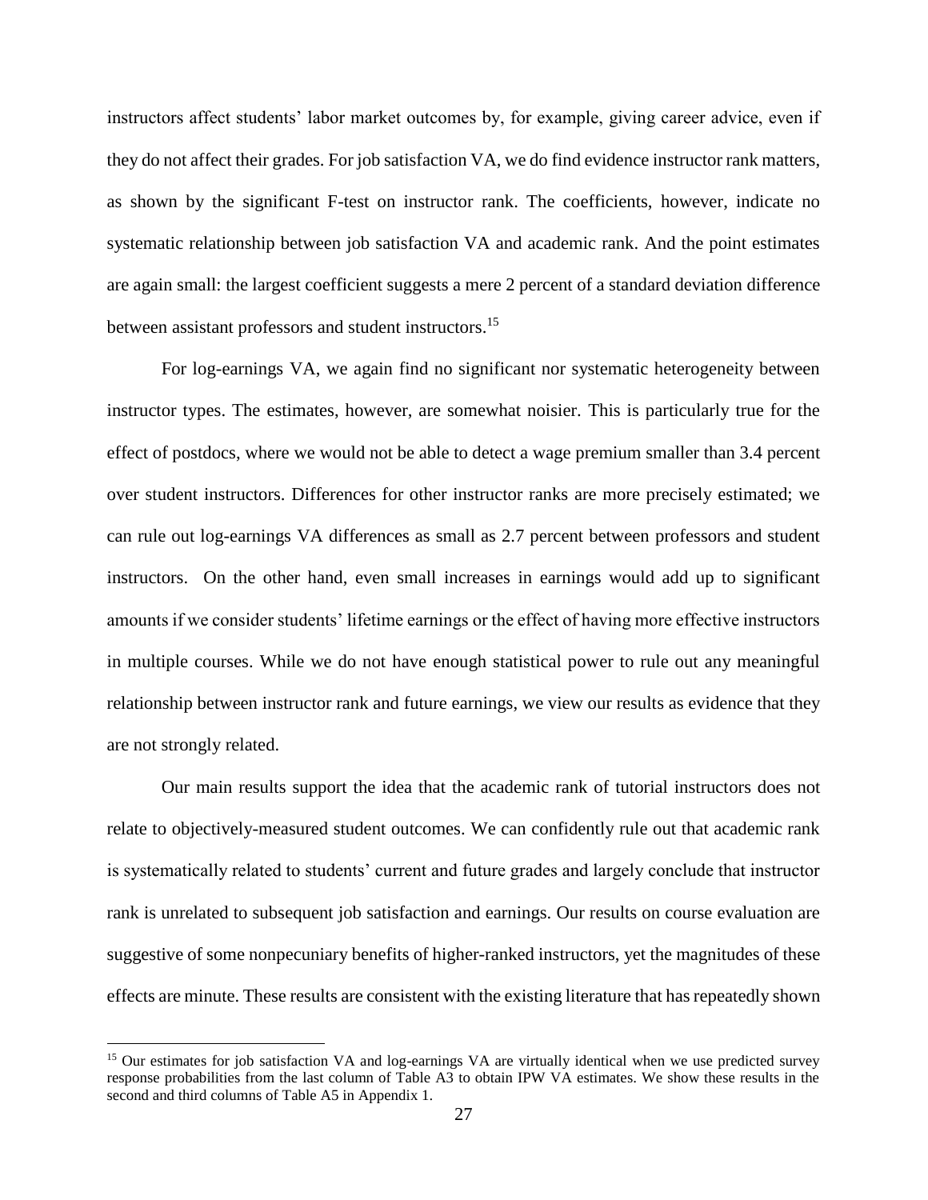instructors affect students' labor market outcomes by, for example, giving career advice, even if they do not affect their grades. For job satisfaction VA, we do find evidence instructor rank matters, as shown by the significant F-test on instructor rank. The coefficients, however, indicate no systematic relationship between job satisfaction VA and academic rank. And the point estimates are again small: the largest coefficient suggests a mere 2 percent of a standard deviation difference between assistant professors and student instructors.[15]

For log-earnings VA, we again find no significant nor systematic heterogeneity between instructor types. The estimates, however, are somewhat noisier. This is particularly true for the effect of postdocs, where we would not be able to detect a wage premium smaller than 3.4 percent over student instructors. Differences for other instructor ranks are more precisely estimated; we can rule out log-earnings VA differences as small as 2.7 percent between professors and student instructors. On the other hand, even small increases in earnings would add up to significant amounts if we consider students' lifetime earnings or the effect of having more effective instructors in multiple courses. While we do not have enough statistical power to rule out any meaningful relationship between instructor rank and future earnings, we view our results as evidence that they are not strongly related.

Our main results support the idea that the academic rank of tutorial instructors does not relate to objectively-measured student outcomes. We can confidently rule out that academic rank is systematically related to students' current and future grades and largely conclude that instructor rank is unrelated to subsequent job satisfaction and earnings. Our results on course evaluation are suggestive of some nonpecuniary benefits of higher-ranked instructors, yet the magnitudes of these effects are minute. These results are consistent with the existing literature that has repeatedly shown

[15] Our estimates for job satisfaction VA and log-earnings VA are virtually identical when we use predicted survey response probabilities from the last column of Table A3 to obtain IPW VA estimates. We show these results in the second and third columns of Table A5 in Appendix 1.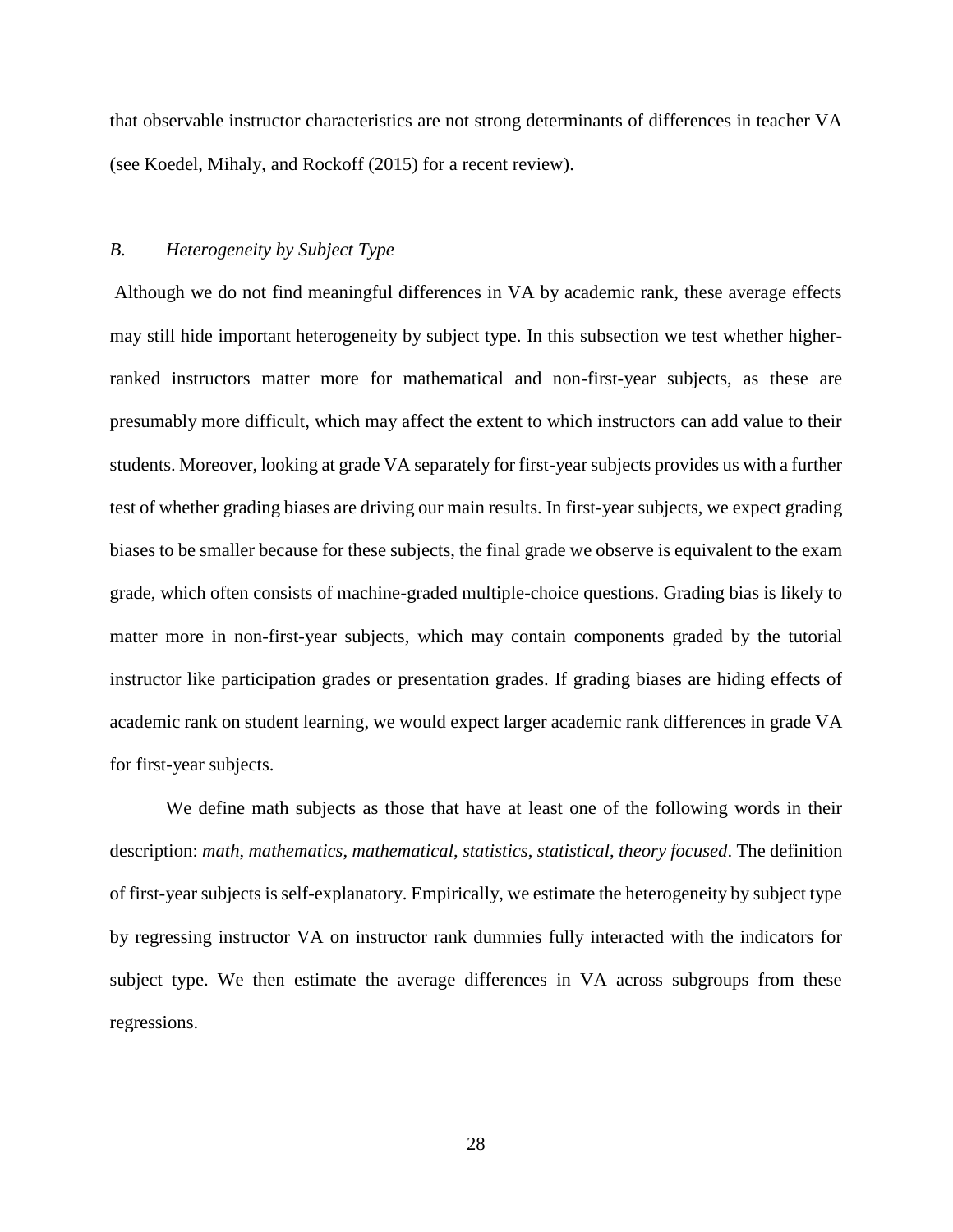that observable instructor characteristics are not strong determinants of differences in teacher VA (see Koedel, Mihaly, and Rockoff (2015) for a recent review).

### *B. Heterogeneity by Subject Type*

Although we do not find meaningful differences in VA by academic rank, these average effects may still hide important heterogeneity by subject type. In this subsection we test whether higher-ranked instructors matter more for mathematical and non-first-year subjects, as these are presumably more difficult, which may affect the extent to which instructors can add value to their students. Moreover, looking at grade VA separately for first-year subjects provides us with a further test of whether grading biases are driving our main results. In first-year subjects, we expect grading biases to be smaller because for these subjects, the final grade we observe is equivalent to the exam grade, which often consists of machine-graded multiple-choice questions. Grading bias is likely to matter more in non-first-year subjects, which may contain components graded by the tutorial instructor like participation grades or presentation grades. If grading biases are hiding effects of academic rank on student learning, we would expect larger academic rank differences in grade VA for first-year subjects.

We define math subjects as those that have at least one of the following words in their description: *math*, *mathematics*, *mathematical*, *statistics*, *statistical*, *theory focused*. The definition of first-year subjects is self-explanatory. Empirically, we estimate the heterogeneity by subject type by regressing instructor VA on instructor rank dummies fully interacted with the indicators for subject type. We then estimate the average differences in VA across subgroups from these regressions.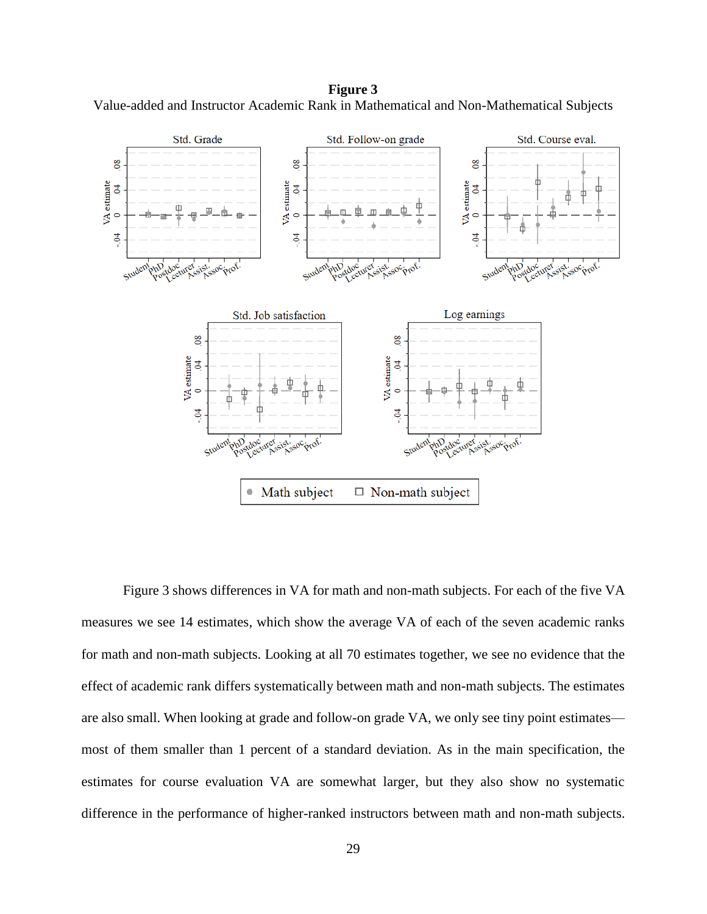**Figure 3**

Value-added and Instructor Academic Rank in Mathematical and Non-Mathematical Subjects

Figure 3 shows differences in VA for math and non-math subjects. For each of the five VA measures we see 14 estimates, which show the average VA of each of the seven academic ranks for math and non-math subjects. Looking at all 70 estimates together, we see no evidence that the effect of academic rank differs systematically between math and non-math subjects. The estimates are also small. When looking at grade and follow-on grade VA, we only see tiny point estimates—most of them smaller than 1 percent of a standard deviation. As in the main specification, the estimates for course evaluation VA are somewhat larger, but they also show no systematic difference in the performance of higher-ranked instructors between math and non-math subjects.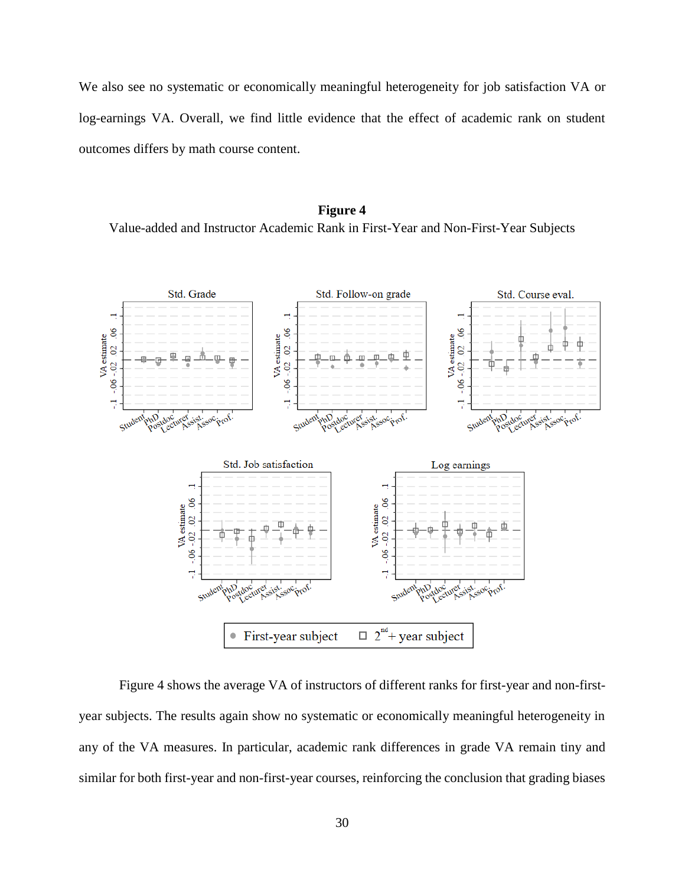We also see no systematic or economically meaningful heterogeneity for job satisfaction VA or log-earnings VA. Overall, we find little evidence that the effect of academic rank on student outcomes differs by math course content.

**Figure 4**

Value-added and Instructor Academic Rank in First-Year and Non-First-Year Subjects

Figure 4 shows the average VA of instructors of different ranks for first-year and non-first-year subjects. The results again show no systematic or economically meaningful heterogeneity in any of the VA measures. In particular, academic rank differences in grade VA remain tiny and similar for both first-year and non-first-year courses, reinforcing the conclusion that grading biases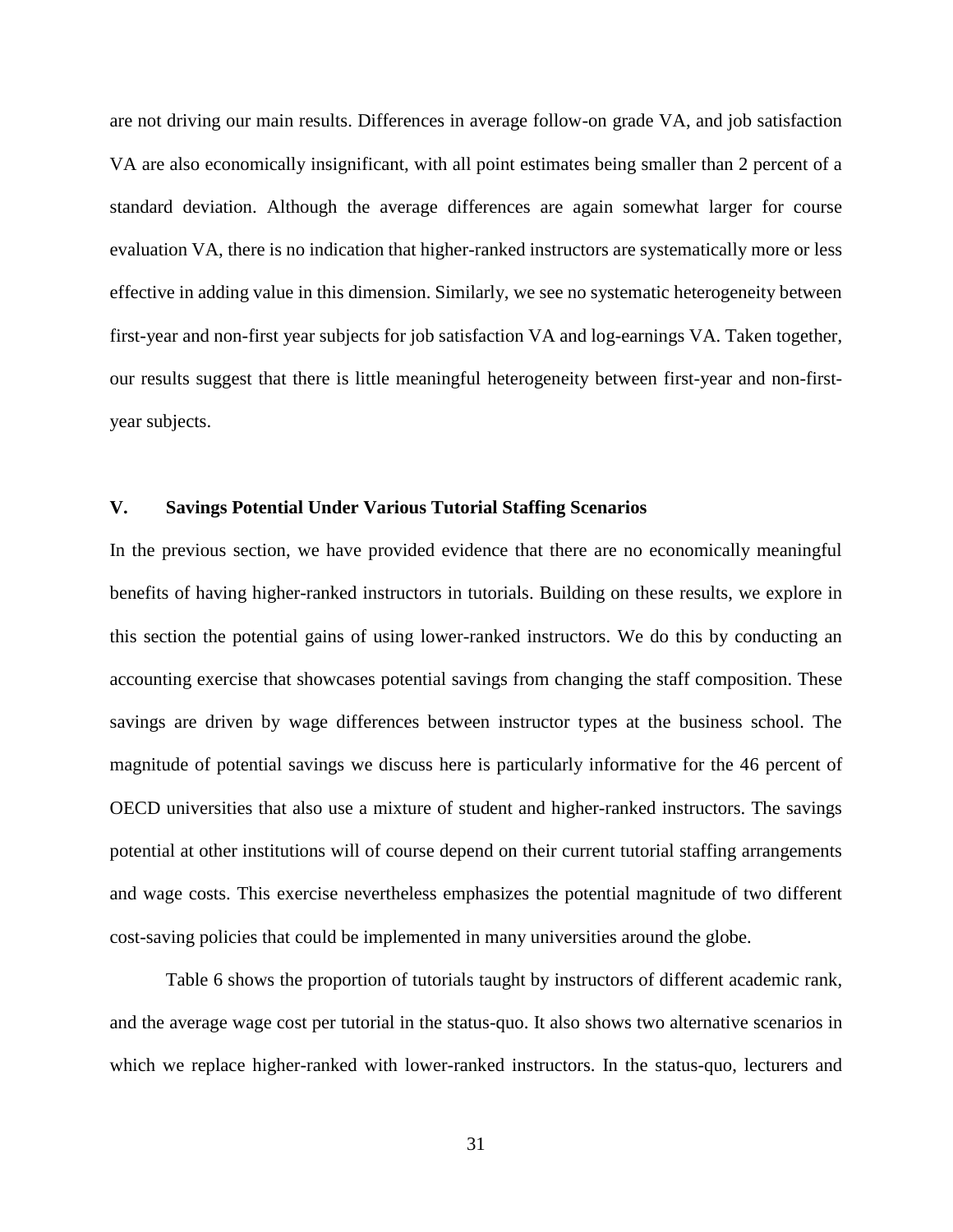are not driving our main results. Differences in average follow-on grade VA, and job satisfaction VA are also economically insignificant, with all point estimates being smaller than 2 percent of a standard deviation. Although the average differences are again somewhat larger for course evaluation VA, there is no indication that higher-ranked instructors are systematically more or less effective in adding value in this dimension. Similarly, we see no systematic heterogeneity between first-year and non-first year subjects for job satisfaction VA and log-earnings VA. Taken together, our results suggest that there is little meaningful heterogeneity between first-year and non-first-year subjects.

## V. Savings Potential Under Various Tutorial Staffing Scenarios

In the previous section, we have provided evidence that there are no economically meaningful benefits of having higher-ranked instructors in tutorials. Building on these results, we explore in this section the potential gains of using lower-ranked instructors. We do this by conducting an accounting exercise that showcases potential savings from changing the staff composition. These savings are driven by wage differences between instructor types at the business school. The magnitude of potential savings we discuss here is particularly informative for the 46 percent of OECD universities that also use a mixture of student and higher-ranked instructors. The savings potential at other institutions will of course depend on their current tutorial staffing arrangements and wage costs. This exercise nevertheless emphasizes the potential magnitude of two different cost-saving policies that could be implemented in many universities around the globe.

Table 6 shows the proportion of tutorials taught by instructors of different academic rank, and the average wage cost per tutorial in the status-quo. It also shows two alternative scenarios in which we replace higher-ranked with lower-ranked instructors. In the status-quo, lecturers and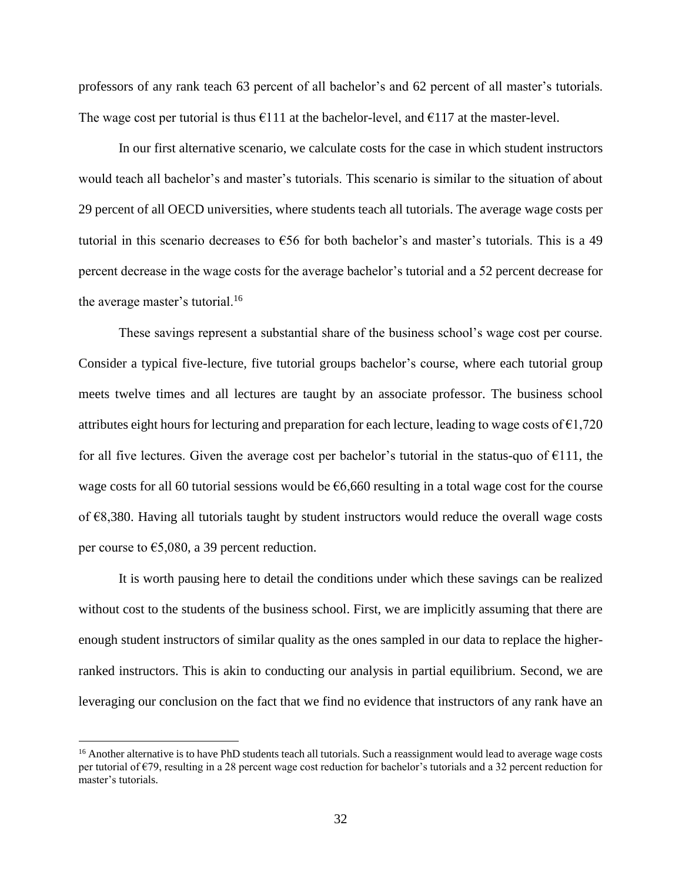professors of any rank teach 63 percent of all bachelor's and 62 percent of all master's tutorials. The wage cost per tutorial is thus €111 at the bachelor-level, and €117 at the master-level.

In our first alternative scenario, we calculate costs for the case in which student instructors would teach all bachelor's and master's tutorials. This scenario is similar to the situation of about 29 percent of all OECD universities, where students teach all tutorials. The average wage costs per tutorial in this scenario decreases to €56 for both bachelor's and master's tutorials. This is a 49 percent decrease in the wage costs for the average bachelor's tutorial and a 52 percent decrease for the average master's tutorial.[16]

These savings represent a substantial share of the business school's wage cost per course. Consider a typical five-lecture, five tutorial groups bachelor's course, where each tutorial group meets twelve times and all lectures are taught by an associate professor. The business school attributes eight hours for lecturing and preparation for each lecture, leading to wage costs of €1,720 for all five lectures. Given the average cost per bachelor's tutorial in the status-quo of €111, the wage costs for all 60 tutorial sessions would be €6,660 resulting in a total wage cost for the course of €8,380. Having all tutorials taught by student instructors would reduce the overall wage costs per course to €5,080, a 39 percent reduction.

It is worth pausing here to detail the conditions under which these savings can be realized without cost to the students of the business school. First, we are implicitly assuming that there are enough student instructors of similar quality as the ones sampled in our data to replace the higher-ranked instructors. This is akin to conducting our analysis in partial equilibrium. Second, we are leveraging our conclusion on the fact that we find no evidence that instructors of any rank have an

[16] Another alternative is to have PhD students teach all tutorials. Such a reassignment would lead to average wage costs per tutorial of €79, resulting in a 28 percent wage cost reduction for bachelor's tutorials and a 32 percent reduction for master's tutorials.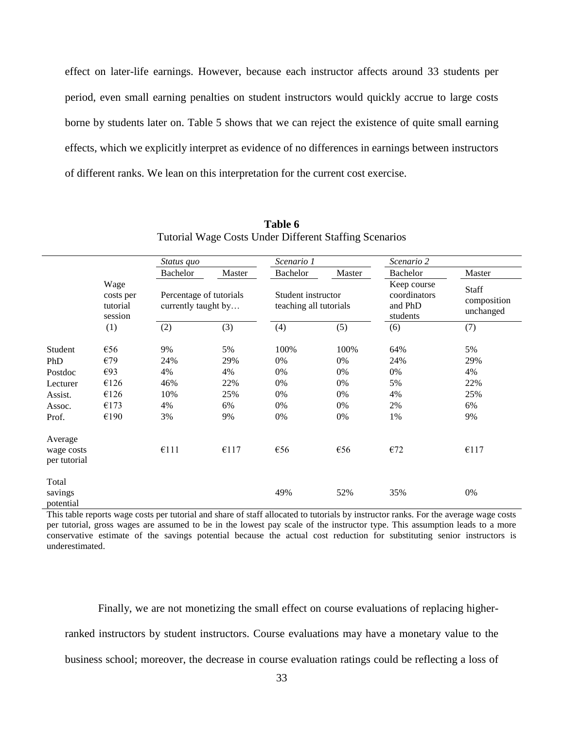effect on later-life earnings. However, because each instructor affects around 33 students per period, even small earning penalties on student instructors would quickly accrue to large costs borne by students later on. Table 5 shows that we can reject the existence of quite small earning effects, which we explicitly interpret as evidence of no differences in earnings between instructors of different ranks. We lean on this interpretation for the current cost exercise.

**Table 6**
Tutorial Wage Costs Under Different Staffing Scenarios

| | | *Status quo* | | *Scenario 1* | | *Scenario 2* | |
|---|---|---|---|---|---|---|---|
| | | Bachelor | Master | Bachelor | Master | Bachelor | Master |
| | Wage costs per tutorial session | Percentage of tutorials currently taught by… | | Student instructor teaching all tutorials | | Keep course coordinators and PhD students | Staff composition unchanged |
| | (1) | (2) | (3) | (4) | (5) | (6) | (7) |
| Student | €56 | 9% | 5% | 100% | 100% | 64% | 5% |
| PhD | €79 | 24% | 29% | 0% | 0% | 24% | 29% |
| Postdoc | €93 | 4% | 4% | 0% | 0% | 0% | 4% |
| Lecturer | €126 | 46% | 22% | 0% | 0% | 5% | 22% |
| Assist. | €126 | 10% | 25% | 0% | 0% | 4% | 25% |
| Assoc. | €173 | 4% | 6% | 0% | 0% | 2% | 6% |
| Prof. | €190 | 3% | 9% | 0% | 0% | 1% | 9% |
| Average wage costs per tutorial | | €111 | €117 | €56 | €56 | €72 | €117 |
| Total savings potential | | | | 49% | 52% | 35% | 0% |

This table reports wage costs per tutorial and share of staff allocated to tutorials by instructor ranks. For the average wage costs per tutorial, gross wages are assumed to be in the lowest pay scale of the instructor type. This assumption leads to a more conservative estimate of the savings potential because the actual cost reduction for substituting senior instructors is underestimated.

Finally, we are not monetizing the small effect on course evaluations of replacing higher-ranked instructors by student instructors. Course evaluations may have a monetary value to the business school; moreover, the decrease in course evaluation ratings could be reflecting a loss of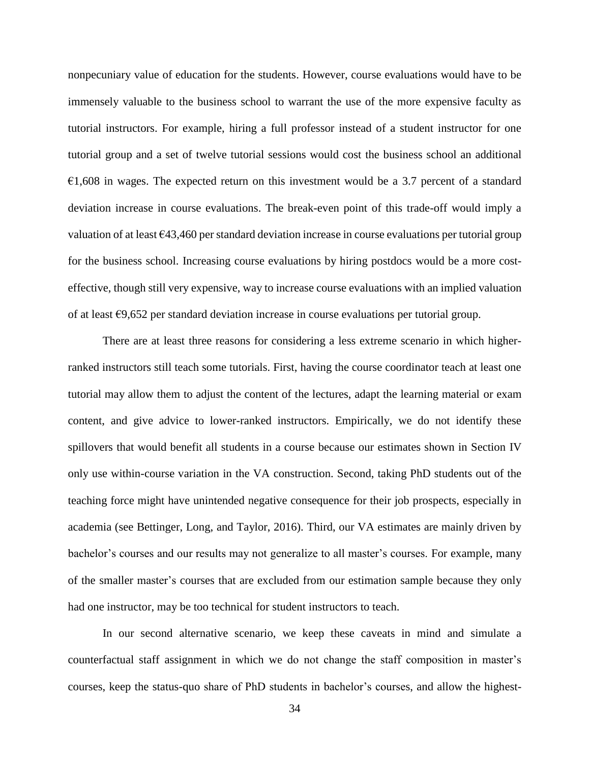nonpecuniary value of education for the students. However, course evaluations would have to be immensely valuable to the business school to warrant the use of the more expensive faculty as tutorial instructors. For example, hiring a full professor instead of a student instructor for one tutorial group and a set of twelve tutorial sessions would cost the business school an additional €1,608 in wages. The expected return on this investment would be a 3.7 percent of a standard deviation increase in course evaluations. The break-even point of this trade-off would imply a valuation of at least €43,460 per standard deviation increase in course evaluations per tutorial group for the business school. Increasing course evaluations by hiring postdocs would be a more cost-effective, though still very expensive, way to increase course evaluations with an implied valuation of at least €9,652 per standard deviation increase in course evaluations per tutorial group.

There are at least three reasons for considering a less extreme scenario in which higher-ranked instructors still teach some tutorials. First, having the course coordinator teach at least one tutorial may allow them to adjust the content of the lectures, adapt the learning material or exam content, and give advice to lower-ranked instructors. Empirically, we do not identify these spillovers that would benefit all students in a course because our estimates shown in Section IV only use within-course variation in the VA construction. Second, taking PhD students out of the teaching force might have unintended negative consequence for their job prospects, especially in academia (see Bettinger, Long, and Taylor, 2016). Third, our VA estimates are mainly driven by bachelor's courses and our results may not generalize to all master's courses. For example, many of the smaller master's courses that are excluded from our estimation sample because they only had one instructor, may be too technical for student instructors to teach.

In our second alternative scenario, we keep these caveats in mind and simulate a counterfactual staff assignment in which we do not change the staff composition in master's courses, keep the status-quo share of PhD students in bachelor's courses, and allow the highest-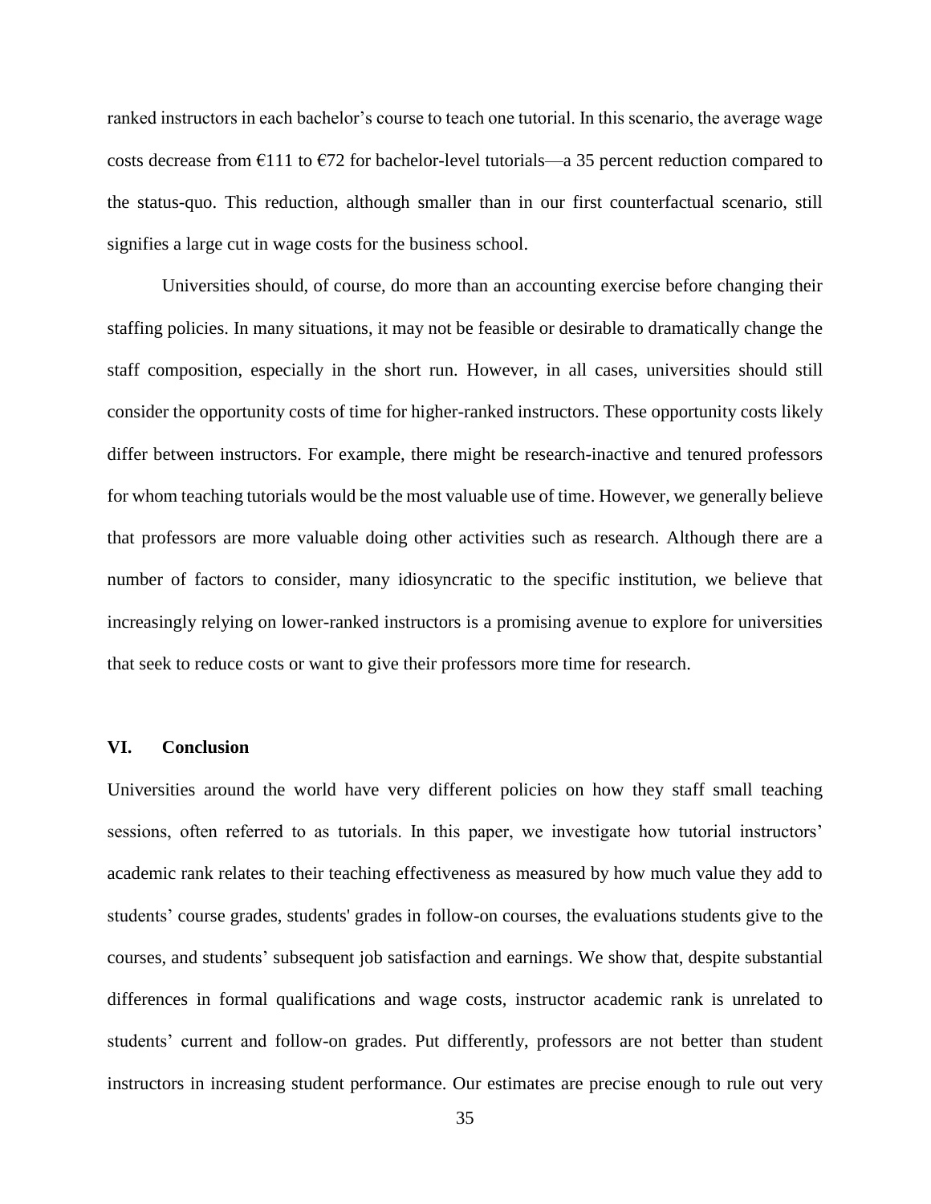ranked instructors in each bachelor's course to teach one tutorial. In this scenario, the average wage costs decrease from €111 to €72 for bachelor-level tutorials—a 35 percent reduction compared to the status-quo. This reduction, although smaller than in our first counterfactual scenario, still signifies a large cut in wage costs for the business school.

Universities should, of course, do more than an accounting exercise before changing their staffing policies. In many situations, it may not be feasible or desirable to dramatically change the staff composition, especially in the short run. However, in all cases, universities should still consider the opportunity costs of time for higher-ranked instructors. These opportunity costs likely differ between instructors. For example, there might be research-inactive and tenured professors for whom teaching tutorials would be the most valuable use of time. However, we generally believe that professors are more valuable doing other activities such as research. Although there are a number of factors to consider, many idiosyncratic to the specific institution, we believe that increasingly relying on lower-ranked instructors is a promising avenue to explore for universities that seek to reduce costs or want to give their professors more time for research.

## VI. Conclusion

Universities around the world have very different policies on how they staff small teaching sessions, often referred to as tutorials. In this paper, we investigate how tutorial instructors' academic rank relates to their teaching effectiveness as measured by how much value they add to students' course grades, students' grades in follow-on courses, the evaluations students give to the courses, and students' subsequent job satisfaction and earnings. We show that, despite substantial differences in formal qualifications and wage costs, instructor academic rank is unrelated to students' current and follow-on grades. Put differently, professors are not better than student instructors in increasing student performance. Our estimates are precise enough to rule out very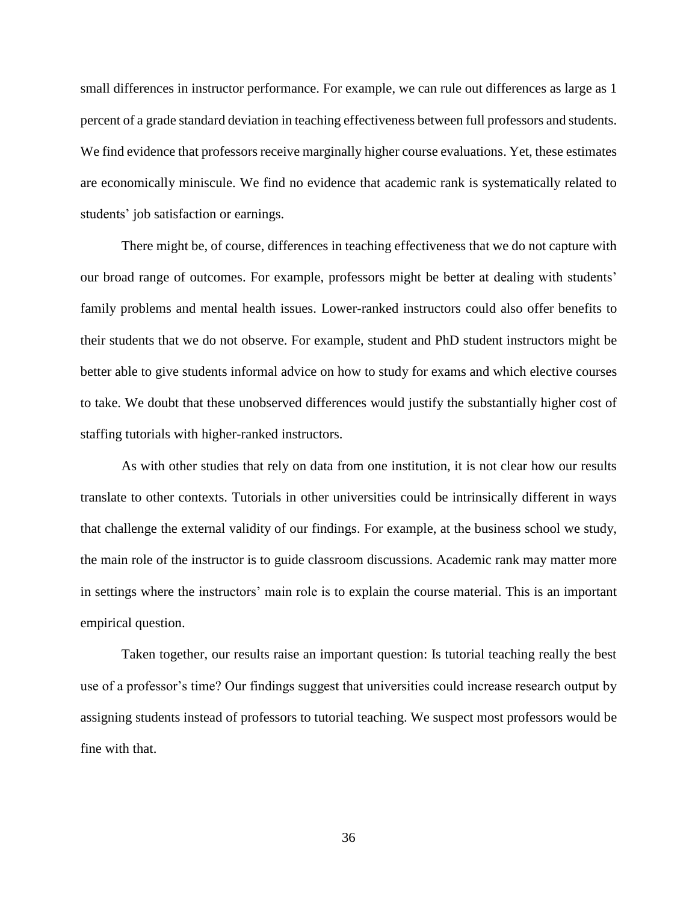small differences in instructor performance. For example, we can rule out differences as large as 1 percent of a grade standard deviation in teaching effectiveness between full professors and students. We find evidence that professors receive marginally higher course evaluations. Yet, these estimates are economically miniscule. We find no evidence that academic rank is systematically related to students' job satisfaction or earnings.

There might be, of course, differences in teaching effectiveness that we do not capture with our broad range of outcomes. For example, professors might be better at dealing with students' family problems and mental health issues. Lower-ranked instructors could also offer benefits to their students that we do not observe. For example, student and PhD student instructors might be better able to give students informal advice on how to study for exams and which elective courses to take. We doubt that these unobserved differences would justify the substantially higher cost of staffing tutorials with higher-ranked instructors.

As with other studies that rely on data from one institution, it is not clear how our results translate to other contexts. Tutorials in other universities could be intrinsically different in ways that challenge the external validity of our findings. For example, at the business school we study, the main role of the instructor is to guide classroom discussions. Academic rank may matter more in settings where the instructors' main role is to explain the course material. This is an important empirical question.

Taken together, our results raise an important question: Is tutorial teaching really the best use of a professor's time? Our findings suggest that universities could increase research output by assigning students instead of professors to tutorial teaching. We suspect most professors would be fine with that.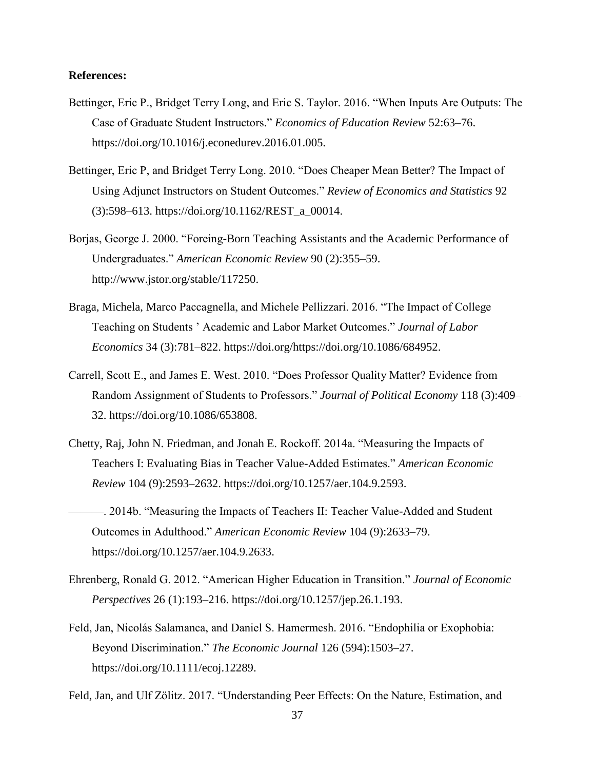**References:**

Bettinger, Eric P., Bridget Terry Long, and Eric S. Taylor. 2016. "When Inputs Are Outputs: The Case of Graduate Student Instructors." *Economics of Education Review* 52:63–76. https://doi.org/10.1016/j.econedurev.2016.01.005.

Bettinger, Eric P, and Bridget Terry Long. 2010. "Does Cheaper Mean Better? The Impact of Using Adjunct Instructors on Student Outcomes." *Review of Economics and Statistics* 92 (3):598–613. https://doi.org/10.1162/REST_a_00014.

Borjas, George J. 2000. "Foreing-Born Teaching Assistants and the Academic Performance of Undergraduates." *American Economic Review* 90 (2):355–59. http://www.jstor.org/stable/117250.

Braga, Michela, Marco Paccagnella, and Michele Pellizzari. 2016. "The Impact of College Teaching on Students ' Academic and Labor Market Outcomes." *Journal of Labor Economics* 34 (3):781–822. https://doi.org/https://doi.org/10.1086/684952.

Carrell, Scott E., and James E. West. 2010. "Does Professor Quality Matter? Evidence from Random Assignment of Students to Professors." *Journal of Political Economy* 118 (3):409–32. https://doi.org/10.1086/653808.

Chetty, Raj, John N. Friedman, and Jonah E. Rockoff. 2014a. "Measuring the Impacts of Teachers I: Evaluating Bias in Teacher Value-Added Estimates." *American Economic Review* 104 (9):2593–2632. https://doi.org/10.1257/aer.104.9.2593.

———. 2014b. "Measuring the Impacts of Teachers II: Teacher Value-Added and Student Outcomes in Adulthood." *American Economic Review* 104 (9):2633–79. https://doi.org/10.1257/aer.104.9.2633.

Ehrenberg, Ronald G. 2012. "American Higher Education in Transition." *Journal of Economic Perspectives* 26 (1):193–216. https://doi.org/10.1257/jep.26.1.193.

Feld, Jan, Nicolás Salamanca, and Daniel S. Hamermesh. 2016. "Endophilia or Exophobia: Beyond Discrimination." *The Economic Journal* 126 (594):1503–27. https://doi.org/10.1111/ecoj.12289.

Feld, Jan, and Ulf Zölitz. 2017. "Understanding Peer Effects: On the Nature, Estimation, and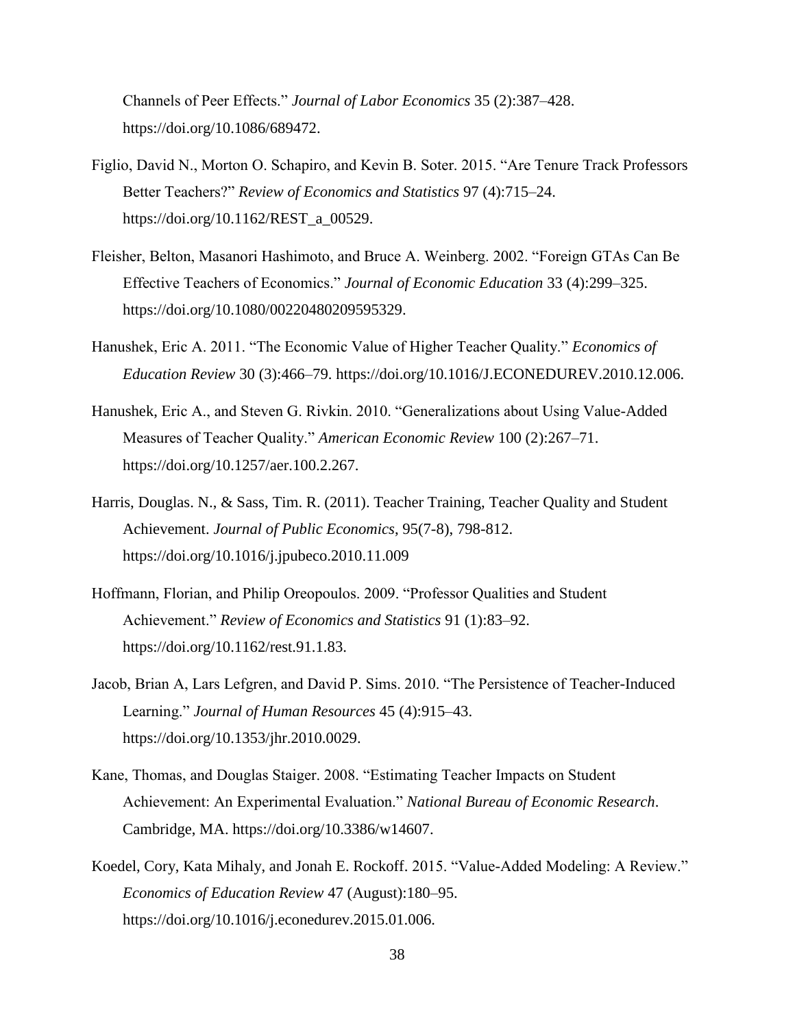Channels of Peer Effects." *Journal of Labor Economics* 35 (2):387–428. https://doi.org/10.1086/689472.

Figlio, David N., Morton O. Schapiro, and Kevin B. Soter. 2015. "Are Tenure Track Professors Better Teachers?" *Review of Economics and Statistics* 97 (4):715–24. https://doi.org/10.1162/REST_a_00529.

Fleisher, Belton, Masanori Hashimoto, and Bruce A. Weinberg. 2002. "Foreign GTAs Can Be Effective Teachers of Economics." *Journal of Economic Education* 33 (4):299–325. https://doi.org/10.1080/00220480209595329.

Hanushek, Eric A. 2011. "The Economic Value of Higher Teacher Quality." *Economics of Education Review* 30 (3):466–79. https://doi.org/10.1016/J.ECONEDUREV.2010.12.006.

Hanushek, Eric A., and Steven G. Rivkin. 2010. "Generalizations about Using Value-Added Measures of Teacher Quality." *American Economic Review* 100 (2):267–71. https://doi.org/10.1257/aer.100.2.267.

Harris, Douglas. N., & Sass, Tim. R. (2011). Teacher Training, Teacher Quality and Student Achievement. *Journal of Public Economics*, 95(7-8), 798-812. https://doi.org/10.1016/j.jpubeco.2010.11.009

Hoffmann, Florian, and Philip Oreopoulos. 2009. "Professor Qualities and Student Achievement." *Review of Economics and Statistics* 91 (1):83–92. https://doi.org/10.1162/rest.91.1.83.

Jacob, Brian A, Lars Lefgren, and David P. Sims. 2010. "The Persistence of Teacher-Induced Learning." *Journal of Human Resources* 45 (4):915–43. https://doi.org/10.1353/jhr.2010.0029.

Kane, Thomas, and Douglas Staiger. 2008. "Estimating Teacher Impacts on Student Achievement: An Experimental Evaluation." *National Bureau of Economic Research*. Cambridge, MA. https://doi.org/10.3386/w14607.

Koedel, Cory, Kata Mihaly, and Jonah E. Rockoff. 2015. "Value-Added Modeling: A Review." *Economics of Education Review* 47 (August):180–95. https://doi.org/10.1016/j.econedurev.2015.01.006.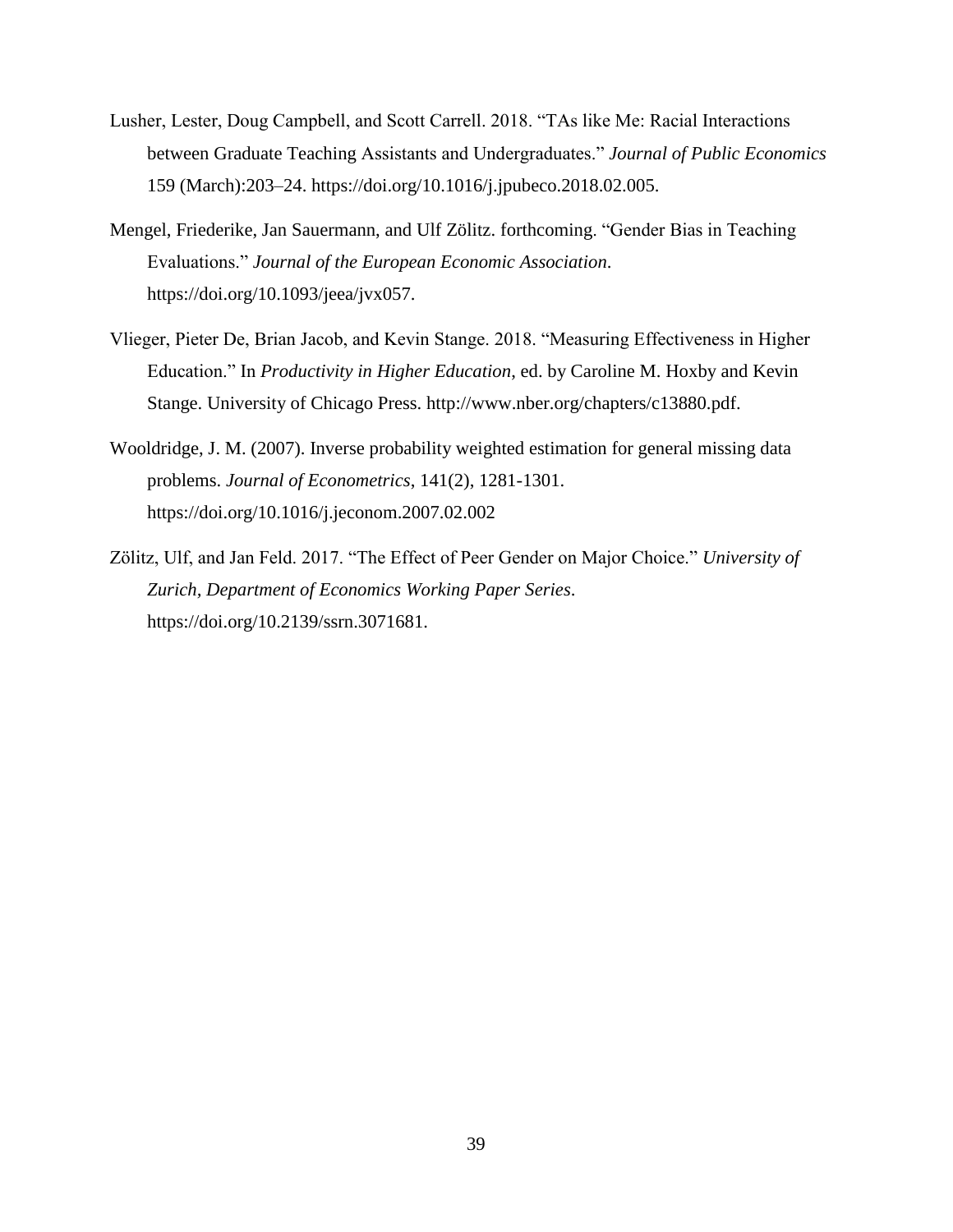Lusher, Lester, Doug Campbell, and Scott Carrell. 2018. "TAs like Me: Racial Interactions between Graduate Teaching Assistants and Undergraduates." *Journal of Public Economics* 159 (March):203–24. https://doi.org/10.1016/j.jpubeco.2018.02.005.

Mengel, Friederike, Jan Sauermann, and Ulf Zölitz. forthcoming. "Gender Bias in Teaching Evaluations." *Journal of the European Economic Association*. https://doi.org/10.1093/jeea/jvx057.

Vlieger, Pieter De, Brian Jacob, and Kevin Stange. 2018. "Measuring Effectiveness in Higher Education." In *Productivity in Higher Education*, ed. by Caroline M. Hoxby and Kevin Stange. University of Chicago Press. http://www.nber.org/chapters/c13880.pdf.

Wooldridge, J. M. (2007). Inverse probability weighted estimation for general missing data problems. *Journal of Econometrics*, 141(2), 1281-1301. https://doi.org/10.1016/j.jeconom.2007.02.002

Zölitz, Ulf, and Jan Feld. 2017. "The Effect of Peer Gender on Major Choice." *University of Zurich, Department of Economics Working Paper Series*. https://doi.org/10.2139/ssrn.3071681.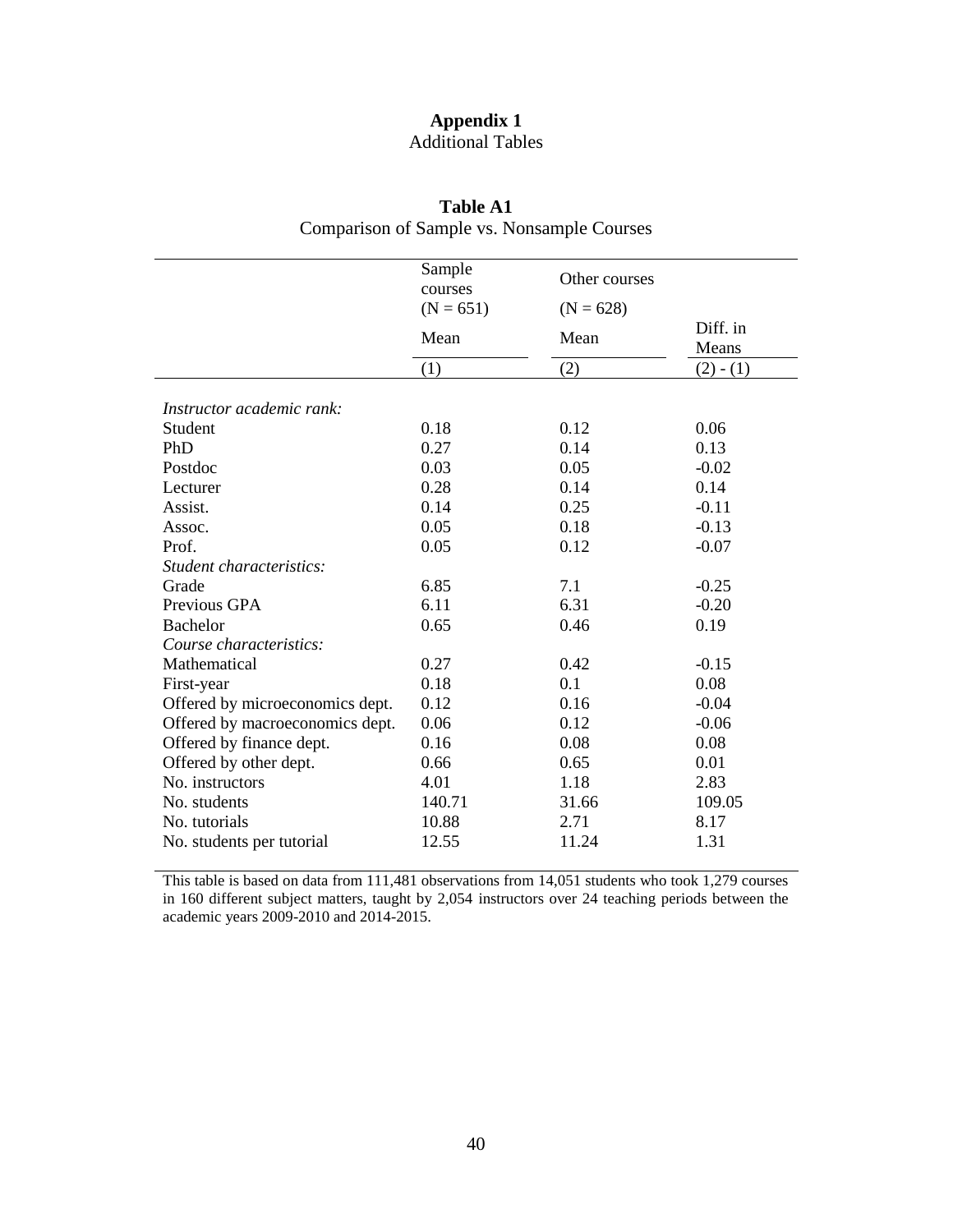**Appendix 1**

Additional Tables

**Table A1**

Comparison of Sample vs. Nonsample Courses

| | Sample courses (N = 651) | Other courses (N = 628) | |
|---|---|---|---|
| | Mean | Mean | Diff. in Means |
| | (1) | (2) | (2) - (1) |
| *Instructor academic rank:* | | | |
| Student | 0.18 | 0.12 | 0.06 |
| PhD | 0.27 | 0.14 | 0.13 |
| Postdoc | 0.03 | 0.05 | -0.02 |
| Lecturer | 0.28 | 0.14 | 0.14 |
| Assist. | 0.14 | 0.25 | -0.11 |
| Assoc. | 0.05 | 0.18 | -0.13 |
| Prof. | 0.05 | 0.12 | -0.07 |
| *Student characteristics:* | | | |
| Grade | 6.85 | 7.1 | -0.25 |
| Previous GPA | 6.11 | 6.31 | -0.20 |
| Bachelor | 0.65 | 0.46 | 0.19 |
| *Course characteristics:* | | | |
| Mathematical | 0.27 | 0.42 | -0.15 |
| First-year | 0.18 | 0.1 | 0.08 |
| Offered by microeconomics dept. | 0.12 | 0.16 | -0.04 |
| Offered by macroeconomics dept. | 0.06 | 0.12 | -0.06 |
| Offered by finance dept. | 0.16 | 0.08 | 0.08 |
| Offered by other dept. | 0.66 | 0.65 | 0.01 |
| No. instructors | 4.01 | 1.18 | 2.83 |
| No. students | 140.71 | 31.66 | 109.05 |
| No. tutorials | 10.88 | 2.71 | 8.17 |
| No. students per tutorial | 12.55 | 11.24 | 1.31 |

This table is based on data from 111,481 observations from 14,051 students who took 1,279 courses in 160 different subject matters, taught by 2,054 instructors over 24 teaching periods between the academic years 2009-2010 and 2014-2015.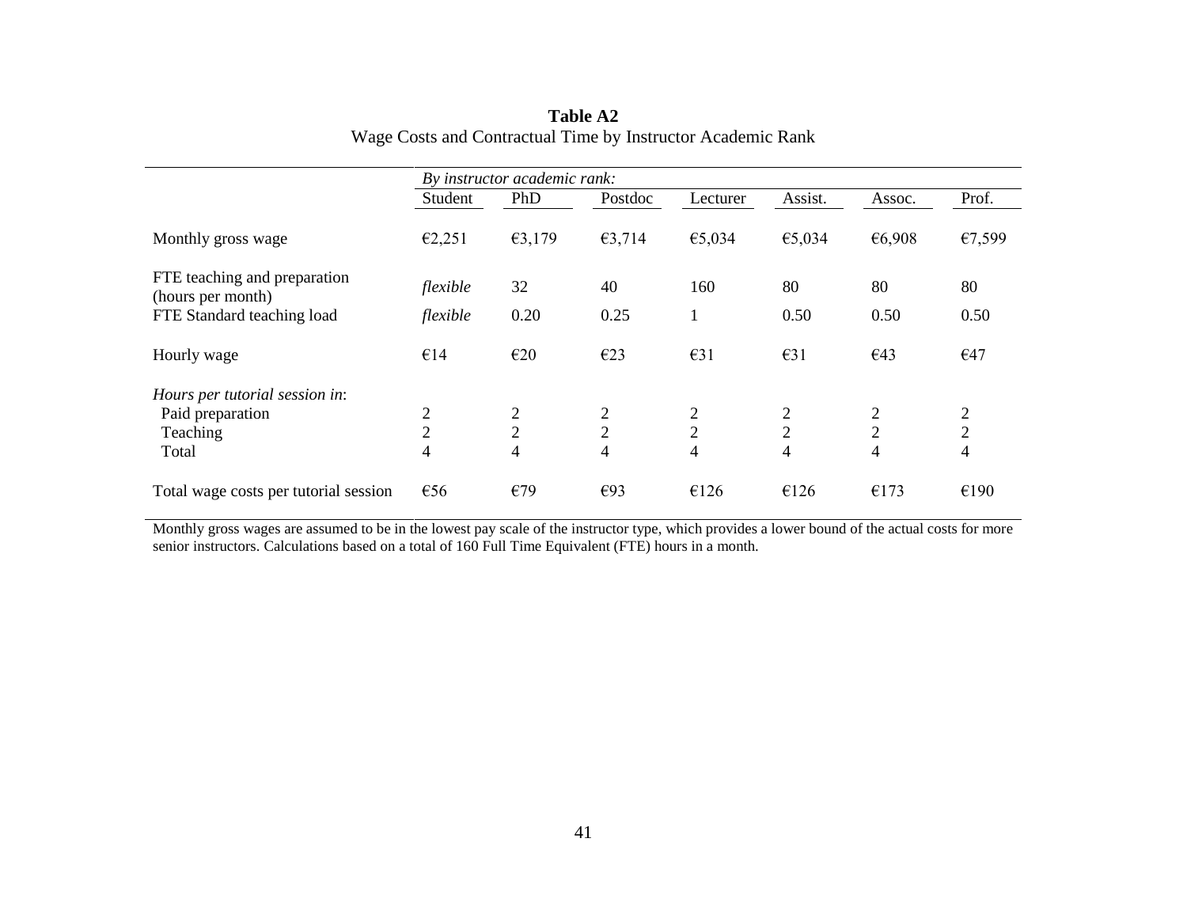**Table A2**

Wage Costs and Contractual Time by Instructor Academic Rank

| | *By instructor academic rank:* | | | | | | |
|---|---|---|---|---|---|---|---|
| | Student | PhD | Postdoc | Lecturer | Assist. | Assoc. | Prof. |
| Monthly gross wage | €2,251 | €3,179 | €3,714 | €5,034 | €5,034 | €6,908 | €7,599 |
| FTE teaching and preparation (hours per month) | *flexible* | 32 | 40 | 160 | 80 | 80 | 80 |
| FTE Standard teaching load | *flexible* | 0.20 | 0.25 | 1 | 0.50 | 0.50 | 0.50 |
| Hourly wage | €14 | €20 | €23 | €31 | €31 | €43 | €47 |
| *Hours per tutorial session in*: | | | | | | | |
| Paid preparation | 2 | 2 | 2 | 2 | 2 | 2 | 2 |
| Teaching | 2 | 2 | 2 | 2 | 2 | 2 | 2 |
| Total | 4 | 4 | 4 | 4 | 4 | 4 | 4 |
| Total wage costs per tutorial session | €56 | €79 | €93 | €126 | €126 | €173 | €190 |

Monthly gross wages are assumed to be in the lowest pay scale of the instructor type, which provides a lower bound of the actual costs for more senior instructors. Calculations based on a total of 160 Full Time Equivalent (FTE) hours in a month.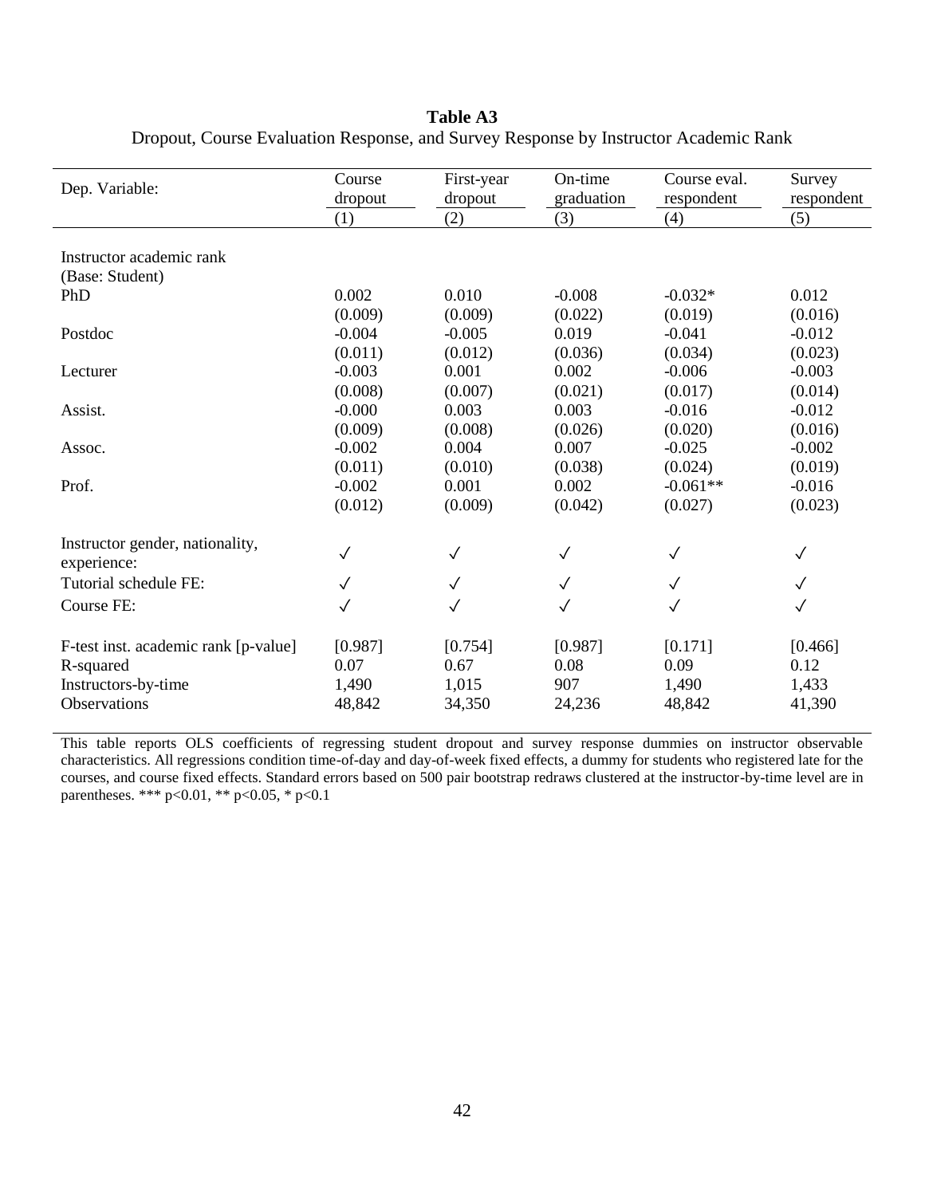**Table A3**

Dropout, Course Evaluation Response, and Survey Response by Instructor Academic Rank

| Dep. Variable: | Course dropout | First-year dropout | On-time graduation | Course eval. respondent | Survey respondent |
|---|---|---|---|---|---|
| | (1) | (2) | (3) | (4) | (5) |
| Instructor academic rank | | | | | |
| (Base: Student) | | | | | |
| PhD | 0.002 | 0.010 | -0.008 | -0.032* | 0.012 |
| | (0.009) | (0.009) | (0.022) | (0.019) | (0.016) |
| Postdoc | -0.004 | -0.005 | 0.019 | -0.041 | -0.012 |
| | (0.011) | (0.012) | (0.036) | (0.034) | (0.023) |
| Lecturer | -0.003 | 0.001 | 0.002 | -0.006 | -0.003 |
| | (0.008) | (0.007) | (0.021) | (0.017) | (0.014) |
| Assist. | -0.000 | 0.003 | 0.003 | -0.016 | -0.012 |
| | (0.009) | (0.008) | (0.026) | (0.020) | (0.016) |
| Assoc. | -0.002 | 0.004 | 0.007 | -0.025 | -0.002 |
| | (0.011) | (0.010) | (0.038) | (0.024) | (0.019) |
| Prof. | -0.002 | 0.001 | 0.002 | -0.061** | -0.016 |
| | (0.012) | (0.009) | (0.042) | (0.027) | (0.023) |
| Instructor gender, nationality, experience: | ✓ | ✓ | ✓ | ✓ | ✓ |
| Tutorial schedule FE: | ✓ | ✓ | ✓ | ✓ | ✓ |
| Course FE: | ✓ | ✓ | ✓ | ✓ | ✓ |
| F-test inst. academic rank [p-value] | [0.987] | [0.754] | [0.987] | [0.171] | [0.466] |
| R-squared | 0.07 | 0.67 | 0.08 | 0.09 | 0.12 |
| Instructors-by-time | 1,490 | 1,015 | 907 | 1,490 | 1,433 |
| Observations | 48,842 | 34,350 | 24,236 | 48,842 | 41,390 |

This table reports OLS coefficients of regressing student dropout and survey response dummies on instructor observable characteristics. All regressions condition time-of-day and day-of-week fixed effects, a dummy for students who registered late for the courses, and course fixed effects. Standard errors based on 500 pair bootstrap redraws clustered at the instructor-by-time level are in parentheses. *** p<0.01, ** p<0.05, * p<0.1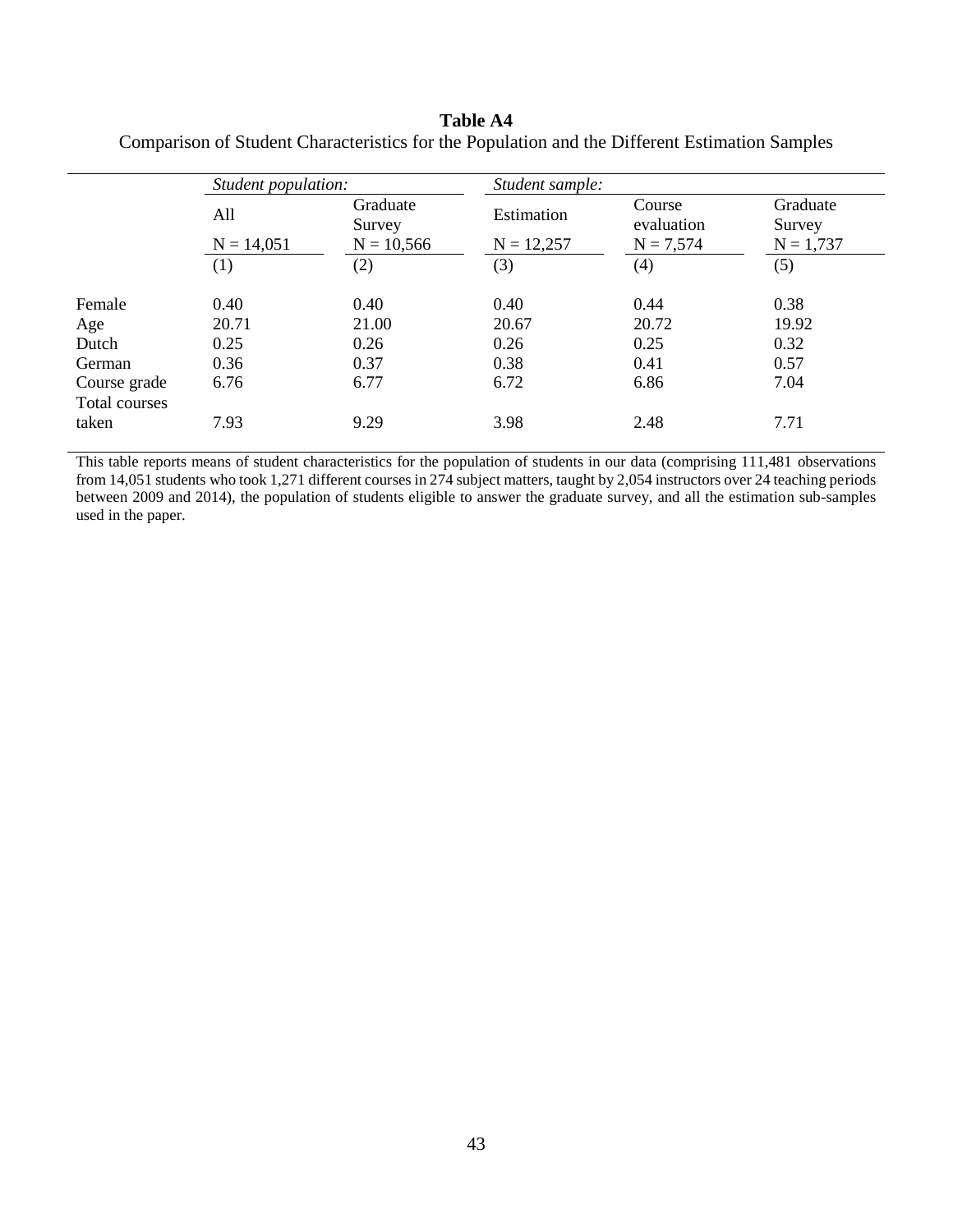**Table A4**

Comparison of Student Characteristics for the Population and the Different Estimation Samples

| | *Student population:* | | *Student sample:* | | |
|---|---|---|---|---|---|
| | All | Graduate Survey | Estimation | Course evaluation | Graduate Survey |
| | N = 14,051 | N = 10,566 | N = 12,257 | N = 7,574 | N = 1,737 |
| | (1) | (2) | (3) | (4) | (5) |
| Female | 0.40 | 0.40 | 0.40 | 0.44 | 0.38 |
| Age | 20.71 | 21.00 | 20.67 | 20.72 | 19.92 |
| Dutch | 0.25 | 0.26 | 0.26 | 0.25 | 0.32 |
| German | 0.36 | 0.37 | 0.38 | 0.41 | 0.57 |
| Course grade | 6.76 | 6.77 | 6.72 | 6.86 | 7.04 |
| Total courses taken | 7.93 | 9.29 | 3.98 | 2.48 | 7.71 |

This table reports means of student characteristics for the population of students in our data (comprising 111,481 observations from 14,051 students who took 1,271 different courses in 274 subject matters, taught by 2,054 instructors over 24 teaching periods between 2009 and 2014), the population of students eligible to answer the graduate survey, and all the estimation sub-samples used in the paper.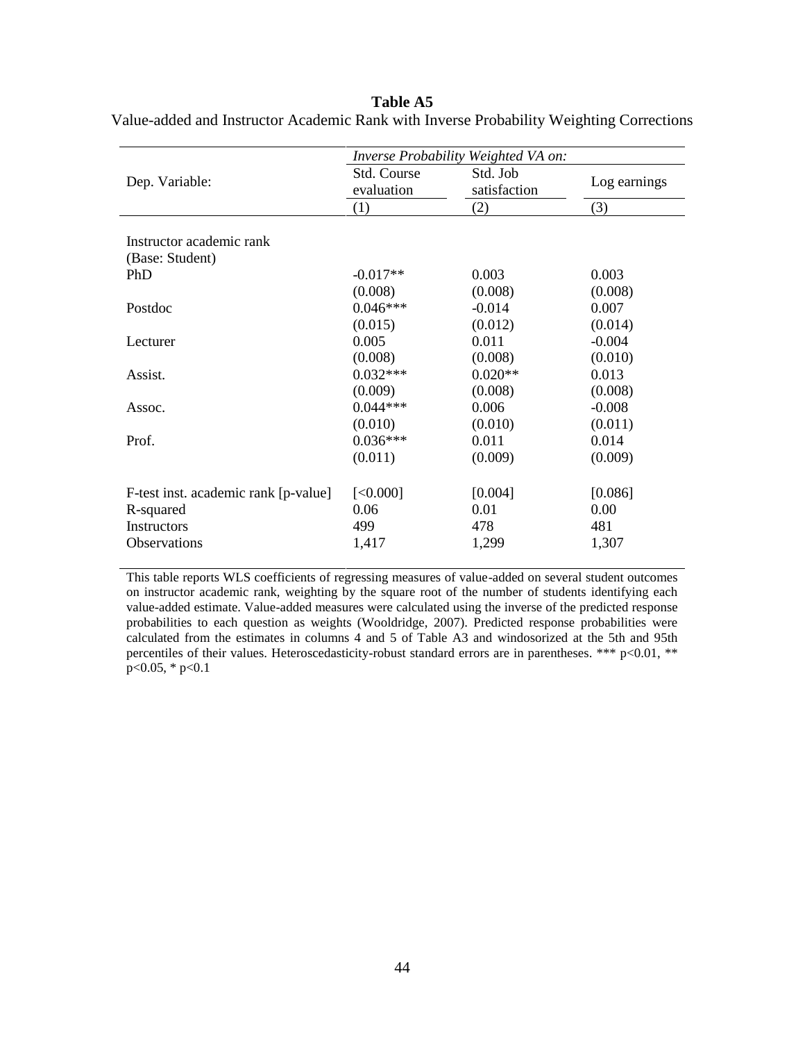**Table A5**

Value-added and Instructor Academic Rank with Inverse Probability Weighting Corrections

| | *Inverse Probability Weighted VA on:* | | |
|---|---|---|---|
| Dep. Variable: | Std. Course evaluation | Std. Job satisfaction | Log earnings |
| | (1) | (2) | (3) |
| Instructor academic rank (Base: Student) | | | |
| PhD | -0.017** | 0.003 | 0.003 |
| | (0.008) | (0.008) | (0.008) |
| Postdoc | 0.046*** | -0.014 | 0.007 |
| | (0.015) | (0.012) | (0.014) |
| Lecturer | 0.005 | 0.011 | -0.004 |
| | (0.008) | (0.008) | (0.010) |
| Assist. | 0.032*** | 0.020** | 0.013 |
| | (0.009) | (0.008) | (0.008) |
| Assoc. | 0.044*** | 0.006 | -0.008 |
| | (0.010) | (0.010) | (0.011) |
| Prof. | 0.036*** | 0.011 | 0.014 |
| | (0.011) | (0.009) | (0.009) |
| F-test inst. academic rank [p-value] | [<0.000] | [0.004] | [0.086] |
| R-squared | 0.06 | 0.01 | 0.00 |
| Instructors | 499 | 478 | 481 |
| Observations | 1,417 | 1,299 | 1,307 |

This table reports WLS coefficients of regressing measures of value-added on several student outcomes on instructor academic rank, weighting by the square root of the number of students identifying each value-added estimate. Value-added measures were calculated using the inverse of the predicted response probabilities to each question as weights (Wooldridge, 2007). Predicted response probabilities were calculated from the estimates in columns 4 and 5 of Table A3 and windosorized at the 5th and 95th percentiles of their values. Heteroscedasticity-robust standard errors are in parentheses. *** p<0.01, ** p<0.05, * p<0.1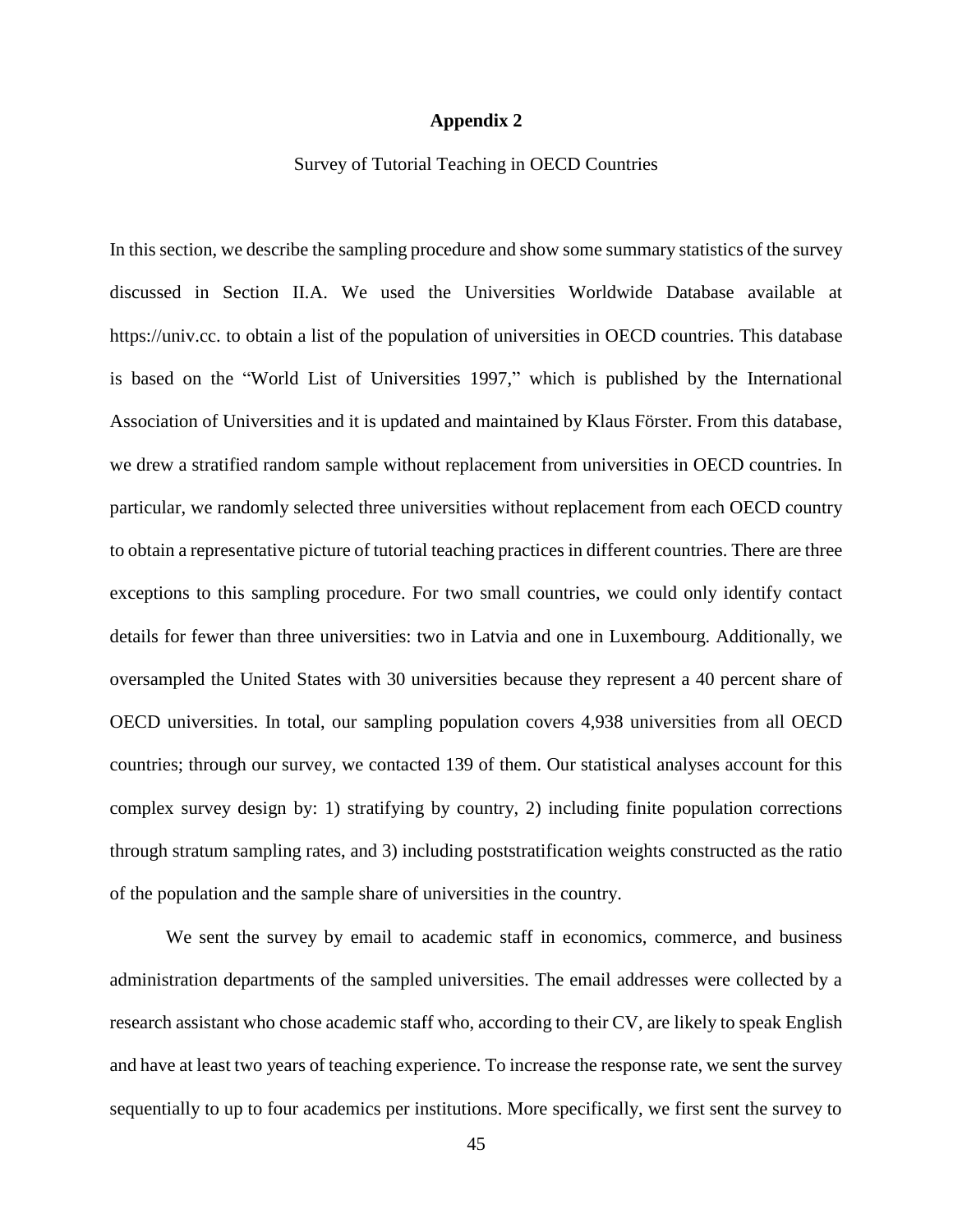# Appendix 2

Survey of Tutorial Teaching in OECD Countries

In this section, we describe the sampling procedure and show some summary statistics of the survey discussed in Section II.A. We used the Universities Worldwide Database available at https://univ.cc. to obtain a list of the population of universities in OECD countries. This database is based on the "World List of Universities 1997," which is published by the International Association of Universities and it is updated and maintained by Klaus Förster. From this database, we drew a stratified random sample without replacement from universities in OECD countries. In particular, we randomly selected three universities without replacement from each OECD country to obtain a representative picture of tutorial teaching practices in different countries. There are three exceptions to this sampling procedure. For two small countries, we could only identify contact details for fewer than three universities: two in Latvia and one in Luxembourg. Additionally, we oversampled the United States with 30 universities because they represent a 40 percent share of OECD universities. In total, our sampling population covers 4,938 universities from all OECD countries; through our survey, we contacted 139 of them. Our statistical analyses account for this complex survey design by: 1) stratifying by country, 2) including finite population corrections through stratum sampling rates, and 3) including poststratification weights constructed as the ratio of the population and the sample share of universities in the country.

We sent the survey by email to academic staff in economics, commerce, and business administration departments of the sampled universities. The email addresses were collected by a research assistant who chose academic staff who, according to their CV, are likely to speak English and have at least two years of teaching experience. To increase the response rate, we sent the survey sequentially to up to four academics per institutions. More specifically, we first sent the survey to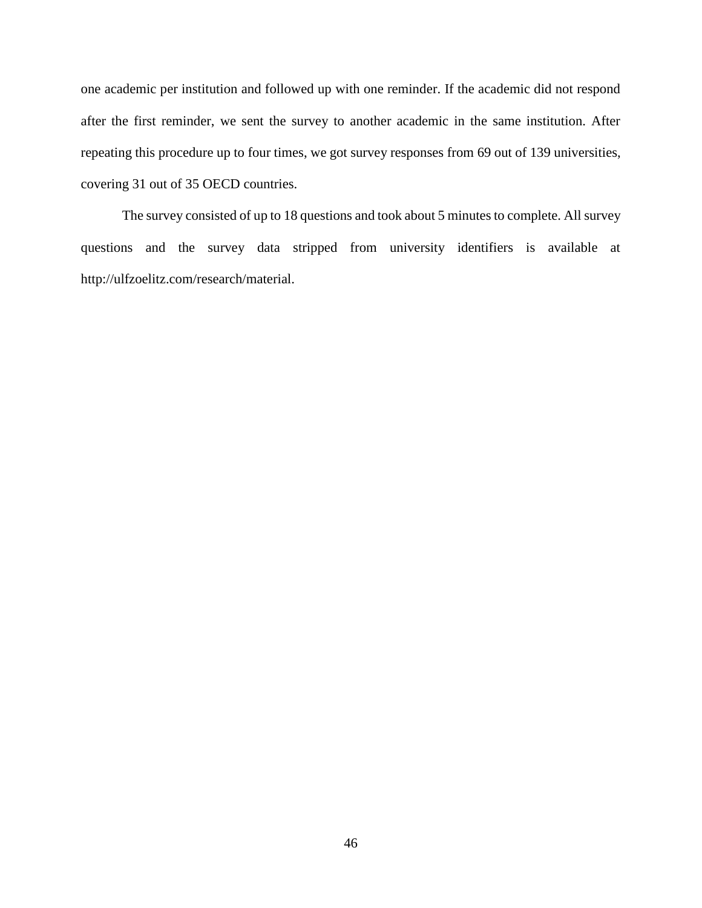one academic per institution and followed up with one reminder. If the academic did not respond after the first reminder, we sent the survey to another academic in the same institution. After repeating this procedure up to four times, we got survey responses from 69 out of 139 universities, covering 31 out of 35 OECD countries.

The survey consisted of up to 18 questions and took about 5 minutes to complete. All survey questions and the survey data stripped from university identifiers is available at http://ulfzoelitz.com/research/material.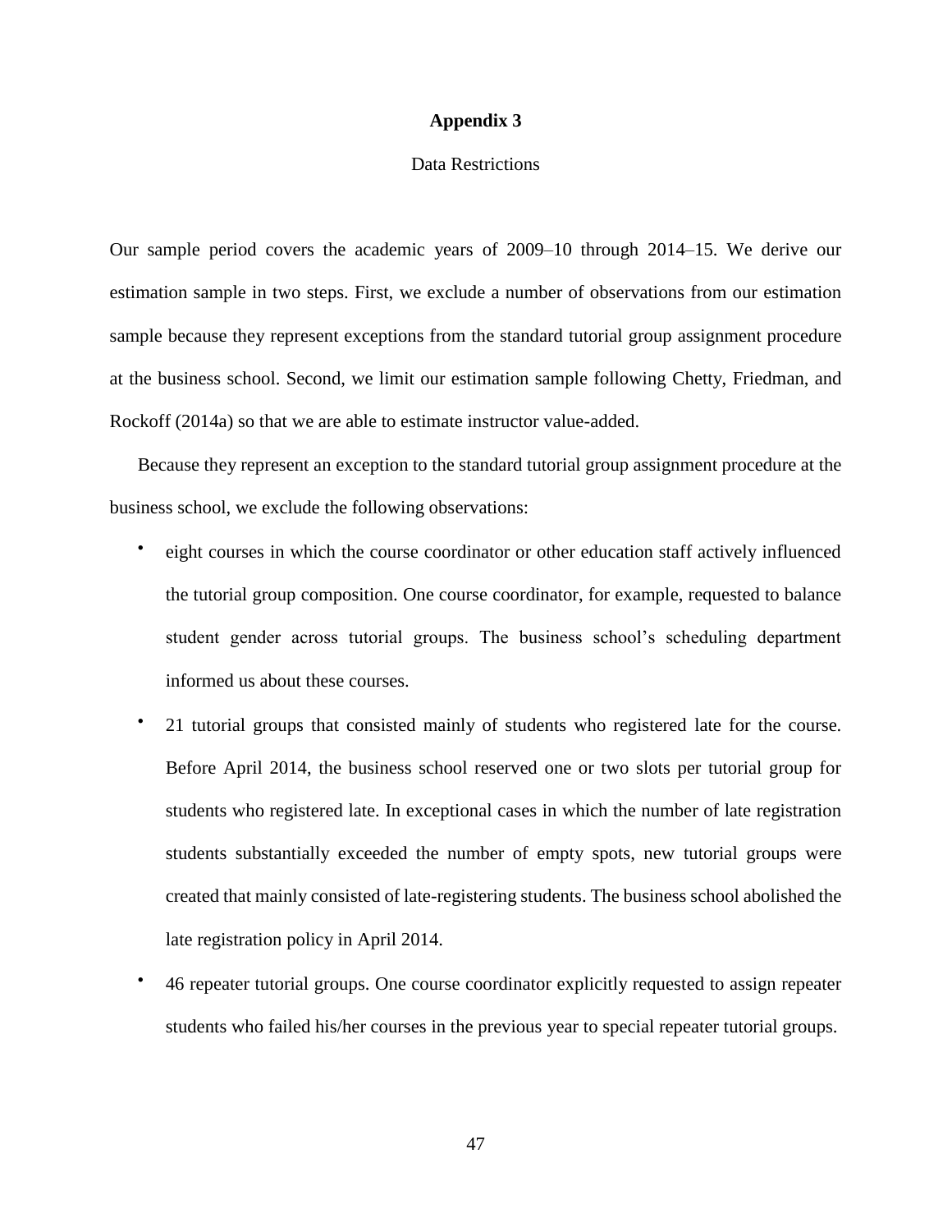# Appendix 3

Data Restrictions

Our sample period covers the academic years of 2009–10 through 2014–15. We derive our estimation sample in two steps. First, we exclude a number of observations from our estimation sample because they represent exceptions from the standard tutorial group assignment procedure at the business school. Second, we limit our estimation sample following Chetty, Friedman, and Rockoff (2014a) so that we are able to estimate instructor value-added.

Because they represent an exception to the standard tutorial group assignment procedure at the business school, we exclude the following observations:

- eight courses in which the course coordinator or other education staff actively influenced the tutorial group composition. One course coordinator, for example, requested to balance student gender across tutorial groups. The business school's scheduling department informed us about these courses.
- 21 tutorial groups that consisted mainly of students who registered late for the course. Before April 2014, the business school reserved one or two slots per tutorial group for students who registered late. In exceptional cases in which the number of late registration students substantially exceeded the number of empty spots, new tutorial groups were created that mainly consisted of late-registering students. The business school abolished the late registration policy in April 2014.
- 46 repeater tutorial groups. One course coordinator explicitly requested to assign repeater students who failed his/her courses in the previous year to special repeater tutorial groups.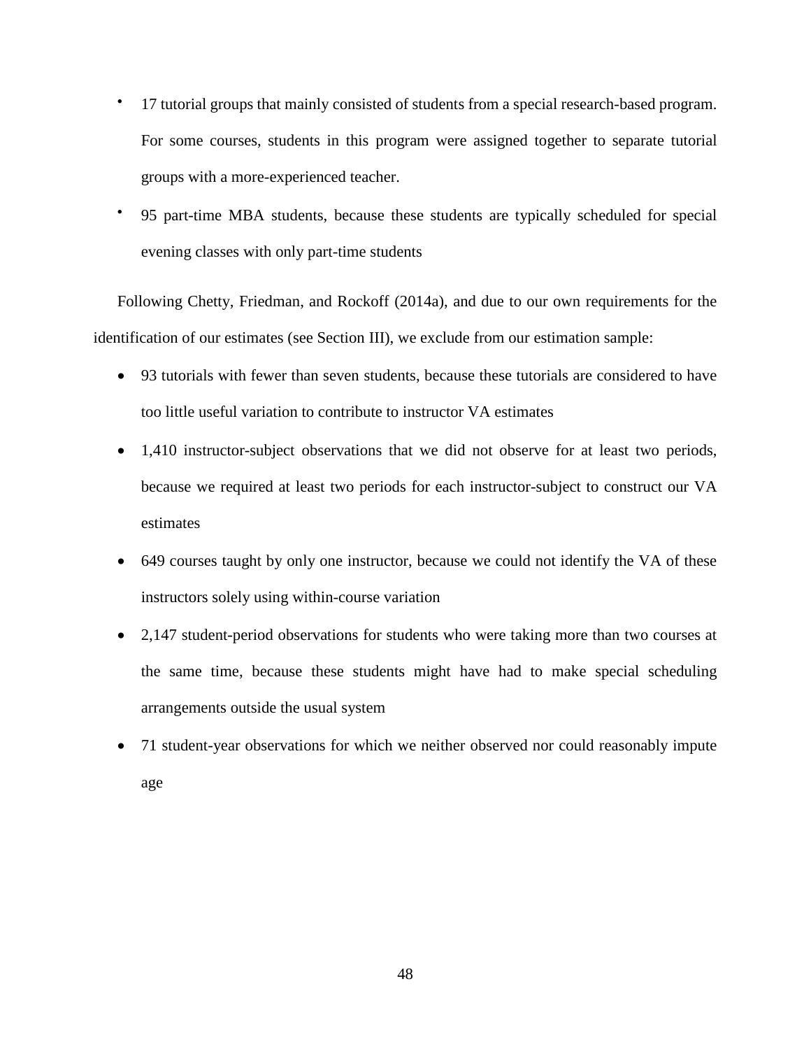- 17 tutorial groups that mainly consisted of students from a special research-based program. For some courses, students in this program were assigned together to separate tutorial groups with a more-experienced teacher.
- 95 part-time MBA students, because these students are typically scheduled for special evening classes with only part-time students

Following Chetty, Friedman, and Rockoff (2014a), and due to our own requirements for the identification of our estimates (see Section III), we exclude from our estimation sample:

- 93 tutorials with fewer than seven students, because these tutorials are considered to have too little useful variation to contribute to instructor VA estimates
- 1,410 instructor-subject observations that we did not observe for at least two periods, because we required at least two periods for each instructor-subject to construct our VA estimates
- 649 courses taught by only one instructor, because we could not identify the VA of these instructors solely using within-course variation
- 2,147 student-period observations for students who were taking more than two courses at the same time, because these students might have had to make special scheduling arrangements outside the usual system
- 71 student-year observations for which we neither observed nor could reasonably impute age